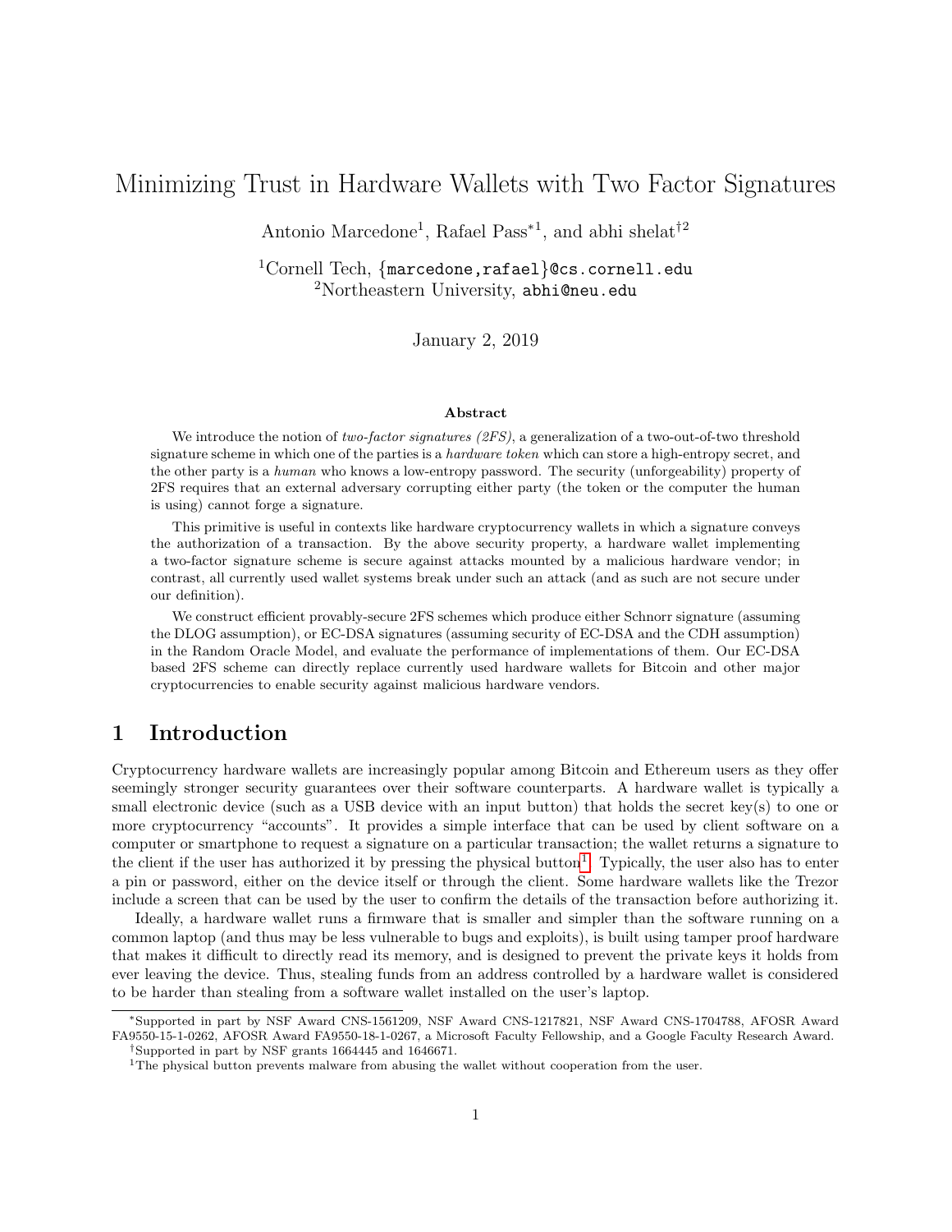// Minimizing Trust in Hardware Wallets with Two Factor Signatures

Antonio Marcedone[1], Rafael Pass[*1], and abhi shelat[†2]

[1]Cornell Tech, {marcedone,rafael}@cs.cornell.edu
[2]Northeastern University, abhi@neu.edu

January 2, 2019

**Abstract**

We introduce the notion of *two-factor signatures (2FS)*, a generalization of a two-out-of-two threshold signature scheme in which one of the parties is a *hardware token* which can store a high-entropy secret, and the other party is a *human* who knows a low-entropy password. The security (unforgeability) property of 2FS requires that an external adversary corrupting either party (the token or the computer the human is using) cannot forge a signature.

This primitive is useful in contexts like hardware cryptocurrency wallets in which a signature conveys the authorization of a transaction. By the above security property, a hardware wallet implementing a two-factor signature scheme is secure against attacks mounted by a malicious hardware vendor; in contrast, all currently used wallet systems break under such an attack (and as such are not secure under our definition).

We construct efficient provably-secure 2FS schemes which produce either Schnorr signature (assuming the DLOG assumption), or EC-DSA signatures (assuming security of EC-DSA and the CDH assumption) in the Random Oracle Model, and evaluate the performance of implementations of them. Our EC-DSA based 2FS scheme can directly replace currently used hardware wallets for Bitcoin and other major cryptocurrencies to enable security against malicious hardware vendors.

## 1 Introduction

Cryptocurrency hardware wallets are increasingly popular among Bitcoin and Ethereum users as they offer seemingly stronger security guarantees over their software counterparts. A hardware wallet is typically a small electronic device (such as a USB device with an input button) that holds the secret key(s) to one or more cryptocurrency "accounts". It provides a simple interface that can be used by client software on a computer or smartphone to request a signature on a particular transaction; the wallet returns a signature to the client if the user has authorized it by pressing the physical button[1]. Typically, the user also has to enter a pin or password, either on the device itself or through the client. Some hardware wallets like the Trezor include a screen that can be used by the user to confirm the details of the transaction before authorizing it.

Ideally, a hardware wallet runs a firmware that is smaller and simpler than the software running on a common laptop (and thus may be less vulnerable to bugs and exploits), is built using tamper proof hardware that makes it difficult to directly read its memory, and is designed to prevent the private keys it holds from ever leaving the device. Thus, stealing funds from an address controlled by a hardware wallet is considered to be harder than stealing from a software wallet installed on the user's laptop.

---

[*]Supported in part by NSF Award CNS-1561209, NSF Award CNS-1217821, NSF Award CNS-1704788, AFOSR Award FA9550-15-1-0262, AFOSR Award FA9550-18-1-0267, a Microsoft Faculty Fellowship, and a Google Faculty Research Award.

[†]Supported in part by NSF grants 1664445 and 1646671.

[1]The physical button prevents malware from abusing the wallet without cooperation from the user.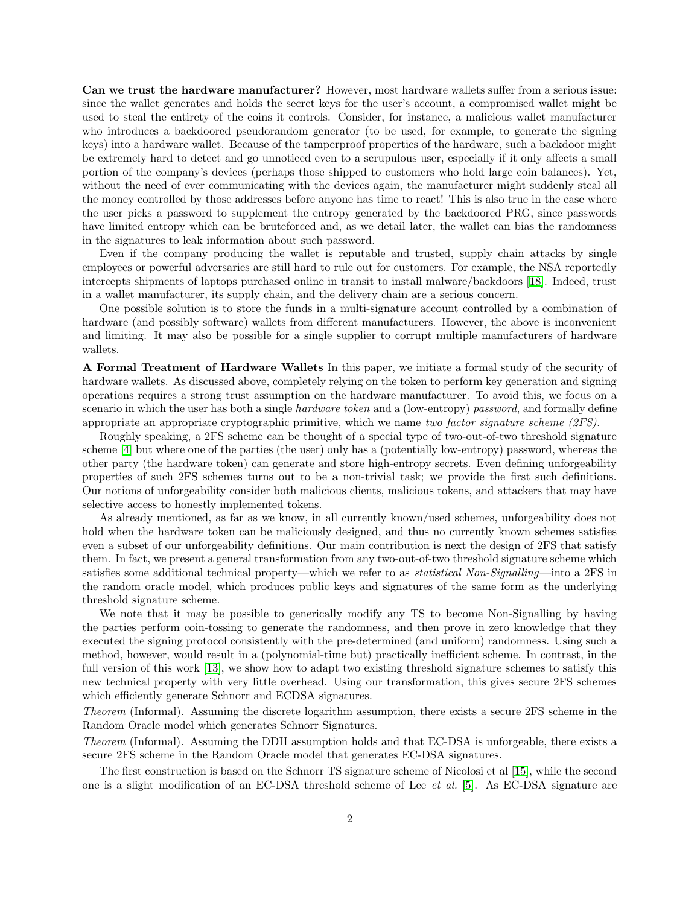**Can we trust the hardware manufacturer?** However, most hardware wallets suffer from a serious issue: since the wallet generates and holds the secret keys for the user's account, a compromised wallet might be used to steal the entirety of the coins it controls. Consider, for instance, a malicious wallet manufacturer who introduces a backdoored pseudorandom generator (to be used, for example, to generate the signing keys) into a hardware wallet. Because of the tamperproof properties of the hardware, such a backdoor might be extremely hard to detect and go unnoticed even to a scrupulous user, especially if it only affects a small portion of the company's devices (perhaps those shipped to customers who hold large coin balances). Yet, without the need of ever communicating with the devices again, the manufacturer might suddenly steal all the money controlled by those addresses before anyone has time to react! This is also true in the case where the user picks a password to supplement the entropy generated by the backdoored PRG, since passwords have limited entropy which can be bruteforced and, as we detail later, the wallet can bias the randomness in the signatures to leak information about such password.

Even if the company producing the wallet is reputable and trusted, supply chain attacks by single employees or powerful adversaries are still hard to rule out for customers. For example, the NSA reportedly intercepts shipments of laptops purchased online in transit to install malware/backdoors [18]. Indeed, trust in a wallet manufacturer, its supply chain, and the delivery chain are a serious concern.

One possible solution is to store the funds in a multi-signature account controlled by a combination of hardware (and possibly software) wallets from different manufacturers. However, the above is inconvenient and limiting. It may also be possible for a single supplier to corrupt multiple manufacturers of hardware wallets.

**A Formal Treatment of Hardware Wallets** In this paper, we initiate a formal study of the security of hardware wallets. As discussed above, completely relying on the token to perform key generation and signing operations requires a strong trust assumption on the hardware manufacturer. To avoid this, we focus on a scenario in which the user has both a single *hardware token* and a (low-entropy) *password*, and formally define appropriate an appropriate cryptographic primitive, which we name *two factor signature scheme (2FS).*

Roughly speaking, a 2FS scheme can be thought of a special type of two-out-of-two threshold signature scheme [4] but where one of the parties (the user) only has a (potentially low-entropy) password, whereas the other party (the hardware token) can generate and store high-entropy secrets. Even defining unforgeability properties of such 2FS schemes turns out to be a non-trivial task; we provide the first such definitions. Our notions of unforgeability consider both malicious clients, malicious tokens, and attackers that may have selective access to honestly implemented tokens.

As already mentioned, as far as we know, in all currently known/used schemes, unforgeability does not hold when the hardware token can be maliciously designed, and thus no currently known schemes satisfies even a subset of our unforgeability definitions. Our main contribution is next the design of 2FS that satisfy them. In fact, we present a general transformation from any two-out-of-two threshold signature scheme which satisfies some additional technical property—which we refer to as *statistical Non-Signalling*—into a 2FS in the random oracle model, which produces public keys and signatures of the same form as the underlying threshold signature scheme.

We note that it may be possible to generically modify any TS to become Non-Signalling by having the parties perform coin-tossing to generate the randomness, and then prove in zero knowledge that they executed the signing protocol consistently with the pre-determined (and uniform) randomness. Using such a method, however, would result in a (polynomial-time but) practically inefficient scheme. In contrast, in the full version of this work [13], we show how to adapt two existing threshold signature schemes to satisfy this new technical property with very little overhead. Using our transformation, this gives secure 2FS schemes which efficiently generate Schnorr and ECDSA signatures.

*Theorem* (Informal). Assuming the discrete logarithm assumption, there exists a secure 2FS scheme in the Random Oracle model which generates Schnorr Signatures.

*Theorem* (Informal). Assuming the DDH assumption holds and that EC-DSA is unforgeable, there exists a secure 2FS scheme in the Random Oracle model that generates EC-DSA signatures.

The first construction is based on the Schnorr TS signature scheme of Nicolosi et al [15], while the second one is a slight modification of an EC-DSA threshold scheme of Lee *et al.* [5]. As EC-DSA signature are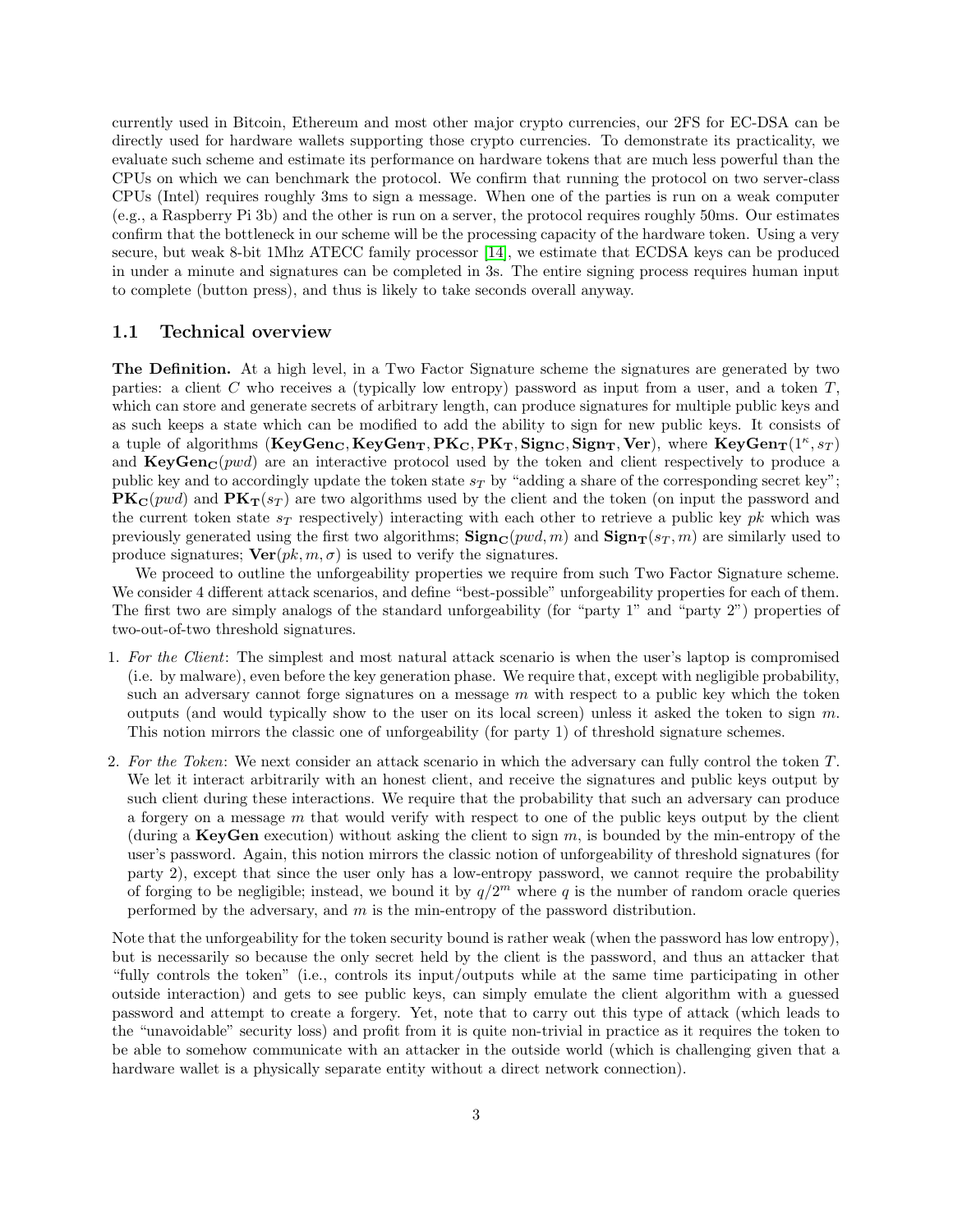currently used in Bitcoin, Ethereum and most other major crypto currencies, our 2FS for EC-DSA can be directly used for hardware wallets supporting those crypto currencies. To demonstrate its practicality, we evaluate such scheme and estimate its performance on hardware tokens that are much less powerful than the CPUs on which we can benchmark the protocol. We confirm that running the protocol on two server-class CPUs (Intel) requires roughly 3ms to sign a message. When one of the parties is run on a weak computer (e.g., a Raspberry Pi 3b) and the other is run on a server, the protocol requires roughly 50ms. Our estimates confirm that the bottleneck in our scheme will be the processing capacity of the hardware token. Using a very secure, but weak 8-bit 1Mhz ATECC family processor [14], we estimate that ECDSA keys can be produced in under a minute and signatures can be completed in 3s. The entire signing process requires human input to complete (button press), and thus is likely to take seconds overall anyway.

## 1.1 Technical overview

**The Definition.** At a high level, in a Two Factor Signature scheme the signatures are generated by two parties: a client $C$ who receives a (typically low entropy) password as input from a user, and a token $T$, which can store and generate secrets of arbitrary length, can produce signatures for multiple public keys and as such keeps a state which can be modified to add the ability to sign for new public keys. It consists of a tuple of algorithms ($\mathbf{KeyGen_C}, \mathbf{KeyGen_T}, \mathbf{PK_C}, \mathbf{PK_T}, \mathbf{Sign_C}, \mathbf{Sign_T}, \mathbf{Ver}$), where $\mathbf{KeyGen_T}(1^\kappa, s_T)$ and $\mathbf{KeyGen_C}(pwd)$ are an interactive protocol used by the token and client respectively to produce a public key and to accordingly update the token state $s_T$ by "adding a share of the corresponding secret key"; $\mathbf{PK_C}(pwd)$ and $\mathbf{PK_T}(s_T)$ are two algorithms used by the client and the token (on input the password and the current token state $s_T$ respectively) interacting with each other to retrieve a public key $pk$ which was previously generated using the first two algorithms; $\mathbf{Sign_C}(pwd, m)$ and $\mathbf{Sign_T}(s_T, m)$ are similarly used to produce signatures; $\mathbf{Ver}(pk, m, \sigma)$ is used to verify the signatures.

We proceed to outline the unforgeability properties we require from such Two Factor Signature scheme. We consider 4 different attack scenarios, and define "best-possible" unforgeability properties for each of them. The first two are simply analogs of the standard unforgeability (for "party 1" and "party 2") properties of two-out-of-two threshold signatures.

1. *For the Client*: The simplest and most natural attack scenario is when the user's laptop is compromised (i.e. by malware), even before the key generation phase. We require that, except with negligible probability, such an adversary cannot forge signatures on a message $m$ with respect to a public key which the token outputs (and would typically show to the user on its local screen) unless it asked the token to sign $m$. This notion mirrors the classic one of unforgeability (for party 1) of threshold signature schemes.

2. *For the Token*: We next consider an attack scenario in which the adversary can fully control the token $T$. We let it interact arbitrarily with an honest client, and receive the signatures and public keys output by such client during these interactions. We require that the probability that such an adversary can produce a forgery on a message $m$ that would verify with respect to one of the public keys output by the client (during a **KeyGen** execution) without asking the client to sign $m$, is bounded by the min-entropy of the user's password. Again, this notion mirrors the classic notion of unforgeability of threshold signatures (for party 2), except that since the user only has a low-entropy password, we cannot require the probability of forging to be negligible; instead, we bound it by $q/2^m$ where $q$ is the number of random oracle queries performed by the adversary, and $m$ is the min-entropy of the password distribution.

Note that the unforgeability for the token security bound is rather weak (when the password has low entropy), but is necessarily so because the only secret held by the client is the password, and thus an attacker that "fully controls the token" (i.e., controls its input/outputs while at the same time participating in other outside interaction) and gets to see public keys, can simply emulate the client algorithm with a guessed password and attempt to create a forgery. Yet, note that to carry out this type of attack (which leads to the "unavoidable" security loss) and profit from it is quite non-trivial in practice as it requires the token to be able to somehow communicate with an attacker in the outside world (which is challenging given that a hardware wallet is a physically separate entity without a direct network connection).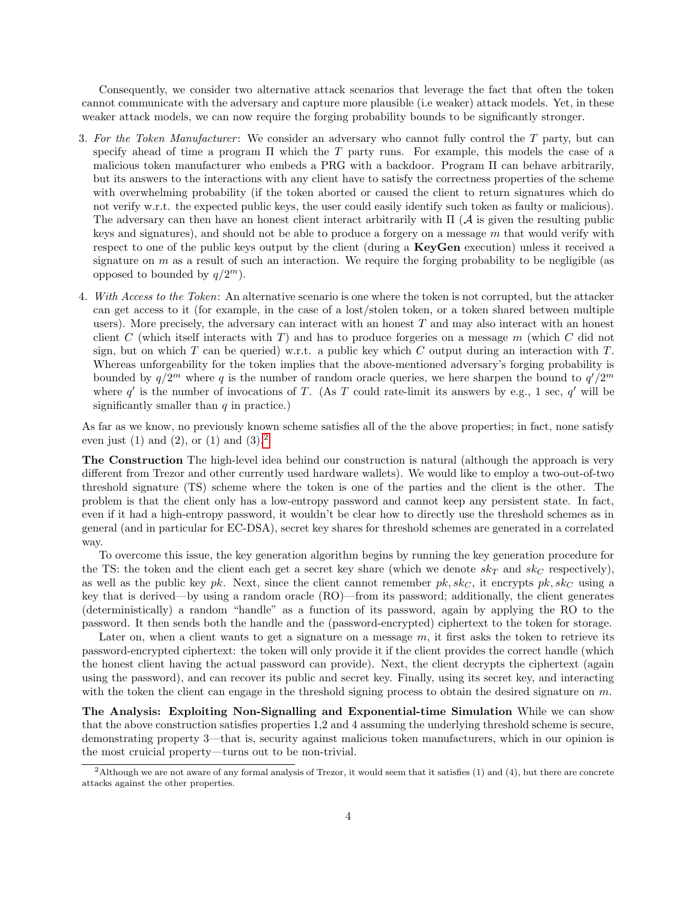Consequently, we consider two alternative attack scenarios that leverage the fact that often the token cannot communicate with the adversary and capture more plausible (i.e weaker) attack models. Yet, in these weaker attack models, we can now require the forging probability bounds to be significantly stronger.

3. *For the Token Manufacturer*: We consider an adversary who cannot fully control the $T$ party, but can specify ahead of time a program $\Pi$ which the $T$ party runs. For example, this models the case of a malicious token manufacturer who embeds a PRG with a backdoor. Program $\Pi$ can behave arbitrarily, but its answers to the interactions with any client have to satisfy the correctness properties of the scheme with overwhelming probability (if the token aborted or caused the client to return signatures which do not verify w.r.t. the expected public keys, the user could easily identify such token as faulty or malicious). The adversary can then have an honest client interact arbitrarily with $\Pi$ ($\mathcal{A}$ is given the resulting public keys and signatures), and should not be able to produce a forgery on a message $m$ that would verify with respect to one of the public keys output by the client (during a **KeyGen** execution) unless it received a signature on $m$ as a result of such an interaction. We require the forging probability to be negligible (as opposed to bounded by $q/2^m$).

4. *With Access to the Token*: An alternative scenario is one where the token is not corrupted, but the attacker can get access to it (for example, in the case of a lost/stolen token, or a token shared between multiple users). More precisely, the adversary can interact with an honest $T$ and may also interact with an honest client $C$ (which itself interacts with $T$) and has to produce forgeries on a message $m$ (which $C$ did not sign, but on which $T$ can be queried) w.r.t. a public key which $C$ output during an interaction with $T$. Whereas unforgeability for the token implies that the above-mentioned adversary's forging probability is bounded by $q/2^m$ where $q$ is the number of random oracle queries, we here sharpen the bound to $q'/2^m$ where $q'$ is the number of invocations of $T$. (As $T$ could rate-limit its answers by e.g., 1 sec, $q'$ will be significantly smaller than $q$ in practice.)

As far as we know, no previously known scheme satisfies all of the the above properties; in fact, none satisfy even just (1) and (2), or (1) and (3).[2]

**The Construction** The high-level idea behind our construction is natural (although the approach is very different from Trezor and other currently used hardware wallets). We would like to employ a two-out-of-two threshold signature (TS) scheme where the token is one of the parties and the client is the other. The problem is that the client only has a low-entropy password and cannot keep any persistent state. In fact, even if it had a high-entropy password, it wouldn't be clear how to directly use the threshold schemes as in general (and in particular for EC-DSA), secret key shares for threshold schemes are generated in a correlated way.

To overcome this issue, the key generation algorithm begins by running the key generation procedure for the TS: the token and the client each get a secret key share (which we denote $sk_T$ and $sk_C$ respectively), as well as the public key $pk$. Next, since the client cannot remember $pk, sk_C$, it encrypts $pk, sk_C$ using a key that is derived—by using a random oracle (RO)—from its password; additionally, the client generates (deterministically) a random "handle" as a function of its password, again by applying the RO to the password. It then sends both the handle and the (password-encrypted) ciphertext to the token for storage.

Later on, when a client wants to get a signature on a message $m$, it first asks the token to retrieve its password-encrypted ciphertext: the token will only provide it if the client provides the correct handle (which the honest client having the actual password can provide). Next, the client decrypts the ciphertext (again using the password), and can recover its public and secret key. Finally, using its secret key, and interacting with the token the client can engage in the threshold signing process to obtain the desired signature on $m$.

**The Analysis: Exploiting Non-Signalling and Exponential-time Simulation** While we can show that the above construction satisfies properties 1,2 and 4 assuming the underlying threshold scheme is secure, demonstrating property 3—that is, security against malicious token manufacturers, which in our opinion is the most cruicial property—turns out to be non-trivial.

[2] Although we are not aware of any formal analysis of Trezor, it would seem that it satisfies (1) and (4), but there are concrete attacks against the other properties.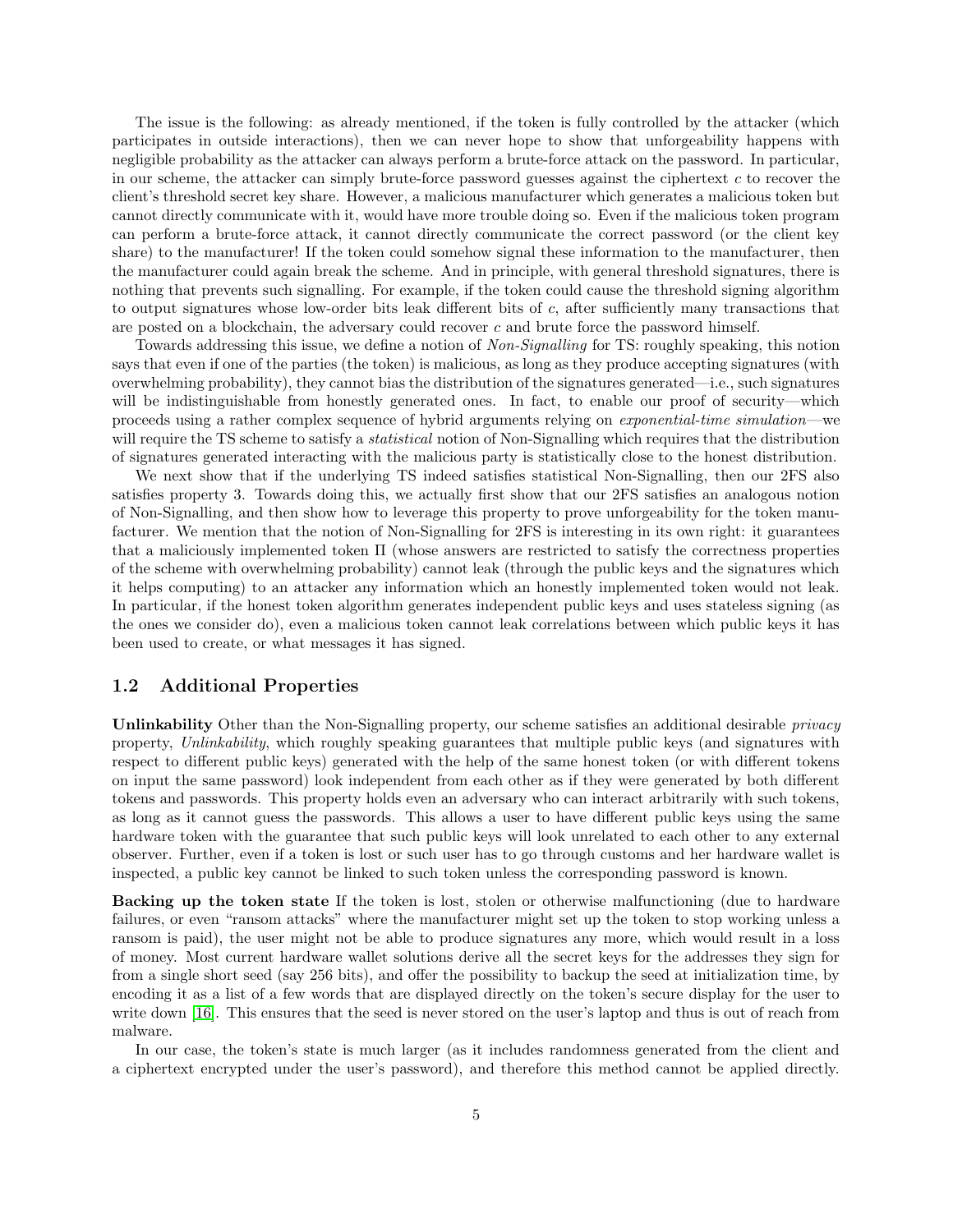The issue is the following: as already mentioned, if the token is fully controlled by the attacker (which participates in outside interactions), then we can never hope to show that unforgeability happens with negligible probability as the attacker can always perform a brute-force attack on the password. In particular, in our scheme, the attacker can simply brute-force password guesses against the ciphertext $c$ to recover the client's threshold secret key share. However, a malicious manufacturer which generates a malicious token but cannot directly communicate with it, would have more trouble doing so. Even if the malicious token program can perform a brute-force attack, it cannot directly communicate the correct password (or the client key share) to the manufacturer! If the token could somehow signal these information to the manufacturer, then the manufacturer could again break the scheme. And in principle, with general threshold signatures, there is nothing that prevents such signalling. For example, if the token could cause the threshold signing algorithm to output signatures whose low-order bits leak different bits of $c$, after sufficiently many transactions that are posted on a blockchain, the adversary could recover $c$ and brute force the password himself.

Towards addressing this issue, we define a notion of *Non-Signalling* for TS: roughly speaking, this notion says that even if one of the parties (the token) is malicious, as long as they produce accepting signatures (with overwhelming probability), they cannot bias the distribution of the signatures generated—i.e., such signatures will be indistinguishable from honestly generated ones. In fact, to enable our proof of security—which proceeds using a rather complex sequence of hybrid arguments relying on *exponential-time simulation*—we will require the TS scheme to satisfy a *statistical* notion of Non-Signalling which requires that the distribution of signatures generated interacting with the malicious party is statistically close to the honest distribution.

We next show that if the underlying TS indeed satisfies statistical Non-Signalling, then our 2FS also satisfies property 3. Towards doing this, we actually first show that our 2FS satisfies an analogous notion of Non-Signalling, and then show how to leverage this property to prove unforgeability for the token manufacturer. We mention that the notion of Non-Signalling for 2FS is interesting in its own right: it guarantees that a maliciously implemented token $\Pi$ (whose answers are restricted to satisfy the correctness properties of the scheme with overwhelming probability) cannot leak (through the public keys and the signatures which it helps computing) to an attacker any information which an honestly implemented token would not leak. In particular, if the honest token algorithm generates independent public keys and uses stateless signing (as the ones we consider do), even a malicious token cannot leak correlations between which public keys it has been used to create, or what messages it has signed.

## 1.2 Additional Properties

**Unlinkability** Other than the Non-Signalling property, our scheme satisfies an additional desirable *privacy* property, *Unlinkability*, which roughly speaking guarantees that multiple public keys (and signatures with respect to different public keys) generated with the help of the same honest token (or with different tokens on input the same password) look independent from each other as if they were generated by both different tokens and passwords. This property holds even an adversary who can interact arbitrarily with such tokens, as long as it cannot guess the passwords. This allows a user to have different public keys using the same hardware token with the guarantee that such public keys will look unrelated to each other to any external observer. Further, even if a token is lost or such user has to go through customs and her hardware wallet is inspected, a public key cannot be linked to such token unless the corresponding password is known.

**Backing up the token state** If the token is lost, stolen or otherwise malfunctioning (due to hardware failures, or even "ransom attacks" where the manufacturer might set up the token to stop working unless a ransom is paid), the user might not be able to produce signatures any more, which would result in a loss of money. Most current hardware wallet solutions derive all the secret keys for the addresses they sign for from a single short seed (say 256 bits), and offer the possibility to backup the seed at initialization time, by encoding it as a list of a few words that are displayed directly on the token's secure display for the user to write down [16]. This ensures that the seed is never stored on the user's laptop and thus is out of reach from malware.

In our case, the token's state is much larger (as it includes randomness generated from the client and a ciphertext encrypted under the user's password), and therefore this method cannot be applied directly.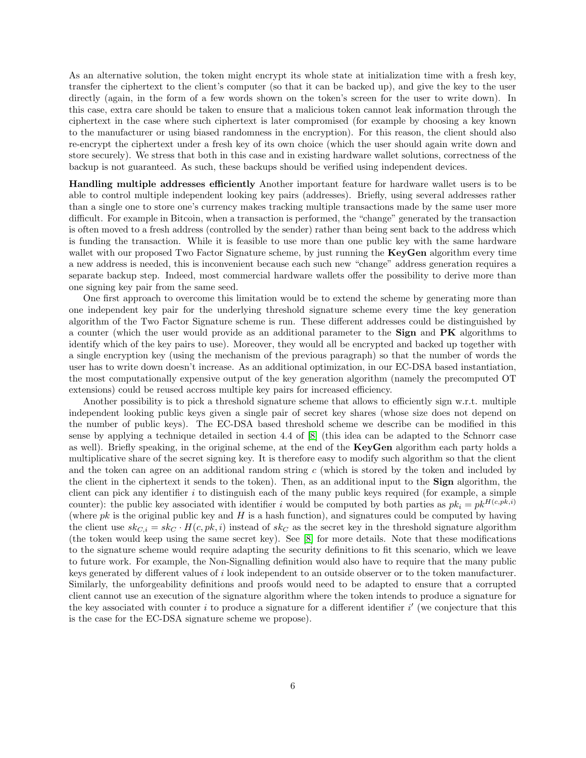As an alternative solution, the token might encrypt its whole state at initialization time with a fresh key, transfer the ciphertext to the client's computer (so that it can be backed up), and give the key to the user directly (again, in the form of a few words shown on the token's screen for the user to write down). In this case, extra care should be taken to ensure that a malicious token cannot leak information through the ciphertext in the case where such ciphertext is later compromised (for example by choosing a key known to the manufacturer or using biased randomness in the encryption). For this reason, the client should also re-encrypt the ciphertext under a fresh key of its own choice (which the user should again write down and store securely). We stress that both in this case and in existing hardware wallet solutions, correctness of the backup is not guaranteed. As such, these backups should be verified using independent devices.

**Handling multiple addresses efficiently** Another important feature for hardware wallet users is to be able to control multiple independent looking key pairs (addresses). Briefly, using several addresses rather than a single one to store one's currency makes tracking multiple transactions made by the same user more difficult. For example in Bitcoin, when a transaction is performed, the "change" generated by the transaction is often moved to a fresh address (controlled by the sender) rather than being sent back to the address which is funding the transaction. While it is feasible to use more than one public key with the same hardware wallet with our proposed Two Factor Signature scheme, by just running the **KeyGen** algorithm every time a new address is needed, this is inconvenient because each such new "change" address generation requires a separate backup step. Indeed, most commercial hardware wallets offer the possibility to derive more than one signing key pair from the same seed.

One first approach to overcome this limitation would be to extend the scheme by generating more than one independent key pair for the underlying threshold signature scheme every time the key generation algorithm of the Two Factor Signature scheme is run. These different addresses could be distinguished by a counter (which the user would provide as an additional parameter to the **Sign** and **PK** algorithms to identify which of the key pairs to use). Moreover, they would all be encrypted and backed up together with a single encryption key (using the mechanism of the previous paragraph) so that the number of words the user has to write down doesn't increase. As an additional optimization, in our EC-DSA based instantiation, the most computationally expensive output of the key generation algorithm (namely the precomputed OT extensions) could be reused accross multiple key pairs for increased efficiency.

Another possibility is to pick a threshold signature scheme that allows to efficiently sign w.r.t. multiple independent looking public keys given a single pair of secret key shares (whose size does not depend on the number of public keys). The EC-DSA based threshold scheme we describe can be modified in this sense by applying a technique detailed in section 4.4 of [8] (this idea can be adapted to the Schnorr case as well). Briefly speaking, in the original scheme, at the end of the **KeyGen** algorithm each party holds a multiplicative share of the secret signing key. It is therefore easy to modify such algorithm so that the client and the token can agree on an additional random string $c$ (which is stored by the token and included by the client in the ciphertext it sends to the token). Then, as an additional input to the **Sign** algorithm, the client can pick any identifier $i$ to distinguish each of the many public keys required (for example, a simple counter): the public key associated with identifier $i$ would be computed by both parties as $pk_i = pk^{H(c,pk,i)}$ (where $pk$ is the original public key and $H$ is a hash function), and signatures could be computed by having the client use $sk_{C,i} = sk_C \cdot H(c, pk, i)$ instead of $sk_C$ as the secret key in the threshold signature algorithm (the token would keep using the same secret key). See [8] for more details. Note that these modifications to the signature scheme would require adapting the security definitions to fit this scenario, which we leave to future work. For example, the Non-Signalling definition would also have to require that the many public keys generated by different values of $i$ look independent to an outside observer or to the token manufacturer. Similarly, the unforgeability definitions and proofs would need to be adapted to ensure that a corrupted client cannot use an execution of the signature algorithm where the token intends to produce a signature for the key associated with counter $i$ to produce a signature for a different identifier $i'$ (we conjecture that this is the case for the EC-DSA signature scheme we propose).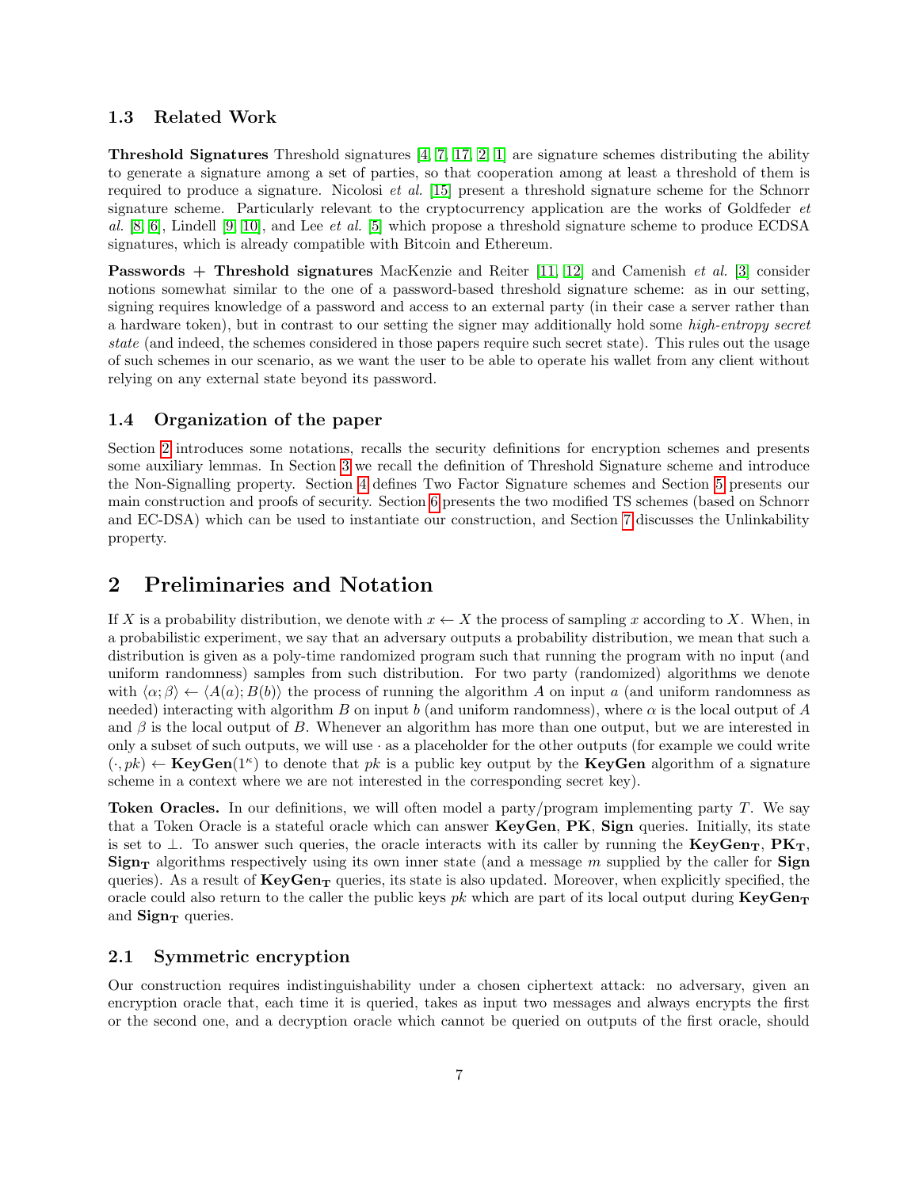### 1.3 Related Work

**Threshold Signatures** Threshold signatures [4, 7, 17, 2, 1] are signature schemes distributing the ability to generate a signature among a set of parties, so that cooperation among at least a threshold of them is required to produce a signature. Nicolosi *et al.* [15] present a threshold signature scheme for the Schnorr signature scheme. Particularly relevant to the cryptocurrency application are the works of Goldfeder *et al.* [8, 6], Lindell [9, 10], and Lee *et al.* [5] which propose a threshold signature scheme to produce ECDSA signatures, which is already compatible with Bitcoin and Ethereum.

**Passwords + Threshold signatures** MacKenzie and Reiter [11, 12] and Camenish *et al.* [3] consider notions somewhat similar to the one of a password-based threshold signature scheme: as in our setting, signing requires knowledge of a password and access to an external party (in their case a server rather than a hardware token), but in contrast to our setting the signer may additionally hold some *high-entropy secret state* (and indeed, the schemes considered in those papers require such secret state). This rules out the usage of such schemes in our scenario, as we want the user to be able to operate his wallet from any client without relying on any external state beyond its password.

### 1.4 Organization of the paper

Section 2 introduces some notations, recalls the security definitions for encryption schemes and presents some auxiliary lemmas. In Section 3 we recall the definition of Threshold Signature scheme and introduce the Non-Signalling property. Section 4 defines Two Factor Signature schemes and Section 5 presents our main construction and proofs of security. Section 6 presents the two modified TS schemes (based on Schnorr and EC-DSA) which can be used to instantiate our construction, and Section 7 discusses the Unlinkability property.

## 2 Preliminaries and Notation

If $X$ is a probability distribution, we denote with $x \leftarrow X$ the process of sampling $x$ according to $X$. When, in a probabilistic experiment, we say that an adversary outputs a probability distribution, we mean that such a distribution is given as a poly-time randomized program such that running the program with no input (and uniform randomness) samples from such distribution. For two party (randomized) algorithms we denote with $\langle \alpha; \beta \rangle \leftarrow \langle A(a); B(b) \rangle$ the process of running the algorithm $A$ on input $a$ (and uniform randomness as needed) interacting with algorithm $B$ on input $b$ (and uniform randomness), where $\alpha$ is the local output of $A$ and $\beta$ is the local output of $B$. Whenever an algorithm has more than one output, but we are interested in only a subset of such outputs, we will use $\cdot$ as a placeholder for the other outputs (for example we could write $(\cdot, pk) \leftarrow \mathbf{KeyGen}(1^\kappa)$ to denote that $pk$ is a public key output by the **KeyGen** algorithm of a signature scheme in a context where we are not interested in the corresponding secret key).

**Token Oracles.** In our definitions, we will often model a party/program implementing party $T$. We say that a Token Oracle is a stateful oracle which can answer **KeyGen**, **PK**, **Sign** queries. Initially, its state is set to $\perp$. To answer such queries, the oracle interacts with its caller by running the $\mathbf{KeyGen_T}$, $\mathbf{PK_T}$, $\mathbf{Sign_T}$ algorithms respectively using its own inner state (and a message $m$ supplied by the caller for **Sign** queries). As a result of $\mathbf{KeyGen_T}$ queries, its state is also updated. Moreover, when explicitly specified, the oracle could also return to the caller the public keys $pk$ which are part of its local output during $\mathbf{KeyGen_T}$ and $\mathbf{Sign_T}$ queries.

### 2.1 Symmetric encryption

Our construction requires indistinguishability under a chosen ciphertext attack: no adversary, given an encryption oracle that, each time it is queried, takes as input two messages and always encrypts the first or the second one, and a decryption oracle which cannot be queried on outputs of the first oracle, should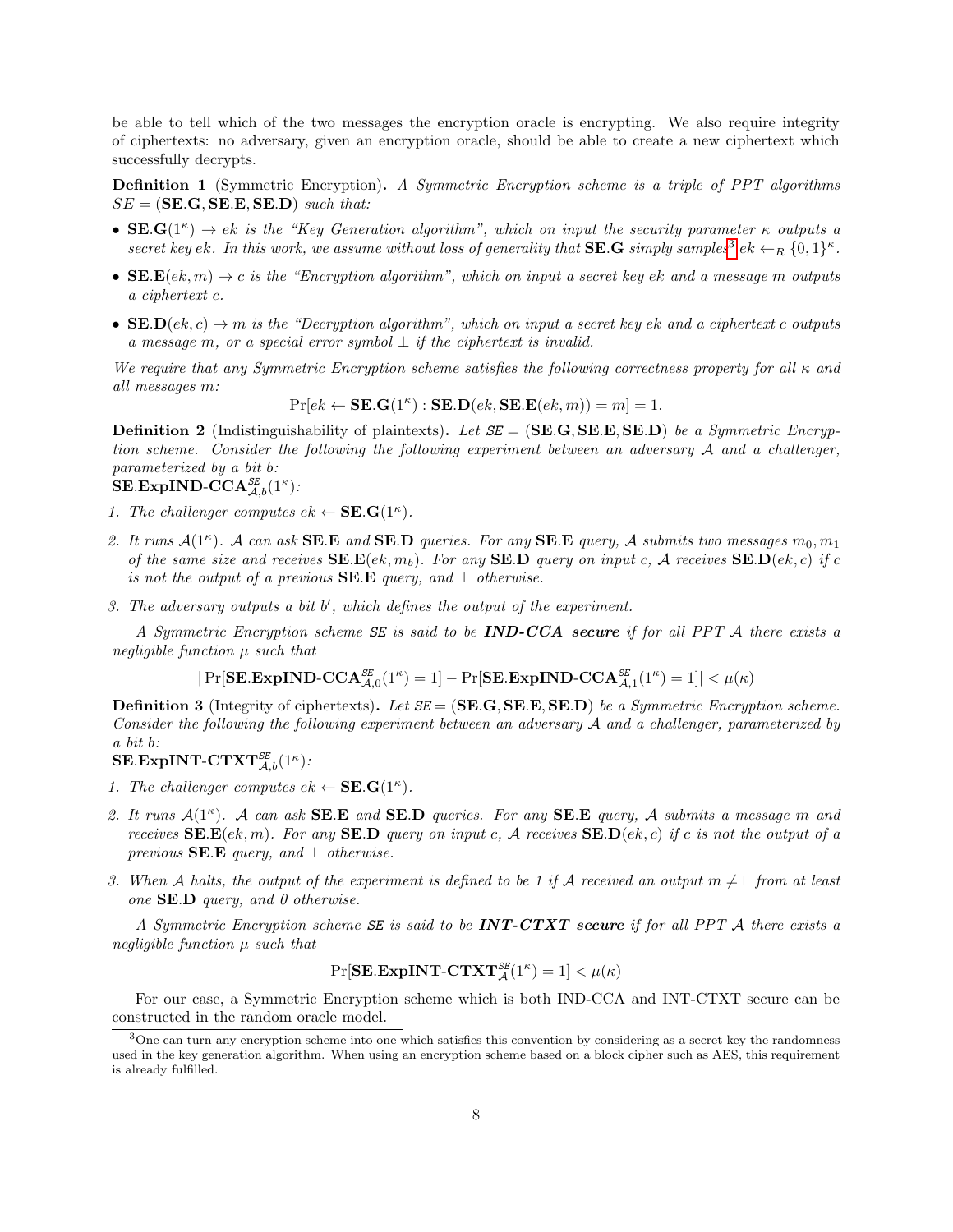be able to tell which of the two messages the encryption oracle is encrypting. We also require integrity of ciphertexts: no adversary, given an encryption oracle, should be able to create a new ciphertext which successfully decrypts.

**Definition 1** (Symmetric Encryption). *A Symmetric Encryption scheme is a triple of PPT algorithms $SE = (\mathbf{SE.G}, \mathbf{SE.E}, \mathbf{SE.D})$ such that:*

- $\mathbf{SE.G}(1^\kappa) \to ek$ *is the "Key Generation algorithm", which on input the security parameter $\kappa$ outputs a secret key $ek$. In this work, we assume without loss of generality that $\mathbf{SE.G}$ simply samples*[3] $ek \leftarrow_R \{0,1\}^\kappa$.
- $\mathbf{SE.E}(ek, m) \to c$ *is the "Encryption algorithm", which on input a secret key $ek$ and a message $m$ outputs a ciphertext $c$.*
- $\mathbf{SE.D}(ek, c) \to m$ *is the "Decryption algorithm", which on input a secret key $ek$ and a ciphertext $c$ outputs a message $m$, or a special error symbol $\perp$ if the ciphertext is invalid.*

*We require that any Symmetric Encryption scheme satisfies the following correctness property for all $\kappa$ and all messages $m$:*

$$\Pr[ek \leftarrow \mathbf{SE.G}(1^\kappa) : \mathbf{SE.D}(ek, \mathbf{SE.E}(ek, m)) = m] = 1.$$

**Definition 2** (Indistinguishability of plaintexts). *Let $\mathcal{SE} = (\mathbf{SE.G}, \mathbf{SE.E}, \mathbf{SE.D})$ be a Symmetric Encryption scheme. Consider the following the following experiment between an adversary $\mathcal{A}$ and a challenger, parameterized by a bit $b$:*
$\mathbf{SE.ExpIND\text{-}CCA}^{\mathcal{SE}}_{\mathcal{A},b}(1^\kappa)$*:*

1. *The challenger computes $ek \leftarrow \mathbf{SE.G}(1^\kappa)$.*
2. *It runs $\mathcal{A}(1^\kappa)$. $\mathcal{A}$ can ask $\mathbf{SE.E}$ and $\mathbf{SE.D}$ queries. For any $\mathbf{SE.E}$ query, $\mathcal{A}$ submits two messages $m_0, m_1$ of the same size and receives $\mathbf{SE.E}(ek, m_b)$. For any $\mathbf{SE.D}$ query on input $c$, $\mathcal{A}$ receives $\mathbf{SE.D}(ek, c)$ if $c$ is not the output of a previous $\mathbf{SE.E}$ query, and $\perp$ otherwise.*
3. *The adversary outputs a bit $b'$, which defines the output of the experiment.*

*A Symmetric Encryption scheme $\mathcal{SE}$ is said to be* ***IND-CCA secure*** *if for all PPT $\mathcal{A}$ there exists a negligible function $\mu$ such that*

$$|\Pr[\mathbf{SE.ExpIND\text{-}CCA}^{\mathcal{SE}}_{\mathcal{A},0}(1^\kappa) = 1] - \Pr[\mathbf{SE.ExpIND\text{-}CCA}^{\mathcal{SE}}_{\mathcal{A},1}(1^\kappa) = 1]| < \mu(\kappa)$$

**Definition 3** (Integrity of ciphertexts). *Let $\mathcal{SE} = (\mathbf{SE.G}, \mathbf{SE.E}, \mathbf{SE.D})$ be a Symmetric Encryption scheme. Consider the following the following experiment between an adversary $\mathcal{A}$ and a challenger, parameterized by a bit $b$:*
$\mathbf{SE.ExpINT\text{-}CTXT}^{\mathcal{SE}}_{\mathcal{A},b}(1^\kappa)$*:*

1. *The challenger computes $ek \leftarrow \mathbf{SE.G}(1^\kappa)$.*
2. *It runs $\mathcal{A}(1^\kappa)$. $\mathcal{A}$ can ask $\mathbf{SE.E}$ and $\mathbf{SE.D}$ queries. For any $\mathbf{SE.E}$ query, $\mathcal{A}$ submits a message $m$ and receives $\mathbf{SE.E}(ek, m)$. For any $\mathbf{SE.D}$ query on input $c$, $\mathcal{A}$ receives $\mathbf{SE.D}(ek, c)$ if $c$ is not the output of a previous $\mathbf{SE.E}$ query, and $\perp$ otherwise.*
3. *When $\mathcal{A}$ halts, the output of the experiment is defined to be 1 if $\mathcal{A}$ received an output $m \neq \perp$ from at least one $\mathbf{SE.D}$ query, and 0 otherwise.*

*A Symmetric Encryption scheme $\mathcal{SE}$ is said to be* ***INT-CTXT secure*** *if for all PPT $\mathcal{A}$ there exists a negligible function $\mu$ such that*

$$\Pr[\mathbf{SE.ExpINT\text{-}CTXT}^{\mathcal{SE}}_{\mathcal{A}}(1^\kappa) = 1] < \mu(\kappa)$$

For our case, a Symmetric Encryption scheme which is both IND-CCA and INT-CTXT secure can be constructed in the random oracle model.

---

[3] One can turn any encryption scheme into one which satisfies this convention by considering as a secret key the randomness used in the key generation algorithm. When using an encryption scheme based on a block cipher such as AES, this requirement is already fulfilled.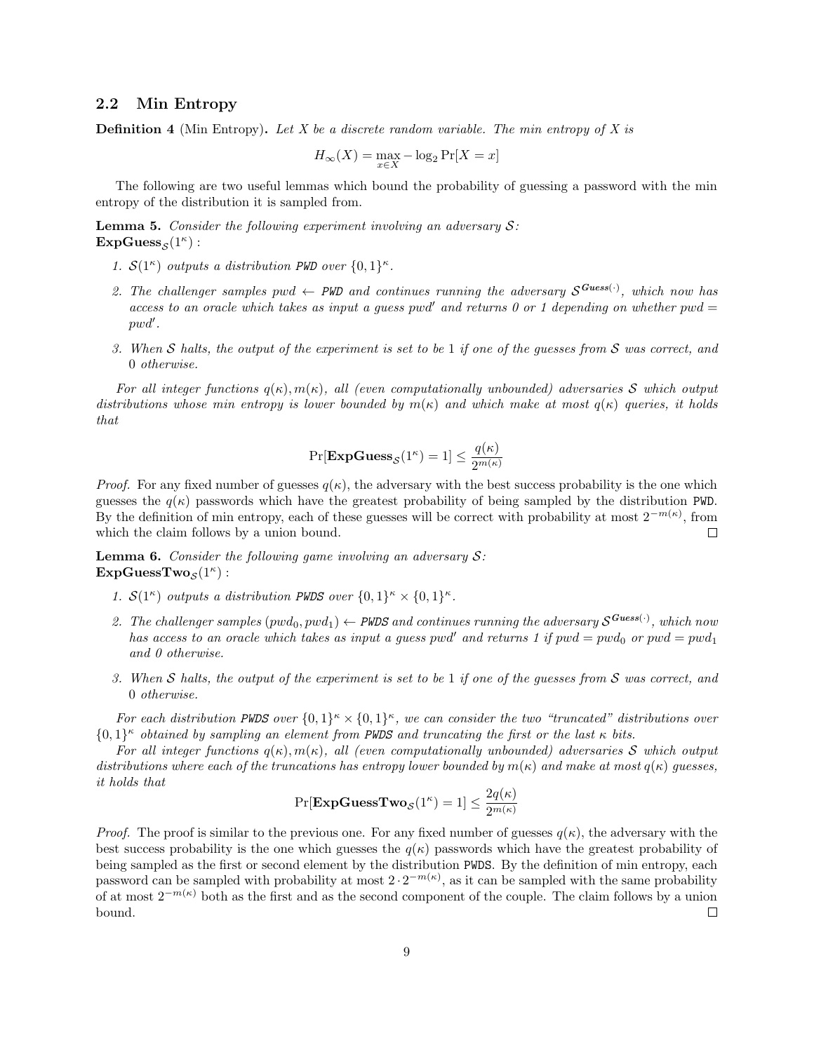### 2.2 Min Entropy

**Definition 4** (Min Entropy)**.** *Let $X$ be a discrete random variable. The min entropy of $X$ is*

$$H_\infty(X) = \max_{x \in X} -\log_2 \Pr[X = x]$$

The following are two useful lemmas which bound the probability of guessing a password with the min entropy of the distribution it is sampled from.

**Lemma 5.** *Consider the following experiment involving an adversary $\mathcal{S}$:*
$\mathbf{ExpGuess}_{\mathcal{S}}(1^\kappa)$ :

1. *$\mathcal{S}(1^\kappa)$ outputs a distribution* `PWD` *over $\{0,1\}^\kappa$.*
2. *The challenger samples $pwd \leftarrow$* `PWD` *and continues running the adversary $\mathcal{S}^{\mathbf{Guess}(\cdot)}$, which now has access to an oracle which takes as input a guess $pwd'$ and returns 0 or 1 depending on whether $pwd = pwd'$.*
3. *When $\mathcal{S}$ halts, the output of the experiment is set to be* 1 *if one of the guesses from $\mathcal{S}$ was correct, and* 0 *otherwise.*

*For all integer functions $q(\kappa), m(\kappa)$, all (even computationally unbounded) adversaries $\mathcal{S}$ which output distributions whose min entropy is lower bounded by $m(\kappa)$ and which make at most $q(\kappa)$ queries, it holds that*

$$\Pr[\mathbf{ExpGuess}_{\mathcal{S}}(1^\kappa) = 1] \leq \frac{q(\kappa)}{2^{m(\kappa)}}$$

*Proof.* For any fixed number of guesses $q(\kappa)$, the adversary with the best success probability is the one which guesses the $q(\kappa)$ passwords which have the greatest probability of being sampled by the distribution `PWD`. By the definition of min entropy, each of these guesses will be correct with probability at most $2^{-m(\kappa)}$, from which the claim follows by a union bound. □

**Lemma 6.** *Consider the following game involving an adversary $\mathcal{S}$:*
$\mathbf{ExpGuessTwo}_{\mathcal{S}}(1^\kappa)$ :

1. *$\mathcal{S}(1^\kappa)$ outputs a distribution* `PWDS` *over $\{0,1\}^\kappa \times \{0,1\}^\kappa$.*
2. *The challenger samples $(pwd_0, pwd_1) \leftarrow$* `PWDS` *and continues running the adversary $\mathcal{S}^{\mathbf{Guess}(\cdot)}$, which now has access to an oracle which takes as input a guess $pwd'$ and returns 1 if $pwd = pwd_0$ or $pwd = pwd_1$ and 0 otherwise.*
3. *When $\mathcal{S}$ halts, the output of the experiment is set to be* 1 *if one of the guesses from $\mathcal{S}$ was correct, and* 0 *otherwise.*

*For each distribution* `PWDS` *over $\{0,1\}^\kappa \times \{0,1\}^\kappa$, we can consider the two "truncated" distributions over $\{0,1\}^\kappa$ obtained by sampling an element from* `PWDS` *and truncating the first or the last $\kappa$ bits.*

*For all integer functions $q(\kappa), m(\kappa)$, all (even computationally unbounded) adversaries $\mathcal{S}$ which output distributions where each of the truncations has entropy lower bounded by $m(\kappa)$ and make at most $q(\kappa)$ guesses, it holds that*

$$\Pr[\mathbf{ExpGuessTwo}_{\mathcal{S}}(1^\kappa) = 1] \leq \frac{2q(\kappa)}{2^{m(\kappa)}}$$

*Proof.* The proof is similar to the previous one. For any fixed number of guesses $q(\kappa)$, the adversary with the best success probability is the one which guesses the $q(\kappa)$ passwords which have the greatest probability of being sampled as the first or second element by the distribution `PWDS`. By the definition of min entropy, each password can be sampled with probability at most $2 \cdot 2^{-m(\kappa)}$, as it can be sampled with the same probability of at most $2^{-m(\kappa)}$ both as the first and as the second component of the couple. The claim follows by a union bound. □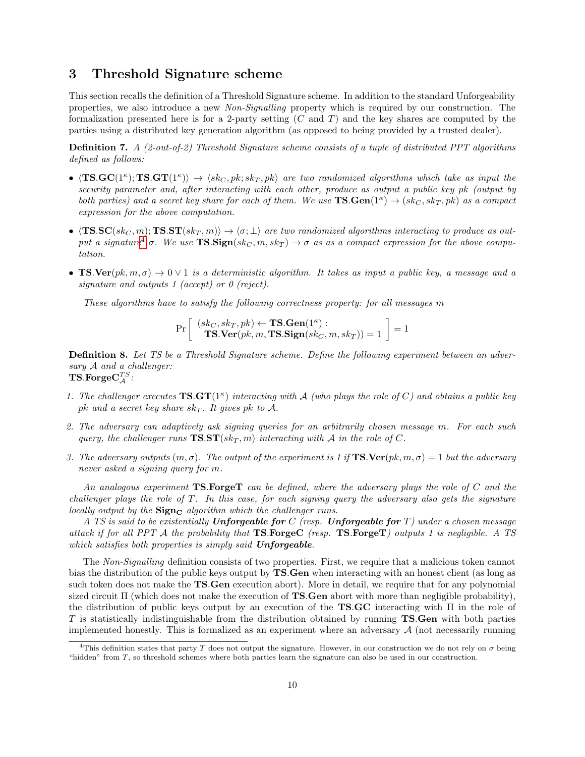# 3 Threshold Signature scheme

This section recalls the definition of a Threshold Signature scheme. In addition to the standard Unforgeability properties, we also introduce a new *Non-Signalling* property which is required by our construction. The formalization presented here is for a 2-party setting ($C$ and $T$) and the key shares are computed by the parties using a distributed key generation algorithm (as opposed to being provided by a trusted dealer).

**Definition 7.** *A (2-out-of-2) Threshold Signature scheme consists of a tuple of distributed PPT algorithms defined as follows:*

- $\langle \mathbf{TS.GC}(1^\kappa); \mathbf{TS.GT}(1^\kappa)\rangle \rightarrow \langle sk_C, pk; sk_T, pk\rangle$ *are two randomized algorithms which take as input the security parameter and, after interacting with each other, produce as output a public key pk (output by both parties) and a secret key share for each of them. We use* $\mathbf{TS.Gen}(1^\kappa) \rightarrow (sk_C, sk_T, pk)$ *as a compact expression for the above computation.*
- $\langle \mathbf{TS.SC}(sk_C, m); \mathbf{TS.ST}(sk_T, m)\rangle \rightarrow \langle \sigma; \perp\rangle$ *are two randomized algorithms interacting to produce as output a signature*[4] $\sigma$. *We use* $\mathbf{TS.Sign}(sk_C, m, sk_T) \rightarrow \sigma$ *as as a compact expression for the above computation.*
- $\mathbf{TS.Ver}(pk, m, \sigma) \rightarrow 0 \vee 1$ *is a deterministic algorithm. It takes as input a public key, a message and a signature and outputs 1 (accept) or 0 (reject).*

*These algorithms have to satisfy the following correctness property: for all messages m*

$$\Pr\left[\begin{array}{l} (sk_C, sk_T, pk) \leftarrow \mathbf{TS.Gen}(1^\kappa) : \\ \quad \mathbf{TS.Ver}(pk, m, \mathbf{TS.Sign}(sk_C, m, sk_T)) = 1 \end{array}\right] = 1$$

**Definition 8.** *Let TS be a Threshold Signature scheme. Define the following experiment between an adversary $\mathcal{A}$ and a challenger:*
$\mathbf{TS.ForgeC}_{\mathcal{A}}^{TS}$*:*

1. *The challenger executes* $\mathbf{TS.GT}(1^\kappa)$ *interacting with $\mathcal{A}$ (who plays the role of $C$) and obtains a public key $pk$ and a secret key share $sk_T$. It gives $pk$ to $\mathcal{A}$.*
2. *The adversary can adaptively ask signing queries for an arbitrarily chosen message $m$. For each such query, the challenger runs* $\mathbf{TS.ST}(sk_T, m)$ *interacting with $\mathcal{A}$ in the role of $C$.*
3. *The adversary outputs $(m, \sigma)$. The output of the experiment is 1 if* $\mathbf{TS.Ver}(pk, m, \sigma) = 1$ *but the adversary never asked a signing query for $m$.*

*An analogous experiment* **TS.ForgeT** *can be defined, where the adversary plays the role of $C$ and the challenger plays the role of $T$. In this case, for each signing query the adversary also gets the signature locally output by the* $\mathbf{Sign_C}$ *algorithm which the challenger runs.*

*A TS is said to be existentially* ***Unforgeable for*** *$C$ (resp.* ***Unforgeable for*** *$T$) under a chosen message attack if for all PPT $\mathcal{A}$ the probability that* **TS.ForgeC** *(resp.* **TS.ForgeT***) outputs 1 is negligible. A TS which satisfies both properties is simply said* ***Unforgeable****.*

The *Non-Signalling* definition consists of two properties. First, we require that a malicious token cannot bias the distribution of the public keys output by **TS.Gen** when interacting with an honest client (as long as such token does not make the **TS.Gen** execution abort). More in detail, we require that for any polynomial sized circuit $\Pi$ (which does not make the execution of **TS.Gen** abort with more than negligible probability), the distribution of public keys output by an execution of the **TS.GC** interacting with $\Pi$ in the role of $T$ is statistically indistinguishable from the distribution obtained by running **TS.Gen** with both parties implemented honestly. This is formalized as an experiment where an adversary $\mathcal{A}$ (not necessarily running

[4] This definition states that party $T$ does not output the signature. However, in our construction we do not rely on $\sigma$ being "hidden" from $T$, so threshold schemes where both parties learn the signature can also be used in our construction.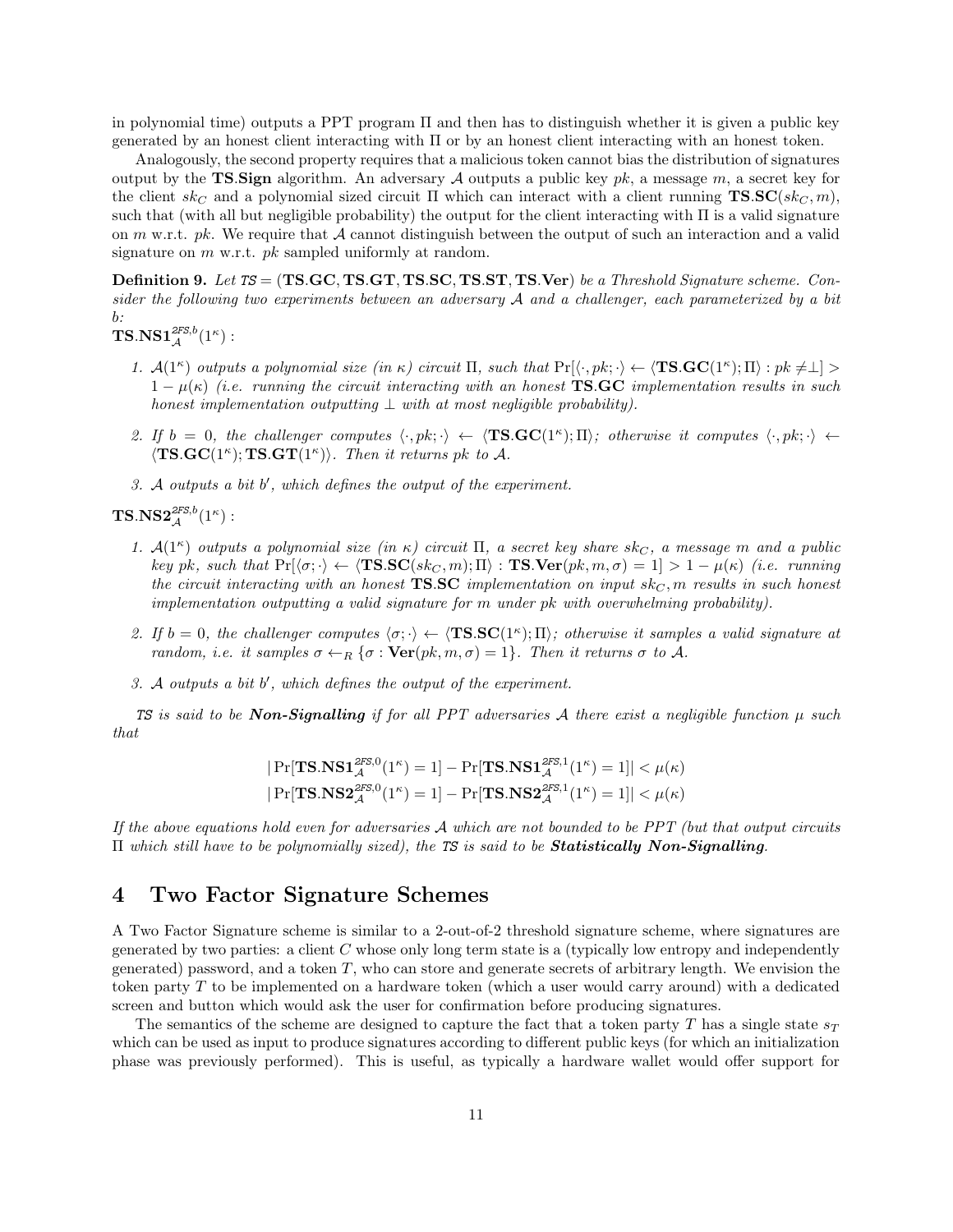in polynomial time) outputs a PPT program $\Pi$ and then has to distinguish whether it is given a public key generated by an honest client interacting with $\Pi$ or by an honest client interacting with an honest token.

Analogously, the second property requires that a malicious token cannot bias the distribution of signatures output by the **TS.Sign** algorithm. An adversary $\mathcal{A}$ outputs a public key $pk$, a message $m$, a secret key for the client $sk_C$ and a polynomial sized circuit $\Pi$ which can interact with a client running $\mathbf{TS.SC}(sk_C, m)$, such that (with all but negligible probability) the output for the client interacting with $\Pi$ is a valid signature on $m$ w.r.t. $pk$. We require that $\mathcal{A}$ cannot distinguish between the output of such an interaction and a valid signature on $m$ w.r.t. $pk$ sampled uniformly at random.

**Definition 9.** *Let* $\mathit{TS} = (\mathbf{TS.GC}, \mathbf{TS.GT}, \mathbf{TS.SC}, \mathbf{TS.ST}, \mathbf{TS.Ver})$ *be a Threshold Signature scheme. Consider the following two experiments between an adversary* $\mathcal{A}$ *and a challenger, each parameterized by a bit* $b$*:*

$\mathbf{TS.NS1}_{\mathcal{A}}^{\mathit{2FS},b}(1^\kappa)$ :

1. $\mathcal{A}(1^\kappa)$ *outputs a polynomial size (in* $\kappa$*) circuit* $\Pi$*, such that* $\Pr[\langle \cdot, pk; \cdot\rangle \leftarrow \langle \mathbf{TS.GC}(1^\kappa); \Pi\rangle : pk \neq \perp] > 1 - \mu(\kappa)$ *(i.e. running the circuit interacting with an honest* **TS.GC** *implementation results in such honest implementation outputting* $\perp$ *with at most negligible probability).*
2. *If* $b = 0$*, the challenger computes* $\langle \cdot, pk; \cdot\rangle \leftarrow \langle \mathbf{TS.GC}(1^\kappa); \Pi\rangle$*; otherwise it computes* $\langle \cdot, pk; \cdot\rangle \leftarrow \langle \mathbf{TS.GC}(1^\kappa); \mathbf{TS.GT}(1^\kappa)\rangle$*. Then it returns* $pk$ *to* $\mathcal{A}$*.*
3. $\mathcal{A}$ *outputs a bit* $b'$*, which defines the output of the experiment.*

$\mathbf{TS.NS2}_{\mathcal{A}}^{\mathit{2FS},b}(1^\kappa)$ :

1. $\mathcal{A}(1^\kappa)$ *outputs a polynomial size (in* $\kappa$*) circuit* $\Pi$*, a secret key share* $sk_C$*, a message* $m$ *and a public key* $pk$*, such that* $\Pr[\langle \sigma; \cdot\rangle \leftarrow \langle \mathbf{TS.SC}(sk_C, m); \Pi\rangle : \mathbf{TS.Ver}(pk, m, \sigma) = 1] > 1 - \mu(\kappa)$ *(i.e. running the circuit interacting with an honest* **TS.SC** *implementation on input* $sk_C, m$ *results in such honest implementation outputting a valid signature for* $m$ *under* $pk$ *with overwhelming probability).*
2. *If* $b = 0$*, the challenger computes* $\langle \sigma; \cdot\rangle \leftarrow \langle \mathbf{TS.SC}(1^\kappa); \Pi\rangle$*; otherwise it samples a valid signature at random, i.e. it samples* $\sigma \leftarrow_R \{\sigma : \mathbf{Ver}(pk, m, \sigma) = 1\}$*. Then it returns* $\sigma$ *to* $\mathcal{A}$*.*
3. $\mathcal{A}$ *outputs a bit* $b'$*, which defines the output of the experiment.*

$\mathit{TS}$ *is said to be* ***Non-Signalling*** *if for all PPT adversaries* $\mathcal{A}$ *there exist a negligible function* $\mu$ *such that*

$$|\Pr[\mathbf{TS.NS1}_{\mathcal{A}}^{\mathit{2FS},0}(1^\kappa) = 1] - \Pr[\mathbf{TS.NS1}_{\mathcal{A}}^{\mathit{2FS},1}(1^\kappa) = 1]| < \mu(\kappa)$$
$$|\Pr[\mathbf{TS.NS2}_{\mathcal{A}}^{\mathit{2FS},0}(1^\kappa) = 1] - \Pr[\mathbf{TS.NS2}_{\mathcal{A}}^{\mathit{2FS},1}(1^\kappa) = 1]| < \mu(\kappa)$$

*If the above equations hold even for adversaries* $\mathcal{A}$ *which are not bounded to be PPT (but that output circuits* $\Pi$ *which still have to be polynomially sized), the* $\mathit{TS}$ *is said to be* ***Statistically Non-Signalling****.*

## 4 Two Factor Signature Schemes

A Two Factor Signature scheme is similar to a 2-out-of-2 threshold signature scheme, where signatures are generated by two parties: a client $C$ whose only long term state is a (typically low entropy and independently generated) password, and a token $T$, who can store and generate secrets of arbitrary length. We envision the token party $T$ to be implemented on a hardware token (which a user would carry around) with a dedicated screen and button which would ask the user for confirmation before producing signatures.

The semantics of the scheme are designed to capture the fact that a token party $T$ has a single state $s_T$ which can be used as input to produce signatures according to different public keys (for which an initialization phase was previously performed). This is useful, as typically a hardware wallet would offer support for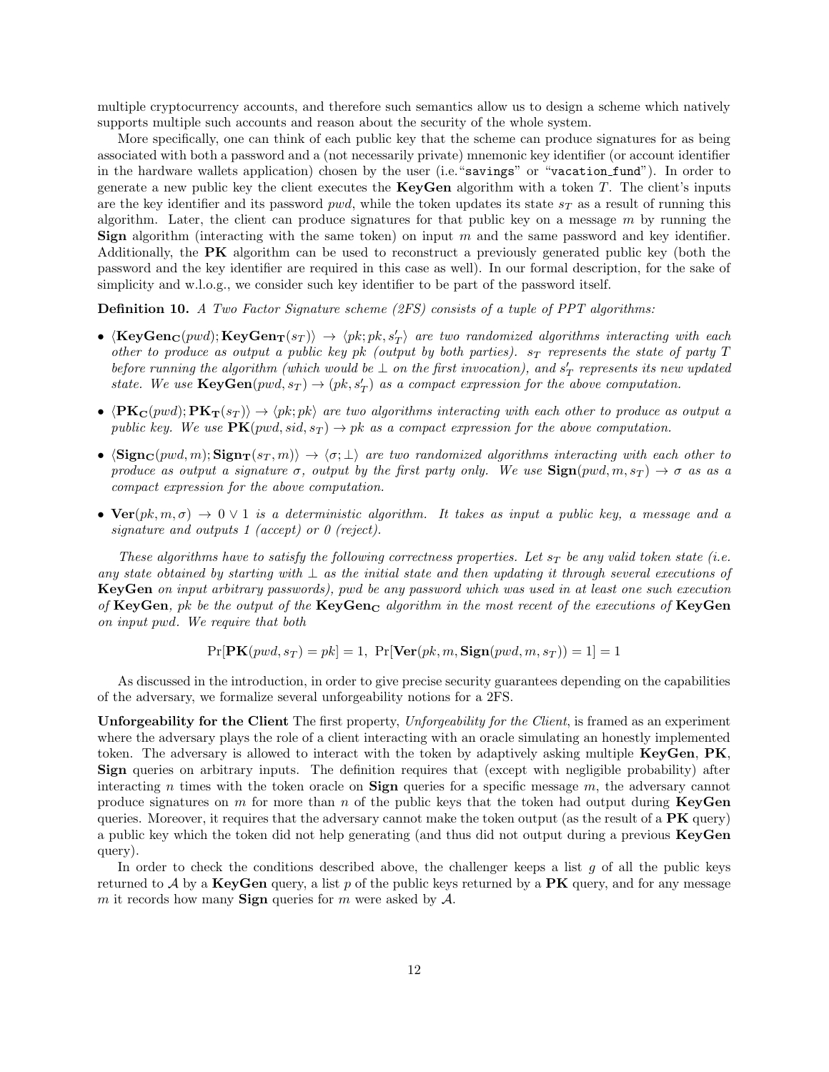multiple cryptocurrency accounts, and therefore such semantics allow us to design a scheme which natively supports multiple such accounts and reason about the security of the whole system.

More specifically, one can think of each public key that the scheme can produce signatures for as being associated with both a password and a (not necessarily private) mnemonic key identifier (or account identifier in the hardware wallets application) chosen by the user (i.e."`savings`" or "`vacation_fund`"). In order to generate a new public key the client executes the **KeyGen** algorithm with a token $T$. The client's inputs are the key identifier and its password $pwd$, while the token updates its state $s_T$ as a result of running this algorithm. Later, the client can produce signatures for that public key on a message $m$ by running the **Sign** algorithm (interacting with the same token) on input $m$ and the same password and key identifier. Additionally, the **PK** algorithm can be used to reconstruct a previously generated public key (both the password and the key identifier are required in this case as well). In our formal description, for the sake of simplicity and w.l.o.g., we consider such key identifier to be part of the password itself.

**Definition 10.** *A Two Factor Signature scheme (2FS) consists of a tuple of PPT algorithms:*

- $\langle \mathbf{KeyGen_C}(pwd); \mathbf{KeyGen_T}(s_T)\rangle \rightarrow \langle pk; pk, s'_T\rangle$ *are two randomized algorithms interacting with each other to produce as output a public key $pk$ (output by both parties). $s_T$ represents the state of party $T$ before running the algorithm (which would be $\perp$ on the first invocation), and $s'_T$ represents its new updated state. We use $\mathbf{KeyGen}(pwd, s_T) \rightarrow (pk, s'_T)$ as a compact expression for the above computation.*
- $\langle \mathbf{PK_C}(pwd); \mathbf{PK_T}(s_T)\rangle \rightarrow \langle pk; pk\rangle$ *are two algorithms interacting with each other to produce as output a public key. We use $\mathbf{PK}(pwd, sid, s_T) \rightarrow pk$ as a compact expression for the above computation.*
- $\langle \mathbf{Sign_C}(pwd, m); \mathbf{Sign_T}(s_T, m)\rangle \rightarrow \langle \sigma; \perp\rangle$ *are two randomized algorithms interacting with each other to produce as output a signature $\sigma$, output by the first party only. We use $\mathbf{Sign}(pwd, m, s_T) \rightarrow \sigma$ as as a compact expression for the above computation.*
- $\mathbf{Ver}(pk, m, \sigma) \rightarrow 0 \vee 1$ *is a deterministic algorithm. It takes as input a public key, a message and a signature and outputs 1 (accept) or 0 (reject).*

*These algorithms have to satisfy the following correctness properties. Let $s_T$ be any valid token state (i.e. any state obtained by starting with $\perp$ as the initial state and then updating it through several executions of* **KeyGen** *on input arbitrary passwords), $pwd$ be any password which was used in at least one such execution of* **KeyGen***, $pk$ be the output of the* $\mathbf{KeyGen_C}$ *algorithm in the most recent of the executions of* **KeyGen** *on input $pwd$. We require that both*

$$\Pr[\mathbf{PK}(pwd, s_T) = pk] = 1, \ \Pr[\mathbf{Ver}(pk, m, \mathbf{Sign}(pwd, m, s_T)) = 1] = 1$$

As discussed in the introduction, in order to give precise security guarantees depending on the capabilities of the adversary, we formalize several unforgeability notions for a 2FS.

**Unforgeability for the Client** The first property, *Unforgeability for the Client*, is framed as an experiment where the adversary plays the role of a client interacting with an oracle simulating an honestly implemented token. The adversary is allowed to interact with the token by adaptively asking multiple **KeyGen**, **PK**, **Sign** queries on arbitrary inputs. The definition requires that (except with negligible probability) after interacting $n$ times with the token oracle on **Sign** queries for a specific message $m$, the adversary cannot produce signatures on $m$ for more than $n$ of the public keys that the token had output during **KeyGen** queries. Moreover, it requires that the adversary cannot make the token output (as the result of a **PK** query) a public key which the token did not help generating (and thus did not output during a previous **KeyGen** query).

In order to check the conditions described above, the challenger keeps a list $g$ of all the public keys returned to $\mathcal{A}$ by a **KeyGen** query, a list $p$ of the public keys returned by a **PK** query, and for any message $m$ it records how many **Sign** queries for $m$ were asked by $\mathcal{A}$.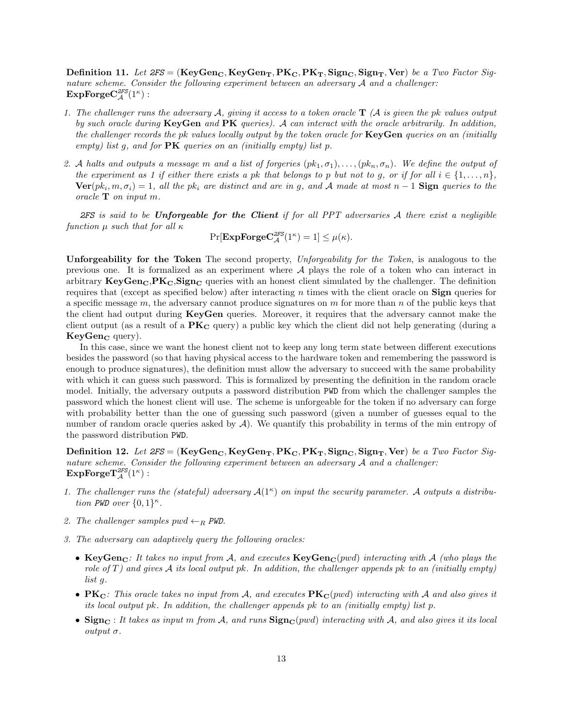**Definition 11.** *Let 2FS* = ($\mathbf{KeyGen_C}, \mathbf{KeyGen_T}, \mathbf{PK_C}, \mathbf{PK_T}, \mathbf{Sign_C}, \mathbf{Sign_T}, \mathbf{Ver}$) *be a Two Factor Signature scheme. Consider the following experiment between an adversary $\mathcal{A}$ and a challenger:*
$\mathbf{ExpForgeC}_{\mathcal{A}}^{2FS}(1^\kappa)$ :

1. *The challenger runs the adversary $\mathcal{A}$, giving it access to a token oracle* $\mathbf{T}$ *($\mathcal{A}$ is given the pk values output by such oracle during* **KeyGen** *and* **PK** *queries). $\mathcal{A}$ can interact with the oracle arbitrarily. In addition, the challenger records the pk values locally output by the token oracle for* **KeyGen** *queries on an (initially empty) list g, and for* **PK** *queries on an (initially empty) list p.*

2. *$\mathcal{A}$ halts and outputs a message m and a list of forgeries $(pk_1, \sigma_1), \ldots, (pk_n, \sigma_n)$. We define the output of the experiment as 1 if either there exists a pk that belongs to p but not to g, or if for all $i \in \{1, \ldots, n\}$,* $\mathbf{Ver}(pk_i, m, \sigma_i) = 1$*, all the $pk_i$ are distinct and are in g, and $\mathcal{A}$ made at most $n-1$* **Sign** *queries to the oracle* $\mathbf{T}$ *on input m.*

*2FS is said to be* ***Unforgeable for the Client*** *if for all PPT adversaries $\mathcal{A}$ there exist a negligible function $\mu$ such that for all $\kappa$*

$$\Pr[\mathbf{ExpForgeC}_{\mathcal{A}}^{2FS}(1^\kappa) = 1] \leq \mu(\kappa).$$

**Unforgeability for the Token** The second property, *Unforgeability for the Token*, is analogous to the previous one. It is formalized as an experiment where $\mathcal{A}$ plays the role of a token who can interact in arbitrary $\mathbf{KeyGen_C}$,$\mathbf{PK_C}$,$\mathbf{Sign_C}$ queries with an honest client simulated by the challenger. The definition requires that (except as specified below) after interacting $n$ times with the client oracle on **Sign** queries for a specific message $m$, the adversary cannot produce signatures on $m$ for more than $n$ of the public keys that the client had output during **KeyGen** queries. Moreover, it requires that the adversary cannot make the client output (as a result of a $\mathbf{PK_C}$ query) a public key which the client did not help generating (during a $\mathbf{KeyGen_C}$ query).

In this case, since we want the honest client not to keep any long term state between different executions besides the password (so that having physical access to the hardware token and remembering the password is enough to produce signatures), the definition must allow the adversary to succeed with the same probability with which it can guess such password. This is formalized by presenting the definition in the random oracle model. Initially, the adversary outputs a password distribution PWD from which the challenger samples the password which the honest client will use. The scheme is unforgeable for the token if no adversary can forge with probability better than the one of guessing such password (given a number of guesses equal to the number of random oracle queries asked by $\mathcal{A}$). We quantify this probability in terms of the min entropy of the password distribution PWD.

**Definition 12.** *Let 2FS* = ($\mathbf{KeyGen_C}, \mathbf{KeyGen_T}, \mathbf{PK_C}, \mathbf{PK_T}, \mathbf{Sign_C}, \mathbf{Sign_T}, \mathbf{Ver}$) *be a Two Factor Signature scheme. Consider the following experiment between an adversary $\mathcal{A}$ and a challenger:*
$\mathbf{ExpForgeT}_{\mathcal{A}}^{2FS}(1^\kappa)$ :

1. *The challenger runs the (stateful) adversary $\mathcal{A}(1^\kappa)$ on input the security parameter. $\mathcal{A}$ outputs a distribution PWD over $\{0,1\}^\kappa$.*

2. *The challenger samples $pwd \leftarrow_R$ PWD.*

3. *The adversary can adaptively query the following oracles:*
   - $\mathbf{KeyGen_C}$*: It takes no input from $\mathcal{A}$, and executes* $\mathbf{KeyGen_C}(pwd)$ *interacting with $\mathcal{A}$ (who plays the role of T) and gives $\mathcal{A}$ its local output pk. In addition, the challenger appends pk to an (initially empty) list g.*
   - $\mathbf{PK_C}$*: This oracle takes no input from $\mathcal{A}$, and executes* $\mathbf{PK_C}(pwd)$ *interacting with $\mathcal{A}$ and also gives it its local output pk. In addition, the challenger appends pk to an (initially empty) list p.*
   - $\mathbf{Sign_C}$ *: It takes as input m from $\mathcal{A}$, and runs* $\mathbf{Sign_C}(pwd)$ *interacting with $\mathcal{A}$, and also gives it its local output $\sigma$.*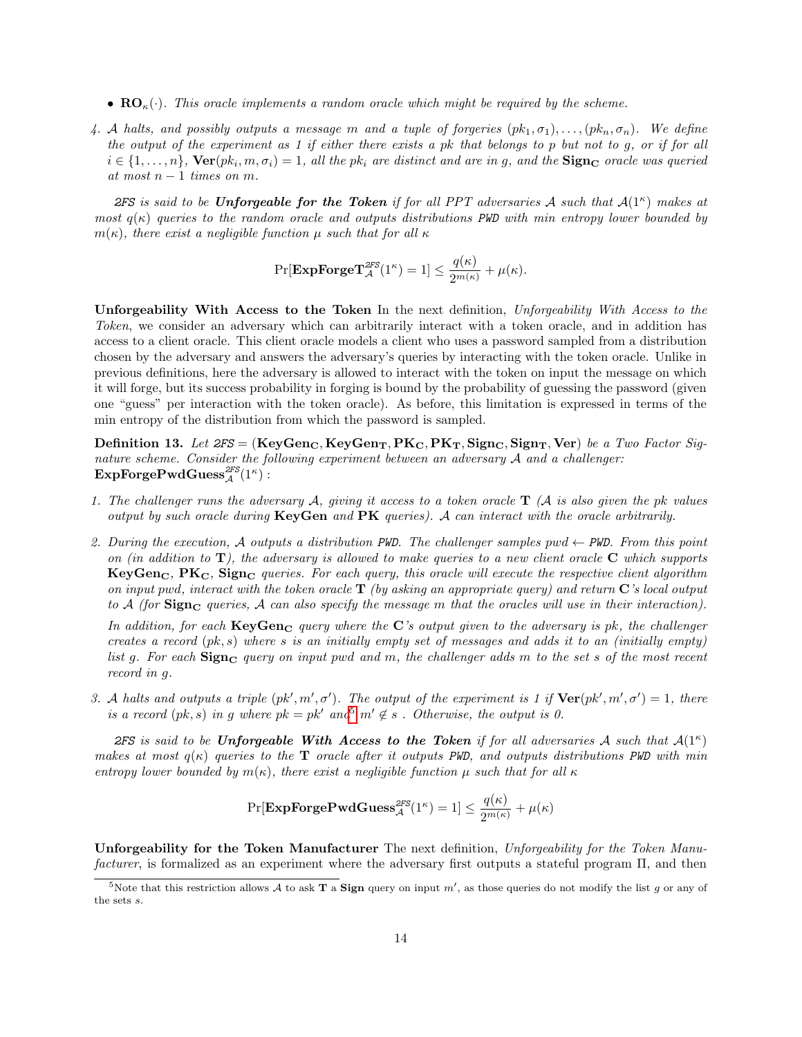- $\mathbf{RO}_\kappa(\cdot)$. *This oracle implements a random oracle which might be required by the scheme.*

4. *$\mathcal{A}$ halts, and possibly outputs a message $m$ and a tuple of forgeries $(pk_1, \sigma_1), \ldots, (pk_n, \sigma_n)$. We define the output of the experiment as 1 if either there exists a $pk$ that belongs to $p$ but not to $g$, or if for all $i \in \{1, \ldots, n\}$, $\mathbf{Ver}(pk_i, m, \sigma_i) = 1$, all the $pk_i$ are distinct and are in $g$, and the $\mathbf{Sign_C}$ oracle was queried at most $n-1$ times on $m$.*

*2FS is said to be* ***Unforgeable for the Token*** *if for all PPT adversaries $\mathcal{A}$ such that $\mathcal{A}(1^\kappa)$ makes at most $q(\kappa)$ queries to the random oracle and outputs distributions PWD with min entropy lower bounded by $m(\kappa)$, there exist a negligible function $\mu$ such that for all $\kappa$*

$$\Pr[\mathbf{ExpForgeT}_{\mathcal{A}}^{2FS}(1^\kappa) = 1] \leq \frac{q(\kappa)}{2^{m(\kappa)}} + \mu(\kappa).$$

**Unforgeability With Access to the Token** In the next definition, *Unforgeability With Access to the Token*, we consider an adversary which can arbitrarily interact with a token oracle, and in addition has access to a client oracle. This client oracle models a client who uses a password sampled from a distribution chosen by the adversary and answers the adversary's queries by interacting with the token oracle. Unlike in previous definitions, here the adversary is allowed to interact with the token on input the message on which it will forge, but its success probability in forging is bound by the probability of guessing the password (given one "guess" per interaction with the token oracle). As before, this limitation is expressed in terms of the min entropy of the distribution from which the password is sampled.

**Definition 13.** *Let 2FS = $(\mathbf{KeyGen_C}, \mathbf{KeyGen_T}, \mathbf{PK_C}, \mathbf{PK_T}, \mathbf{Sign_C}, \mathbf{Sign_T}, \mathbf{Ver})$ be a Two Factor Signature scheme. Consider the following experiment between an adversary $\mathcal{A}$ and a challenger:* $\mathbf{ExpForgePwdGuess}_{\mathcal{A}}^{2FS}(1^\kappa)$ :

1. *The challenger runs the adversary $\mathcal{A}$, giving it access to a token oracle $\mathbf{T}$ ($\mathcal{A}$ is also given the pk values output by such oracle during* **KeyGen** *and* **PK** *queries). $\mathcal{A}$ can interact with the oracle arbitrarily.*

2. *During the execution, $\mathcal{A}$ outputs a distribution PWD. The challenger samples $pwd \leftarrow$ PWD. From this point on (in addition to $\mathbf{T}$), the adversary is allowed to make queries to a new client oracle $\mathbf{C}$ which supports $\mathbf{KeyGen_C}$, $\mathbf{PK_C}$, $\mathbf{Sign_C}$ queries. For each query, this oracle will execute the respective client algorithm on input pwd, interact with the token oracle $\mathbf{T}$ (by asking an appropriate query) and return $\mathbf{C}$'s local output to $\mathcal{A}$ (for $\mathbf{Sign_C}$ queries, $\mathcal{A}$ can also specify the message $m$ that the oracles will use in their interaction).*

   *In addition, for each $\mathbf{KeyGen_C}$ query where the $\mathbf{C}$'s output given to the adversary is $pk$, the challenger creates a record $(pk, s)$ where $s$ is an initially empty set of messages and adds it to an (initially empty) list $g$. For each $\mathbf{Sign_C}$ query on input pwd and $m$, the challenger adds $m$ to the set $s$ of the most recent record in $g$.*

3. *$\mathcal{A}$ halts and outputs a triple $(pk', m', \sigma')$. The output of the experiment is 1 if $\mathbf{Ver}(pk', m', \sigma') = 1$, there is a record $(pk, s)$ in $g$ where $pk = pk'$ and[5] $m' \notin s$ . Otherwise, the output is 0.*

*2FS is said to be* ***Unforgeable With Access to the Token*** *if for all adversaries $\mathcal{A}$ such that $\mathcal{A}(1^\kappa)$ makes at most $q(\kappa)$ queries to the $\mathbf{T}$ oracle after it outputs PWD, and outputs distributions PWD with min entropy lower bounded by $m(\kappa)$, there exist a negligible function $\mu$ such that for all $\kappa$*

$$\Pr[\mathbf{ExpForgePwdGuess}_{\mathcal{A}}^{2FS}(1^\kappa) = 1] \leq \frac{q(\kappa)}{2^{m(\kappa)}} + \mu(\kappa)$$

**Unforgeability for the Token Manufacturer** The next definition, *Unforgeability for the Token Manufacturer*, is formalized as an experiment where the adversary first outputs a stateful program $\Pi$, and then

[5] Note that this restriction allows $\mathcal{A}$ to ask $\mathbf{T}$ a **Sign** query on input $m'$, as those queries do not modify the list $g$ or any of the sets $s$.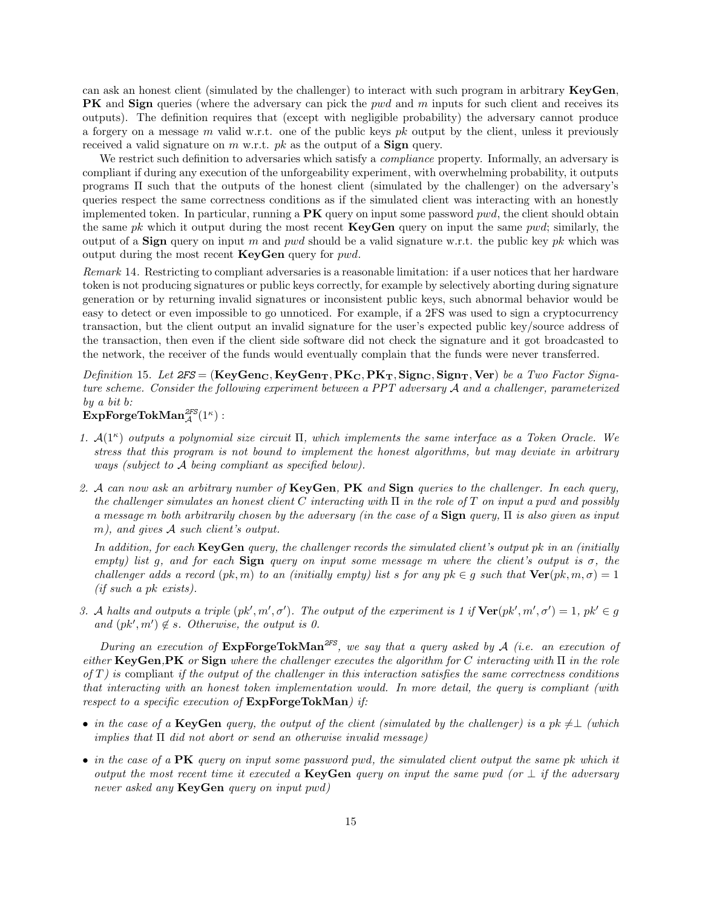can ask an honest client (simulated by the challenger) to interact with such program in arbitrary **KeyGen**, **PK** and **Sign** queries (where the adversary can pick the $pwd$ and $m$ inputs for such client and receives its outputs). The definition requires that (except with negligible probability) the adversary cannot produce a forgery on a message $m$ valid w.r.t. one of the public keys $pk$ output by the client, unless it previously received a valid signature on $m$ w.r.t. $pk$ as the output of a **Sign** query.

We restrict such definition to adversaries which satisfy a *compliance* property. Informally, an adversary is compliant if during any execution of the unforgeability experiment, with overwhelming probability, it outputs programs $\Pi$ such that the outputs of the honest client (simulated by the challenger) on the adversary's queries respect the same correctness conditions as if the simulated client was interacting with an honestly implemented token. In particular, running a **PK** query on input some password $pwd$, the client should obtain the same $pk$ which it output during the most recent **KeyGen** query on input the same $pwd$; similarly, the output of a **Sign** query on input $m$ and $pwd$ should be a valid signature w.r.t. the public key $pk$ which was output during the most recent **KeyGen** query for $pwd$.

*Remark* 14. Restricting to compliant adversaries is a reasonable limitation: if a user notices that her hardware token is not producing signatures or public keys correctly, for example by selectively aborting during signature generation or by returning invalid signatures or inconsistent public keys, such abnormal behavior would be easy to detect or even impossible to go unnoticed. For example, if a 2FS was used to sign a cryptocurrency transaction, but the client output an invalid signature for the user's expected public key/source address of the transaction, then even if the client side software did not check the signature and it got broadcasted to the network, the receiver of the funds would eventually complain that the funds were never transferred.

*Definition* 15. *Let* $\mathit{2FS} = (\mathbf{KeyGen_C}, \mathbf{KeyGen_T}, \mathbf{PK_C}, \mathbf{PK_T}, \mathbf{Sign_C}, \mathbf{Sign_T}, \mathbf{Ver})$ *be a Two Factor Signature scheme. Consider the following experiment between a PPT adversary* $\mathcal{A}$ *and a challenger, parameterized by a bit* $b$*:*

$\mathbf{ExpForgeTokMan}_{\mathcal{A}}^{\mathit{2FS}}(1^\kappa)$ :

1. *$\mathcal{A}(1^\kappa)$ outputs a polynomial size circuit $\Pi$, which implements the same interface as a Token Oracle. We stress that this program is not bound to implement the honest algorithms, but may deviate in arbitrary ways (subject to $\mathcal{A}$ being compliant as specified below).*
2. *$\mathcal{A}$ can now ask an arbitrary number of* **KeyGen**, **PK** *and* **Sign** *queries to the challenger. In each query, the challenger simulates an honest client $C$ interacting with $\Pi$ in the role of $T$ on input a pwd and possibly a message $m$ both arbitrarily chosen by the adversary (in the case of a* **Sign** *query, $\Pi$ is also given as input $m$), and gives $\mathcal{A}$ such client's output.*

   *In addition, for each* **KeyGen** *query, the challenger records the simulated client's output pk in an (initially empty) list $g$, and for each* **Sign** *query on input some message $m$ where the client's output is $\sigma$, the challenger adds a record $(pk, m)$ to an (initially empty) list $s$ for any $pk \in g$ such that $\mathbf{Ver}(pk, m, \sigma) = 1$ (if such a pk exists).*
3. *$\mathcal{A}$ halts and outputs a triple $(pk', m', \sigma')$. The output of the experiment is 1 if $\mathbf{Ver}(pk', m', \sigma') = 1$, $pk' \in g$ and $(pk', m') \notin s$. Otherwise, the output is 0.*

*During an execution of* $\mathbf{ExpForgeTokMan}^{\mathit{2FS}}$*, we say that a query asked by $\mathcal{A}$ (i.e. an execution of either* **KeyGen**,**PK** *or* **Sign** *where the challenger executes the algorithm for $C$ interacting with $\Pi$ in the role of $T$) is* compliant *if the output of the challenger in this interaction satisfies the same correctness conditions that interacting with an honest token implementation would. In more detail, the query is compliant (with respect to a specific execution of* **ExpForgeTokMan***) if:*

- *in the case of a* **KeyGen** *query, the output of the client (simulated by the challenger) is a $pk \neq \perp$ (which implies that $\Pi$ did not abort or send an otherwise invalid message)*
- *in the case of a* **PK** *query on input some password pwd, the simulated client output the same pk which it output the most recent time it executed a* **KeyGen** *query on input the same pwd (or $\perp$ if the adversary never asked any* **KeyGen** *query on input pwd)*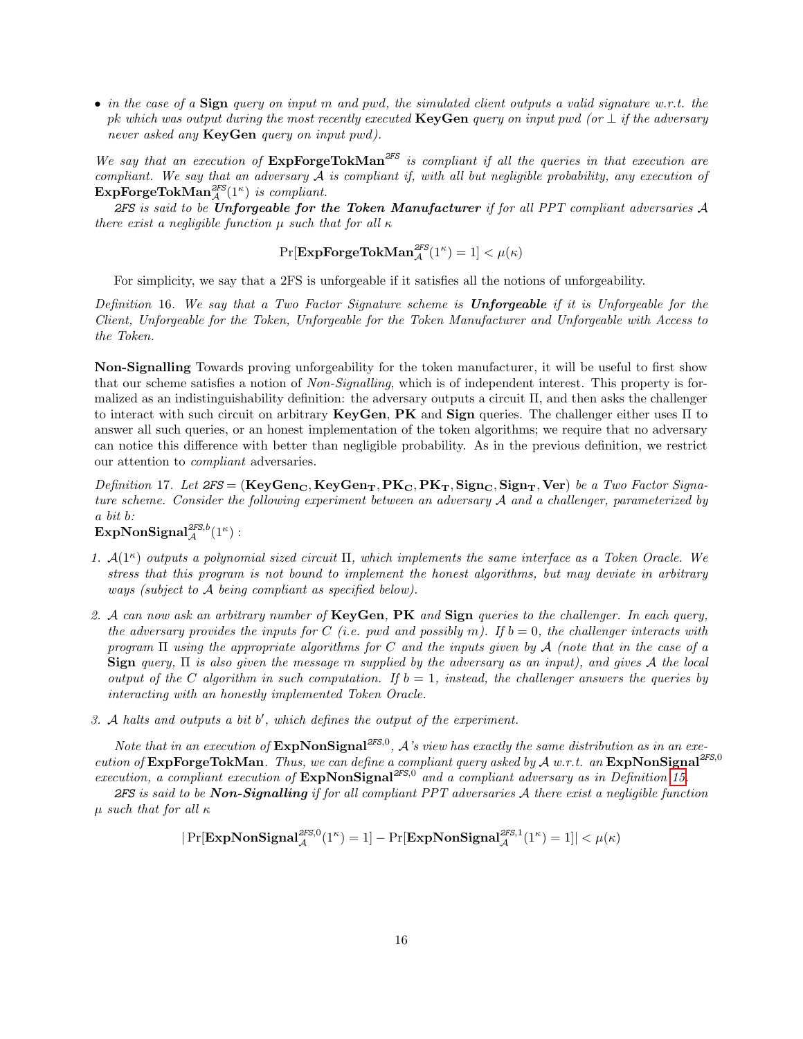- *in the case of a* **Sign** *query on input m and pwd, the simulated client outputs a valid signature w.r.t. the pk which was output during the most recently executed* **KeyGen** *query on input pwd (or ⊥ if the adversary never asked any* **KeyGen** *query on input pwd).*

*We say that an execution of* $\mathbf{ExpForgeTokMan}^{2FS}$ *is compliant if all the queries in that execution are compliant. We say that an adversary $\mathcal{A}$ is compliant if, with all but negligible probability, any execution of* $\mathbf{ExpForgeTokMan}^{2FS}_{\mathcal{A}}(1^\kappa)$ *is compliant.*

*2FS is said to be* ***Unforgeable for the Token Manufacturer*** *if for all PPT compliant adversaries $\mathcal{A}$ there exist a negligible function $\mu$ such that for all $\kappa$*

$$\Pr[\mathbf{ExpForgeTokMan}^{2FS}_{\mathcal{A}}(1^\kappa) = 1] < \mu(\kappa)$$

For simplicity, we say that a 2FS is unforgeable if it satisfies all the notions of unforgeability.

*Definition* 16. *We say that a Two Factor Signature scheme is* ***Unforgeable*** *if it is Unforgeable for the Client, Unforgeable for the Token, Unforgeable for the Token Manufacturer and Unforgeable with Access to the Token.*

**Non-Signalling** Towards proving unforgeability for the token manufacturer, it will be useful to first show that our scheme satisfies a notion of *Non-Signalling*, which is of independent interest. This property is formalized as an indistinguishability definition: the adversary outputs a circuit $\Pi$, and then asks the challenger to interact with such circuit on arbitrary **KeyGen**, **PK** and **Sign** queries. The challenger either uses $\Pi$ to answer all such queries, or an honest implementation of the token algorithms; we require that no adversary can notice this difference with better than negligible probability. As in the previous definition, we restrict our attention to *compliant* adversaries.

*Definition* 17. *Let* $2FS = (\mathbf{KeyGen_C}, \mathbf{KeyGen_T}, \mathbf{PK_C}, \mathbf{PK_T}, \mathbf{Sign_C}, \mathbf{Sign_T}, \mathbf{Ver})$ *be a Two Factor Signature scheme. Consider the following experiment between an adversary $\mathcal{A}$ and a challenger, parameterized by a bit b:*

$\mathbf{ExpNonSignal}^{2FS,b}_{\mathcal{A}}(1^\kappa)$ :

1. *$\mathcal{A}(1^\kappa)$ outputs a polynomial sized circuit $\Pi$, which implements the same interface as a Token Oracle. We stress that this program is not bound to implement the honest algorithms, but may deviate in arbitrary ways (subject to $\mathcal{A}$ being compliant as specified below).*
2. *$\mathcal{A}$ can now ask an arbitrary number of* **KeyGen**, **PK** *and* **Sign** *queries to the challenger. In each query, the adversary provides the inputs for C (i.e. pwd and possibly m). If $b = 0$, the challenger interacts with program $\Pi$ using the appropriate algorithms for C and the inputs given by $\mathcal{A}$ (note that in the case of a* **Sign** *query, $\Pi$ is also given the message m supplied by the adversary as an input), and gives $\mathcal{A}$ the local output of the C algorithm in such computation. If $b = 1$, instead, the challenger answers the queries by interacting with an honestly implemented Token Oracle.*
3. *$\mathcal{A}$ halts and outputs a bit $b'$, which defines the output of the experiment.*

*Note that in an execution of* $\mathbf{ExpNonSignal}^{2FS,0}$*, $\mathcal{A}$'s view has exactly the same distribution as in an execution of* **ExpForgeTokMan**. *Thus, we can define a compliant query asked by $\mathcal{A}$ w.r.t. an* $\mathbf{ExpNonSignal}^{2FS,0}$ *execution, a compliant execution of* $\mathbf{ExpNonSignal}^{2FS,0}$ *and a compliant adversary as in Definition 15.*

*2FS is said to be* ***Non-Signalling*** *if for all compliant PPT adversaries $\mathcal{A}$ there exist a negligible function $\mu$ such that for all $\kappa$*

$$|\Pr[\mathbf{ExpNonSignal}^{2FS,0}_{\mathcal{A}}(1^\kappa) = 1] - \Pr[\mathbf{ExpNonSignal}^{2FS,1}_{\mathcal{A}}(1^\kappa) = 1]| < \mu(\kappa)$$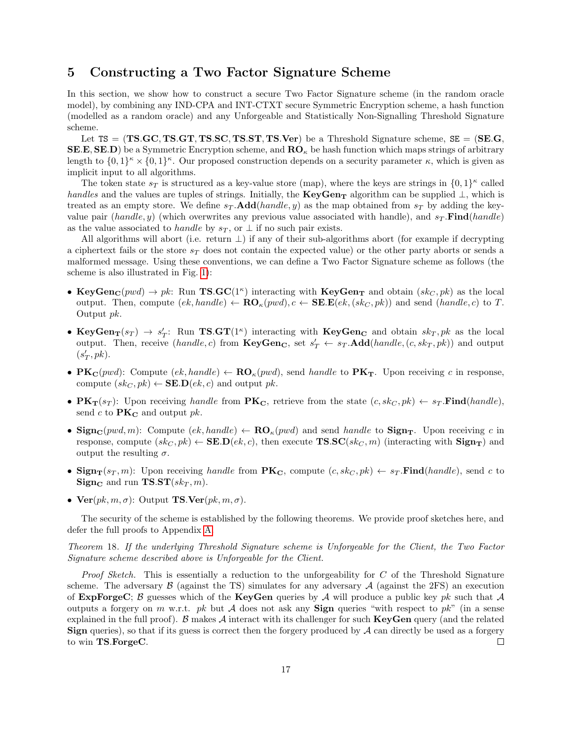## 5 Constructing a Two Factor Signature Scheme

In this section, we show how to construct a secure Two Factor Signature scheme (in the random oracle model), by combining any IND-CPA and INT-CTXT secure Symmetric Encryption scheme, a hash function (modelled as a random oracle) and any Unforgeable and Statistically Non-Signalling Threshold Signature scheme.

Let $\texttt{TS} = (\mathbf{TS}.\mathbf{GC}, \mathbf{TS}.\mathbf{GT}, \mathbf{TS}.\mathbf{SC}, \mathbf{TS}.\mathbf{ST}, \mathbf{TS}.\mathbf{Ver})$ be a Threshold Signature scheme, $\texttt{SE} = (\mathbf{SE}.\mathbf{G}, \mathbf{SE}.\mathbf{E}, \mathbf{SE}.\mathbf{D})$ be a Symmetric Encryption scheme, and $\mathbf{RO}_\kappa$ be hash function which maps strings of arbitrary length to $\{0,1\}^\kappa \times \{0,1\}^\kappa$. Our proposed construction depends on a security parameter $\kappa$, which is given as implicit input to all algorithms.

The token state $s_T$ is structured as a key-value store (map), where the keys are strings in $\{0,1\}^\kappa$ called *handles* and the values are tuples of strings. Initially, the $\mathbf{KeyGen_T}$ algorithm can be supplied $\perp$, which is treated as an empty store. We define $s_T.\mathbf{Add}(handle, y)$ as the map obtained from $s_T$ by adding the key-value pair $(handle, y)$ (which overwrites any previous value associated with handle), and $s_T.\mathbf{Find}(handle)$ as the value associated to *handle* by $s_T$, or $\perp$ if no such pair exists.

All algorithms will abort (i.e. return $\perp$) if any of their sub-algorithms abort (for example if decrypting a ciphertext fails or the store $s_T$ does not contain the expected value) or the other party aborts or sends a malformed message. Using these conventions, we can define a Two Factor Signature scheme as follows (the scheme is also illustrated in Fig. 1):

- $\mathbf{KeyGen_C}(pwd) \to pk$: Run $\mathbf{TS}.\mathbf{GC}(1^\kappa)$ interacting with $\mathbf{KeyGen_T}$ and obtain $(sk_C, pk)$ as the local output. Then, compute $(ek, handle) \leftarrow \mathbf{RO}_\kappa(pwd), c \leftarrow \mathbf{SE}.\mathbf{E}(ek, (sk_C, pk))$ and send $(handle, c)$ to $T$. Output $pk$.
- $\mathbf{KeyGen_T}(s_T) \to s'_T$: Run $\mathbf{TS}.\mathbf{GT}(1^\kappa)$ interacting with $\mathbf{KeyGen_C}$ and obtain $sk_T, pk$ as the local output. Then, receive $(handle, c)$ from $\mathbf{KeyGen_C}$, set $s'_T \leftarrow s_T.\mathbf{Add}(handle, (c, sk_T, pk))$ and output $(s'_T, pk)$.
- $\mathbf{PK_C}(pwd)$: Compute $(ek, handle) \leftarrow \mathbf{RO}_\kappa(pwd)$, send *handle* to $\mathbf{PK_T}$. Upon receiving $c$ in response, compute $(sk_C, pk) \leftarrow \mathbf{SE}.\mathbf{D}(ek, c)$ and output $pk$.
- $\mathbf{PK_T}(s_T)$: Upon receiving *handle* from $\mathbf{PK_C}$, retrieve from the state $(c, sk_C, pk) \leftarrow s_T.\mathbf{Find}(handle)$, send $c$ to $\mathbf{PK_C}$ and output $pk$.
- $\mathbf{Sign_C}(pwd, m)$: Compute $(ek, handle) \leftarrow \mathbf{RO}_\kappa(pwd)$ and send *handle* to $\mathbf{Sign_T}$. Upon receiving $c$ in response, compute $(sk_C, pk) \leftarrow \mathbf{SE}.\mathbf{D}(ek, c)$, then execute $\mathbf{TS}.\mathbf{SC}(sk_C, m)$ (interacting with $\mathbf{Sign_T}$) and output the resulting $\sigma$.
- $\mathbf{Sign_T}(s_T, m)$: Upon receiving *handle* from $\mathbf{PK_C}$, compute $(c, sk_C, pk) \leftarrow s_T.\mathbf{Find}(handle)$, send $c$ to $\mathbf{Sign_C}$ and run $\mathbf{TS}.\mathbf{ST}(sk_T, m)$.
- $\mathbf{Ver}(pk, m, \sigma)$: Output $\mathbf{TS}.\mathbf{Ver}(pk, m, \sigma)$.

The security of the scheme is established by the following theorems. We provide proof sketches here, and defer the full proofs to Appendix A.

*Theorem 18. If the underlying Threshold Signature scheme is Unforgeable for the Client, the Two Factor Signature scheme described above is Unforgeable for the Client.*

*Proof Sketch.* This is essentially a reduction to the unforgeability for $C$ of the Threshold Signature scheme. The adversary $\mathcal{B}$ (against the TS) simulates for any adversary $\mathcal{A}$ (against the 2FS) an execution of $\mathbf{ExpForgeC}$; $\mathcal{B}$ guesses which of the $\mathbf{KeyGen}$ queries by $\mathcal{A}$ will produce a public key $pk$ such that $\mathcal{A}$ outputs a forgery on $m$ w.r.t. $pk$ but $\mathcal{A}$ does not ask any $\mathbf{Sign}$ queries "with respect to $pk$" (in a sense explained in the full proof). $\mathcal{B}$ makes $\mathcal{A}$ interact with its challenger for such $\mathbf{KeyGen}$ query (and the related $\mathbf{Sign}$ queries), so that if its guess is correct then the forgery produced by $\mathcal{A}$ can directly be used as a forgery to win $\mathbf{TS}.\mathbf{ForgeC}$. □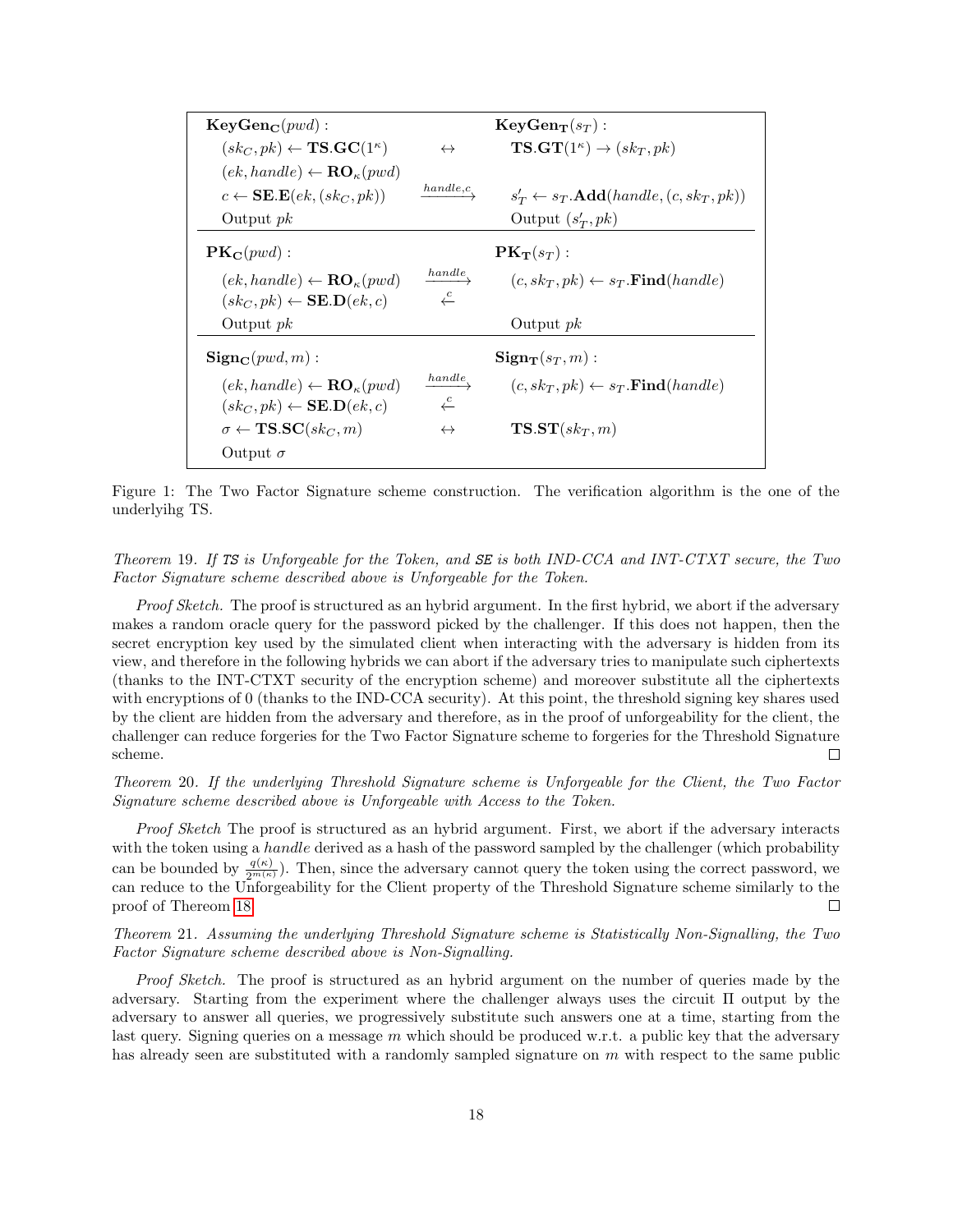| | | |
|---|---|---|
| $\mathbf{KeyGen_C}(pwd)$ : | | $\mathbf{KeyGen_T}(s_T)$ : |
| $(sk_C, pk) \leftarrow \mathbf{TS.GC}(1^\kappa)$ | $\leftrightarrow$ | $\mathbf{TS.GT}(1^\kappa) \rightarrow (sk_T, pk)$ |
| $(ek, handle) \leftarrow \mathbf{RO}_\kappa(pwd)$ | | |
| $c \leftarrow \mathbf{SE.E}(ek, (sk_C, pk))$ | $\xrightarrow{handle, c}$ | $s'_T \leftarrow s_T.\mathbf{Add}(handle, (c, sk_T, pk))$ |
| Output $pk$ | | Output $(s'_T, pk)$ |
| $\mathbf{PK_C}(pwd)$ : | | $\mathbf{PK_T}(s_T)$ : |
| $(ek, handle) \leftarrow \mathbf{RO}_\kappa(pwd)$ | $\xrightarrow{handle}$ | $(c, sk_T, pk) \leftarrow s_T.\mathbf{Find}(handle)$ |
| $(sk_C, pk) \leftarrow \mathbf{SE.D}(ek, c)$ | $\xleftarrow{c}$ | |
| Output $pk$ | | Output $pk$ |
| $\mathbf{Sign_C}(pwd, m)$ : | | $\mathbf{Sign_T}(s_T, m)$ : |
| $(ek, handle) \leftarrow \mathbf{RO}_\kappa(pwd)$ | $\xrightarrow{handle}$ | $(c, sk_T, pk) \leftarrow s_T.\mathbf{Find}(handle)$ |
| $(sk_C, pk) \leftarrow \mathbf{SE.D}(ek, c)$ | $\xleftarrow{c}$ | |
| $\sigma \leftarrow \mathbf{TS.SC}(sk_C, m)$ | $\leftrightarrow$ | $\mathbf{TS.ST}(sk_T, m)$ |
| Output $\sigma$ | | |

Figure 1: The Two Factor Signature scheme construction. The verification algorithm is the one of the underlyihg TS.

*Theorem* 19. *If TS is Unforgeable for the Token, and SE is both IND-CCA and INT-CTXT secure, the Two Factor Signature scheme described above is Unforgeable for the Token.*

*Proof Sketch.* The proof is structured as an hybrid argument. In the first hybrid, we abort if the adversary makes a random oracle query for the password picked by the challenger. If this does not happen, then the secret encryption key used by the simulated client when interacting with the adversary is hidden from its view, and therefore in the following hybrids we can abort if the adversary tries to manipulate such ciphertexts (thanks to the INT-CTXT security of the encryption scheme) and moreover substitute all the ciphertexts with encryptions of 0 (thanks to the IND-CCA security). At this point, the threshold signing key shares used by the client are hidden from the adversary and therefore, as in the proof of unforgeability for the client, the challenger can reduce forgeries for the Two Factor Signature scheme to forgeries for the Threshold Signature scheme. □

*Theorem* 20. *If the underlying Threshold Signature scheme is Unforgeable for the Client, the Two Factor Signature scheme described above is Unforgeable with Access to the Token.*

*Proof Sketch* The proof is structured as an hybrid argument. First, we abort if the adversary interacts with the token using a *handle* derived as a hash of the password sampled by the challenger (which probability can be bounded by $\frac{q(\kappa)}{2^{m(\kappa)}}$). Then, since the adversary cannot query the token using the correct password, we can reduce to the Unforgeability for the Client property of the Threshold Signature scheme similarly to the proof of Thereom 18. □

*Theorem* 21. *Assuming the underlying Threshold Signature scheme is Statistically Non-Signalling, the Two Factor Signature scheme described above is Non-Signalling.*

*Proof Sketch.* The proof is structured as an hybrid argument on the number of queries made by the adversary. Starting from the experiment where the challenger always uses the circuit Π output by the adversary to answer all queries, we progressively substitute such answers one at a time, starting from the last query. Signing queries on a message $m$ which should be produced w.r.t. a public key that the adversary has already seen are substituted with a randomly sampled signature on $m$ with respect to the same public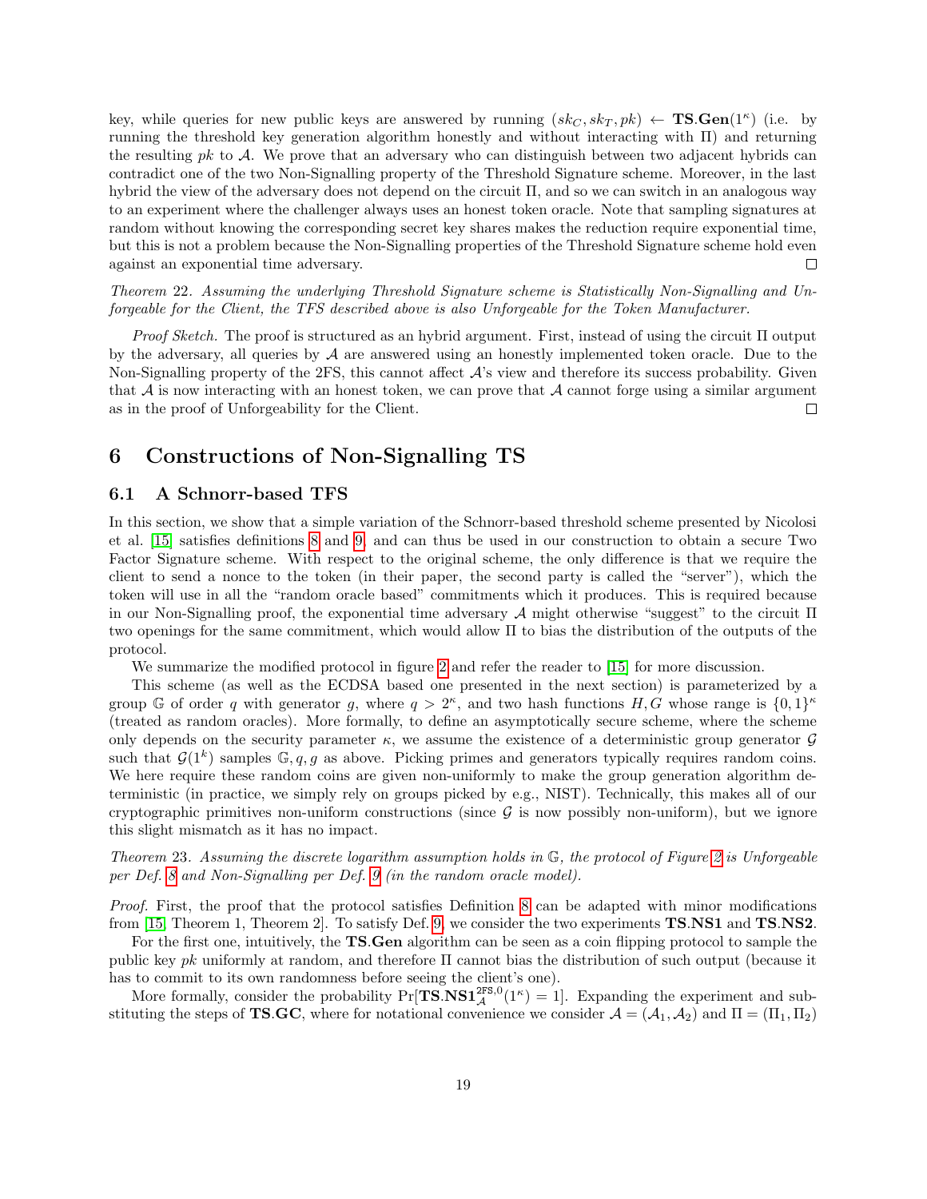key, while queries for new public keys are answered by running $(sk_C, sk_T, pk) \leftarrow \mathbf{TS.Gen}(1^\kappa)$ (i.e. by running the threshold key generation algorithm honestly and without interacting with $\Pi$) and returning the resulting $pk$ to $\mathcal{A}$. We prove that an adversary who can distinguish between two adjacent hybrids can contradict one of the two Non-Signalling property of the Threshold Signature scheme. Moreover, in the last hybrid the view of the adversary does not depend on the circuit $\Pi$, and so we can switch in an analogous way to an experiment where the challenger always uses an honest token oracle. Note that sampling signatures at random without knowing the corresponding secret key shares makes the reduction require exponential time, but this is not a problem because the Non-Signalling properties of the Threshold Signature scheme hold even against an exponential time adversary. □

*Theorem 22. Assuming the underlying Threshold Signature scheme is Statistically Non-Signalling and Unforgeable for the Client, the TFS described above is also Unforgeable for the Token Manufacturer.*

*Proof Sketch.* The proof is structured as an hybrid argument. First, instead of using the circuit $\Pi$ output by the adversary, all queries by $\mathcal{A}$ are answered using an honestly implemented token oracle. Due to the Non-Signalling property of the 2FS, this cannot affect $\mathcal{A}$'s view and therefore its success probability. Given that $\mathcal{A}$ is now interacting with an honest token, we can prove that $\mathcal{A}$ cannot forge using a similar argument as in the proof of Unforgeability for the Client. □

# 6 Constructions of Non-Signalling TS

## 6.1 A Schnorr-based TFS

In this section, we show that a simple variation of the Schnorr-based threshold scheme presented by Nicolosi et al. [15] satisfies definitions 8 and 9, and can thus be used in our construction to obtain a secure Two Factor Signature scheme. With respect to the original scheme, the only difference is that we require the client to send a nonce to the token (in their paper, the second party is called the "server"), which the token will use in all the "random oracle based" commitments which it produces. This is required because in our Non-Signalling proof, the exponential time adversary $\mathcal{A}$ might otherwise "suggest" to the circuit $\Pi$ two openings for the same commitment, which would allow $\Pi$ to bias the distribution of the outputs of the protocol.

We summarize the modified protocol in figure 2 and refer the reader to [15] for more discussion.

This scheme (as well as the ECDSA based one presented in the next section) is parameterized by a group $\mathbb{G}$ of order $q$ with generator $g$, where $q > 2^\kappa$, and two hash functions $H, G$ whose range is $\{0,1\}^\kappa$ (treated as random oracles). More formally, to define an asymptotically secure scheme, where the scheme only depends on the security parameter $\kappa$, we assume the existence of a deterministic group generator $\mathcal{G}$ such that $\mathcal{G}(1^k)$ samples $\mathbb{G}, q, g$ as above. Picking primes and generators typically requires random coins. We here require these random coins are given non-uniformly to make the group generation algorithm deterministic (in practice, we simply rely on groups picked by e.g., NIST). Technically, this makes all of our cryptographic primitives non-uniform constructions (since $\mathcal{G}$ is now possibly non-uniform), but we ignore this slight mismatch as it has no impact.

*Theorem 23. Assuming the discrete logarithm assumption holds in $\mathbb{G}$, the protocol of Figure 2 is Unforgeable per Def. 8 and Non-Signalling per Def. 9 (in the random oracle model).*

*Proof.* First, the proof that the protocol satisfies Definition 8 can be adapted with minor modifications from [15, Theorem 1, Theorem 2]. To satisfy Def. 9, we consider the two experiments **TS.NS1** and **TS.NS2**.

For the first one, intuitively, the **TS.Gen** algorithm can be seen as a coin flipping protocol to sample the public key $pk$ uniformly at random, and therefore $\Pi$ cannot bias the distribution of such output (because it has to commit to its own randomness before seeing the client's one).

More formally, consider the probability $\Pr[\mathbf{TS.NS1}_{\mathcal{A}}^{\mathsf{2FS},0}(1^\kappa) = 1]$. Expanding the experiment and substituting the steps of **TS.GC**, where for notational convenience we consider $\mathcal{A} = (\mathcal{A}_1, \mathcal{A}_2)$ and $\Pi = (\Pi_1, \Pi_2)$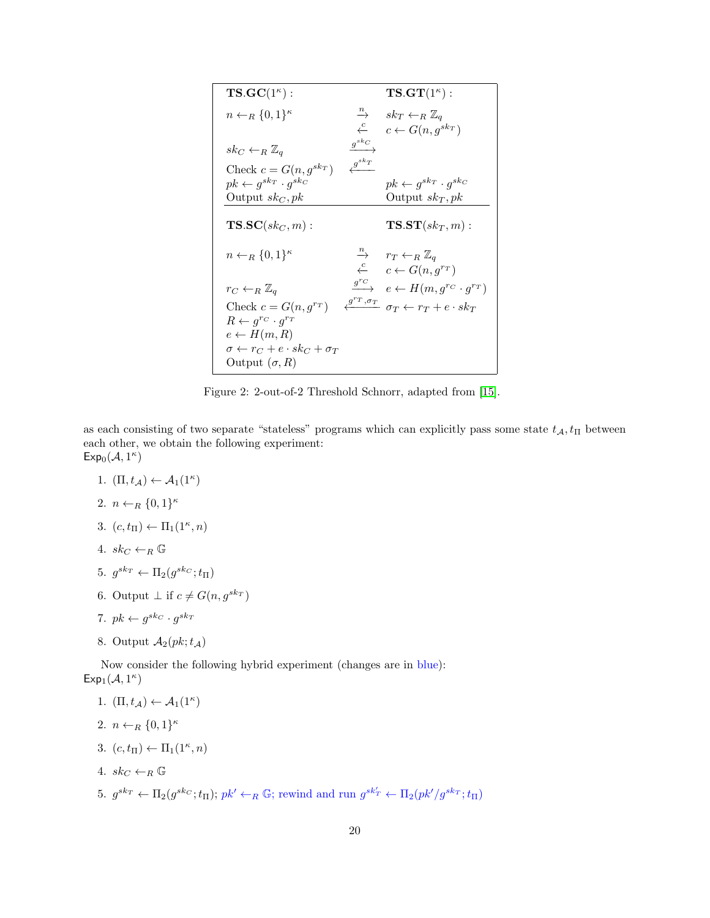| $\mathbf{TS.GC}(1^\kappa)$ : | | $\mathbf{TS.GT}(1^\kappa)$ : |
|---|---|---|
| $n \leftarrow_R \{0,1\}^\kappa$ | $\xrightarrow{n}$ | $sk_T \leftarrow_R \mathbb{Z}_q$ |
| | $\xleftarrow{c}$ | $c \leftarrow G(n, g^{sk_T})$ |
| $sk_C \leftarrow_R \mathbb{Z}_q$ | $\xrightarrow{g^{sk_C}}$ | |
| Check $c = G(n, g^{sk_T})$ | $\xleftarrow{g^{sk_T}}$ | |
| $pk \leftarrow g^{sk_T} \cdot g^{sk_C}$ | | $pk \leftarrow g^{sk_T} \cdot g^{sk_C}$ |
| Output $sk_C, pk$ | | Output $sk_T, pk$ |
| $\mathbf{TS.SC}(sk_C, m)$ : | | $\mathbf{TS.ST}(sk_T, m)$ : |
| $n \leftarrow_R \{0,1\}^\kappa$ | $\xrightarrow{n}$ | $r_T \leftarrow_R \mathbb{Z}_q$ |
| | $\xleftarrow{c}$ | $c \leftarrow G(n, g^{r_T})$ |
| $r_C \leftarrow_R \mathbb{Z}_q$ | $\xrightarrow{g^{r_C}}$ | $e \leftarrow H(m, g^{r_C} \cdot g^{r_T})$ |
| Check $c = G(n, g^{r_T})$ | $\xleftarrow{g^{r_T}, \sigma_T}$ | $\sigma_T \leftarrow r_T + e \cdot sk_T$ |
| $R \leftarrow g^{r_C} \cdot g^{r_T}$ | | |
| $e \leftarrow H(m, R)$ | | |
| $\sigma \leftarrow r_C + e \cdot sk_C + \sigma_T$ | | |
| Output $(\sigma, R)$ | | |

Figure 2: 2-out-of-2 Threshold Schnorr, adapted from [15].

as each consisting of two separate "stateless" programs which can explicitly pass some state $t_{\mathcal{A}}, t_\Pi$ between each other, we obtain the following experiment:
$\mathsf{Exp}_0(\mathcal{A}, 1^\kappa)$

1. $(\Pi, t_{\mathcal{A}}) \leftarrow \mathcal{A}_1(1^\kappa)$
2. $n \leftarrow_R \{0,1\}^\kappa$
3. $(c, t_\Pi) \leftarrow \Pi_1(1^\kappa, n)$
4. $sk_C \leftarrow_R \mathbb{G}$
5. $g^{sk_T} \leftarrow \Pi_2(g^{sk_C}; t_\Pi)$
6. Output $\perp$ if $c \neq G(n, g^{sk_T})$
7. $pk \leftarrow g^{sk_C} \cdot g^{sk_T}$
8. Output $\mathcal{A}_2(pk; t_{\mathcal{A}})$

Now consider the following hybrid experiment (changes are in blue):
$\mathsf{Exp}_1(\mathcal{A}, 1^\kappa)$

1. $(\Pi, t_{\mathcal{A}}) \leftarrow \mathcal{A}_1(1^\kappa)$
2. $n \leftarrow_R \{0,1\}^\kappa$
3. $(c, t_\Pi) \leftarrow \Pi_1(1^\kappa, n)$
4. $sk_C \leftarrow_R \mathbb{G}$
5. $g^{sk_T} \leftarrow \Pi_2(g^{sk_C}; t_\Pi)$; $pk' \leftarrow_R \mathbb{G}$; rewind and run $g^{sk'_T} \leftarrow \Pi_2(pk'/g^{sk_T}; t_\Pi)$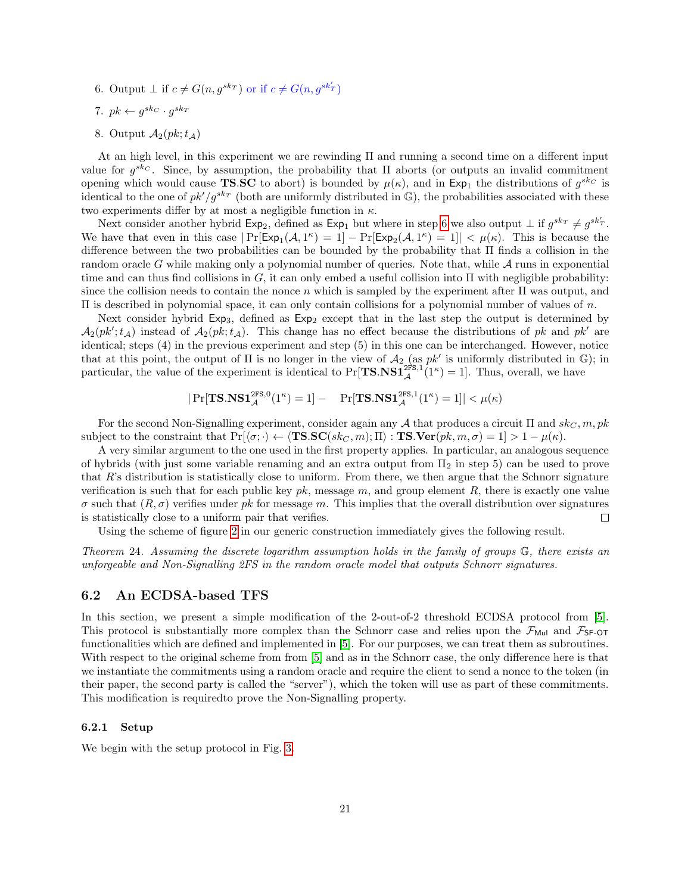6. Output $\perp$ if $c \neq G(n, g^{sk_T})$ or if $c \neq G(n, g^{sk'_T})$
7. $pk \leftarrow g^{sk_C} \cdot g^{sk_T}$
8. Output $\mathcal{A}_2(pk; t_{\mathcal{A}})$

At an high level, in this experiment we are rewinding $\Pi$ and running a second time on a different input value for $g^{sk_C}$. Since, by assumption, the probability that $\Pi$ aborts (or outputs an invalid commitment opening which would cause **TS**.**SC** to abort) is bounded by $\mu(\kappa)$, and in $\mathsf{Exp}_1$ the distributions of $g^{sk_C}$ is identical to the one of $pk'/g^{sk_T}$ (both are uniformly distributed in $\mathbb{G}$), the probabilities associated with these two experiments differ by at most a negligible function in $\kappa$.

Next consider another hybrid $\mathsf{Exp}_2$, defined as $\mathsf{Exp}_1$ but where in step 6 we also output $\perp$ if $g^{sk_T} \neq g^{sk'_T}$. We have that even in this case $|\Pr[\mathsf{Exp}_1(\mathcal{A}, 1^\kappa) = 1] - \Pr[\mathsf{Exp}_2(\mathcal{A}, 1^\kappa) = 1]| < \mu(\kappa)$. This is because the difference between the two probabilities can be bounded by the probability that $\Pi$ finds a collision in the random oracle $G$ while making only a polynomial number of queries. Note that, while $\mathcal{A}$ runs in exponential time and can thus find collisions in $G$, it can only embed a useful collision into $\Pi$ with negligible probability: since the collision needs to contain the nonce $n$ which is sampled by the experiment after $\Pi$ was output, and $\Pi$ is described in polynomial space, it can only contain collisions for a polynomial number of values of $n$.

Next consider hybrid $\mathsf{Exp}_3$, defined as $\mathsf{Exp}_2$ except that in the last step the output is determined by $\mathcal{A}_2(pk'; t_{\mathcal{A}})$ instead of $\mathcal{A}_2(pk; t_{\mathcal{A}})$. This change has no effect because the distributions of $pk$ and $pk'$ are identical; steps (4) in the previous experiment and step (5) in this one can be interchanged. However, notice that at this point, the output of $\Pi$ is no longer in the view of $\mathcal{A}_2$ (as $pk'$ is uniformly distributed in $\mathbb{G}$); in particular, the value of the experiment is identical to $\Pr[\mathbf{TS}.\mathbf{NS1}_{\mathcal{A}}^{\mathsf{2FS},1}(1^\kappa) = 1]$. Thus, overall, we have

$$|\Pr[\mathbf{TS}.\mathbf{NS1}_{\mathcal{A}}^{\mathsf{2FS},0}(1^\kappa) = 1] - \quad \Pr[\mathbf{TS}.\mathbf{NS1}_{\mathcal{A}}^{\mathsf{2FS},1}(1^\kappa) = 1]| < \mu(\kappa)$$

For the second Non-Signalling experiment, consider again any $\mathcal{A}$ that produces a circuit $\Pi$ and $sk_C, m, pk$ subject to the constraint that $\Pr[\langle\sigma; \cdot\rangle \leftarrow \langle\mathbf{TS}.\mathbf{SC}(sk_C, m); \Pi\rangle : \mathbf{TS}.\mathbf{Ver}(pk, m, \sigma) = 1] > 1 - \mu(\kappa)$.

A very similar argument to the one used in the first property applies. In particular, an analogous sequence of hybrids (with just some variable renaming and an extra output from $\Pi_2$ in step 5) can be used to prove that $R$'s distribution is statistically close to uniform. From there, we then argue that the Schnorr signature verification is such that for each public key $pk$, message $m$, and group element $R$, there is exactly one value $\sigma$ such that $(R, \sigma)$ verifies under $pk$ for message $m$. This implies that the overall distribution over signatures is statistically close to a uniform pair that verifies. $\square$

Using the scheme of figure 2 in our generic construction immediately gives the following result.

*Theorem 24. Assuming the discrete logarithm assumption holds in the family of groups $\mathbb{G}$, there exists an unforgeable and Non-Signalling 2FS in the random oracle model that outputs Schnorr signatures.*

## 6.2 An ECDSA-based TFS

In this section, we present a simple modification of the 2-out-of-2 threshold ECDSA protocol from [5]. This protocol is substantially more complex than the Schnorr case and relies upon the $\mathcal{F}_{\mathsf{Mul}}$ and $\mathcal{F}_{\mathsf{SF\text{-}OT}}$ functionalities which are defined and implemented in [5]. For our purposes, we can treat them as subroutines. With respect to the original scheme from from [5] and as in the Schnorr case, the only difference here is that we instantiate the commitments using a random oracle and require the client to send a nonce to the token (in their paper, the second party is called the "server"), which the token will use as part of these commitments. This modification is requiredto prove the Non-Signalling property.

### 6.2.1 Setup

We begin with the setup protocol in Fig. 3.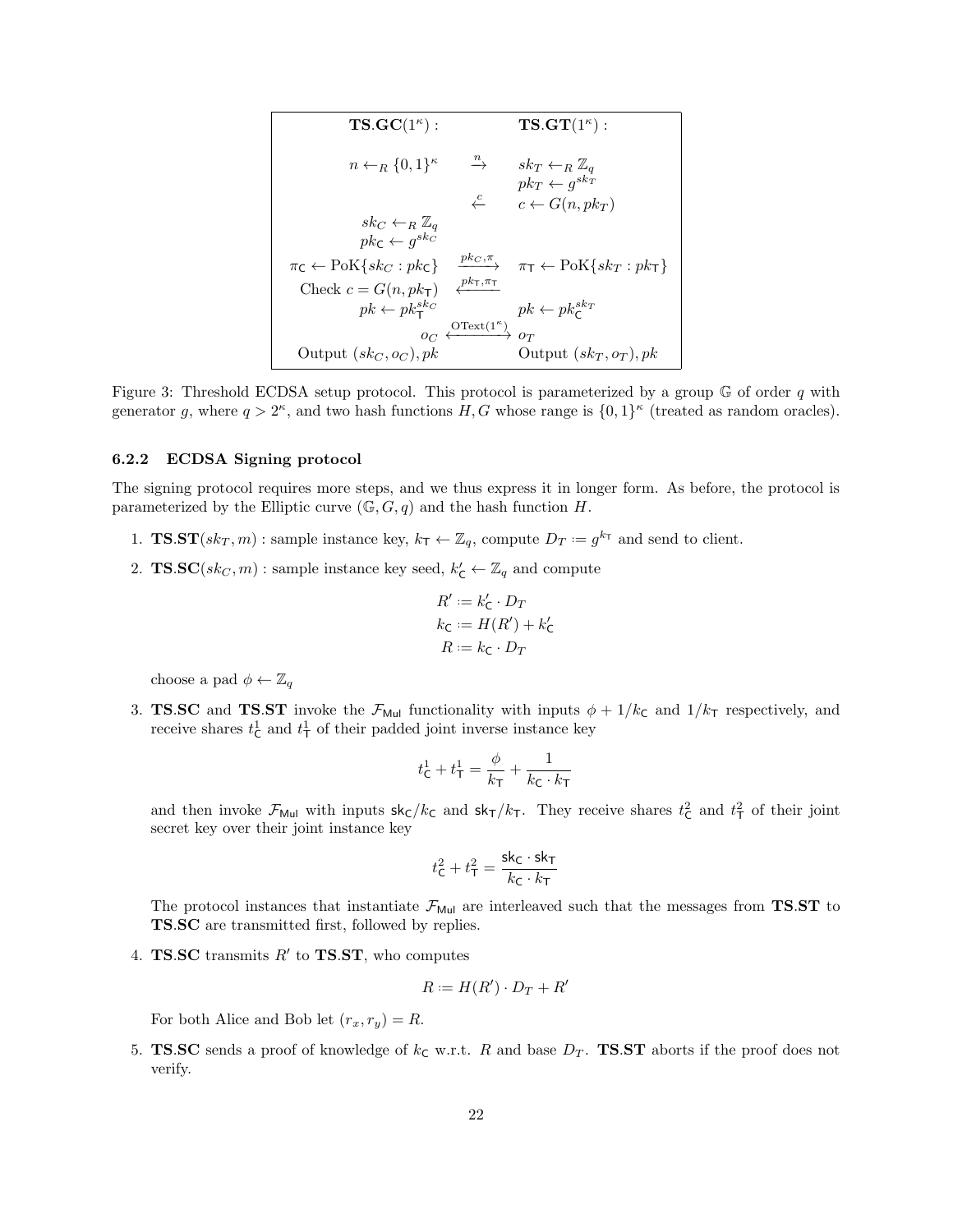| $\mathbf{TS}.\mathbf{GC}(1^\kappa)$ : | | $\mathbf{TS}.\mathbf{GT}(1^\kappa)$ : |
|---|---|---|
| $n \leftarrow_R \{0,1\}^\kappa$ | $\xrightarrow{n}$ | $sk_T \leftarrow_R \mathbb{Z}_q$ <br> $pk_T \leftarrow g^{sk_T}$ |
| | $\xleftarrow{c}$ | $c \leftarrow G(n, pk_T)$ |
| $sk_C \leftarrow_R \mathbb{Z}_q$ <br> $pk_\mathsf{C} \leftarrow g^{sk_C}$ | | |
| $\pi_\mathsf{C} \leftarrow \mathrm{PoK}\{sk_C : pk_\mathsf{C}\}$ | $\xrightarrow{pk_C, \pi}$ | $\pi_\mathsf{T} \leftarrow \mathrm{PoK}\{sk_T : pk_\mathsf{T}\}$ |
| Check $c = G(n, pk_\mathsf{T})$ | $\xleftarrow{pk_T, \pi_\mathsf{T}}$ | |
| $pk \leftarrow pk_\mathsf{T}^{sk_C}$ | | $pk \leftarrow pk_\mathsf{C}^{sk_T}$ |
| $o_C$ | $\xleftrightarrow{\mathrm{OText}(1^\kappa)}$ | $o_T$ |
| Output $(sk_C, o_C), pk$ | | Output $(sk_T, o_T), pk$ |

Figure 3: Threshold ECDSA setup protocol. This protocol is parameterized by a group $\mathbb{G}$ of order $q$ with generator $g$, where $q > 2^\kappa$, and two hash functions $H, G$ whose range is $\{0,1\}^\kappa$ (treated as random oracles).

#### 6.2.2 ECDSA Signing protocol

The signing protocol requires more steps, and we thus express it in longer form. As before, the protocol is parameterized by the Elliptic curve $(\mathbb{G}, G, q)$ and the hash function $H$.

1. $\mathbf{TS}.\mathbf{ST}(sk_T, m)$ : sample instance key, $k_\mathsf{T} \leftarrow \mathbb{Z}_q$, compute $D_T \coloneqq g^{k_\mathsf{T}}$ and send to client.

2. $\mathbf{TS}.\mathbf{SC}(sk_C, m)$ : sample instance key seed, $k'_\mathsf{C} \leftarrow \mathbb{Z}_q$ and compute

$$R' \coloneqq k'_\mathsf{C} \cdot D_T$$
$$k_\mathsf{C} \coloneqq H(R') + k'_\mathsf{C}$$
$$R \coloneqq k_\mathsf{C} \cdot D_T$$

   choose a pad $\phi \leftarrow \mathbb{Z}_q$

3. $\mathbf{TS}.\mathbf{SC}$ and $\mathbf{TS}.\mathbf{ST}$ invoke the $\mathcal{F}_{\mathsf{Mul}}$ functionality with inputs $\phi + 1/k_\mathsf{C}$ and $1/k_\mathsf{T}$ respectively, and receive shares $t^1_\mathsf{C}$ and $t^1_\mathsf{T}$ of their padded joint inverse instance key

$$t^1_\mathsf{C} + t^1_\mathsf{T} = \frac{\phi}{k_\mathsf{T}} + \frac{1}{k_\mathsf{C} \cdot k_\mathsf{T}}$$

   and then invoke $\mathcal{F}_{\mathsf{Mul}}$ with inputs $\mathsf{sk_C}/k_\mathsf{C}$ and $\mathsf{sk_T}/k_\mathsf{T}$. They receive shares $t^2_\mathsf{C}$ and $t^2_\mathsf{T}$ of their joint secret key over their joint instance key

$$t^2_\mathsf{C} + t^2_\mathsf{T} = \frac{\mathsf{sk_C} \cdot \mathsf{sk_T}}{k_\mathsf{C} \cdot k_\mathsf{T}}$$

   The protocol instances that instantiate $\mathcal{F}_{\mathsf{Mul}}$ are interleaved such that the messages from $\mathbf{TS}.\mathbf{ST}$ to $\mathbf{TS}.\mathbf{SC}$ are transmitted first, followed by replies.

4. $\mathbf{TS}.\mathbf{SC}$ transmits $R'$ to $\mathbf{TS}.\mathbf{ST}$, who computes

$$R \coloneqq H(R') \cdot D_T + R'$$

   For both Alice and Bob let $(r_x, r_y) = R$.

5. $\mathbf{TS}.\mathbf{SC}$ sends a proof of knowledge of $k_\mathsf{C}$ w.r.t. $R$ and base $D_T$. $\mathbf{TS}.\mathbf{ST}$ aborts if the proof does not verify.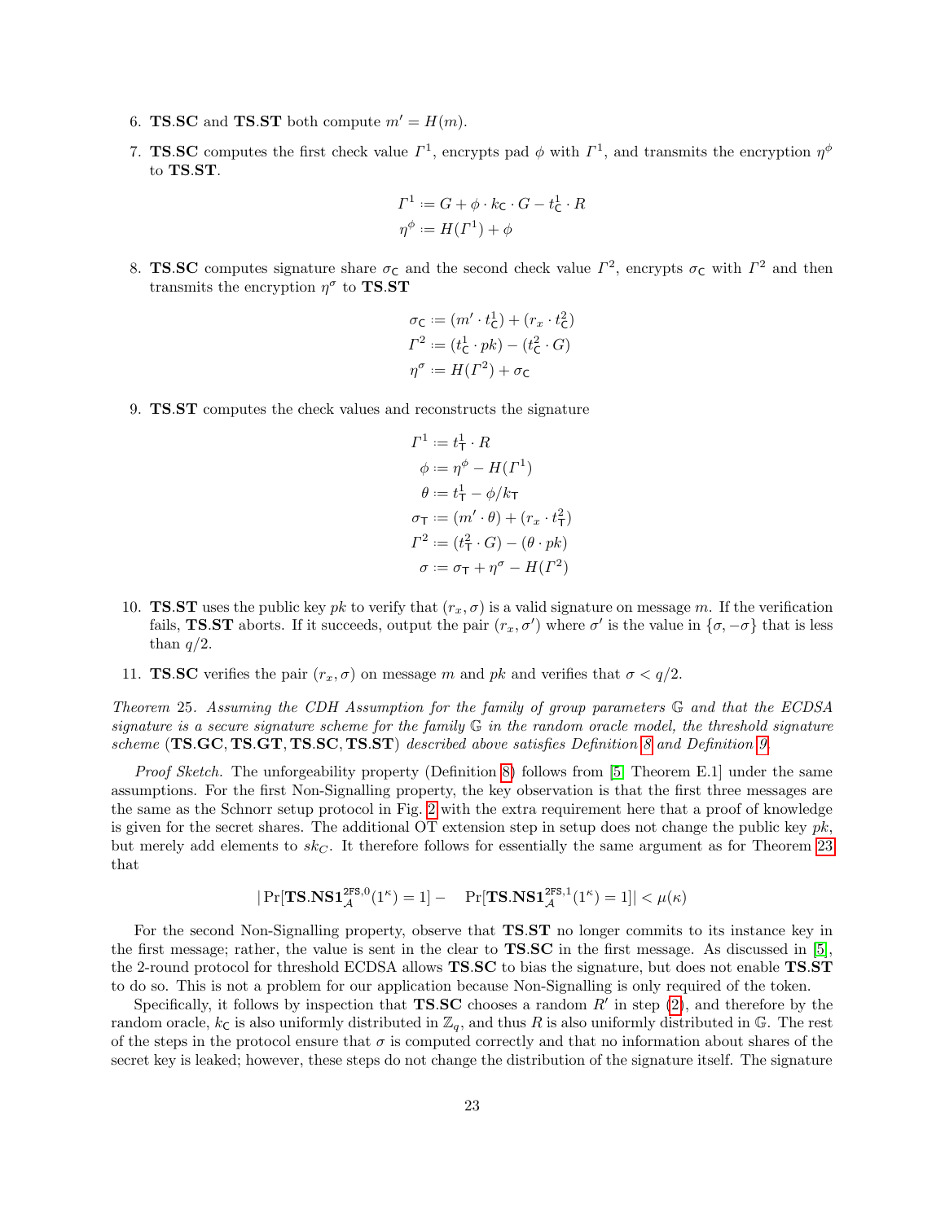6. **TS.SC** and **TS.ST** both compute $m' = H(m)$.

7. **TS.SC** computes the first check value $\Gamma^1$, encrypts pad $\phi$ with $\Gamma^1$, and transmits the encryption $\eta^\phi$ to **TS.ST**.

$$\Gamma^1 := G + \phi \cdot k_{\mathsf{C}} \cdot G - t^1_{\mathsf{C}} \cdot R$$
$$\eta^\phi := H(\Gamma^1) + \phi$$

8. **TS.SC** computes signature share $\sigma_{\mathsf{C}}$ and the second check value $\Gamma^2$, encrypts $\sigma_{\mathsf{C}}$ with $\Gamma^2$ and then transmits the encryption $\eta^\sigma$ to **TS.ST**

$$\sigma_{\mathsf{C}} := (m' \cdot t^1_{\mathsf{C}}) + (r_x \cdot t^2_{\mathsf{C}})$$
$$\Gamma^2 := (t^1_{\mathsf{C}} \cdot pk) - (t^2_{\mathsf{C}} \cdot G)$$
$$\eta^\sigma := H(\Gamma^2) + \sigma_{\mathsf{C}}$$

9. **TS.ST** computes the check values and reconstructs the signature

$$\Gamma^1 := t^1_{\mathsf{T}} \cdot R$$
$$\phi := \eta^\phi - H(\Gamma^1)$$
$$\theta := t^1_{\mathsf{T}} - \phi / k_{\mathsf{T}}$$
$$\sigma_{\mathsf{T}} := (m' \cdot \theta) + (r_x \cdot t^2_{\mathsf{T}})$$
$$\Gamma^2 := (t^2_{\mathsf{T}} \cdot G) - (\theta \cdot pk)$$
$$\sigma := \sigma_{\mathsf{T}} + \eta^\sigma - H(\Gamma^2)$$

10. **TS.ST** uses the public key $pk$ to verify that $(r_x, \sigma)$ is a valid signature on message $m$. If the verification fails, **TS.ST** aborts. If it succeeds, output the pair $(r_x, \sigma')$ where $\sigma'$ is the value in $\{\sigma, -\sigma\}$ that is less than $q/2$.

11. **TS.SC** verifies the pair $(r_x, \sigma)$ on message $m$ and $pk$ and verifies that $\sigma < q/2$.

*Theorem 25. Assuming the CDH Assumption for the family of group parameters $\mathbb{G}$ and that the ECDSA signature is a secure signature scheme for the family $\mathbb{G}$ in the random oracle model, the threshold signature scheme* (**TS.GC**, **TS.GT**, **TS.SC**, **TS.ST**) *described above satisfies Definition 8 and Definition 9.*

*Proof Sketch.* The unforgeability property (Definition 8) follows from [5, Theorem E.1] under the same assumptions. For the first Non-Signalling property, the key observation is that the first three messages are the same as the Schnorr setup protocol in Fig. 2 with the extra requirement here that a proof of knowledge is given for the secret shares. The additional OT extension step in setup does not change the public key $pk$, but merely add elements to $sk_C$. It therefore follows for essentially the same argument as for Theorem 23 that

$$|\Pr[\mathbf{TS.NS1}^{\mathtt{2FS},0}_{\mathcal{A}}(1^\kappa) = 1] - \quad \Pr[\mathbf{TS.NS1}^{\mathtt{2FS},1}_{\mathcal{A}}(1^\kappa) = 1]| < \mu(\kappa)$$

For the second Non-Signalling property, observe that **TS.ST** no longer commits to its instance key in the first message; rather, the value is sent in the clear to **TS.SC** in the first message. As discussed in [5], the 2-round protocol for threshold ECDSA allows **TS.SC** to bias the signature, but does not enable **TS.ST** to do so. This is not a problem for our application because Non-Signalling is only required of the token.

Specifically, it follows by inspection that **TS.SC** chooses a random $R'$ in step (2), and therefore by the random oracle, $k_{\mathsf{C}}$ is also uniformly distributed in $\mathbb{Z}_q$, and thus $R$ is also uniformly distributed in $\mathbb{G}$. The rest of the steps in the protocol ensure that $\sigma$ is computed correctly and that no information about shares of the secret key is leaked; however, these steps do not change the distribution of the signature itself. The signature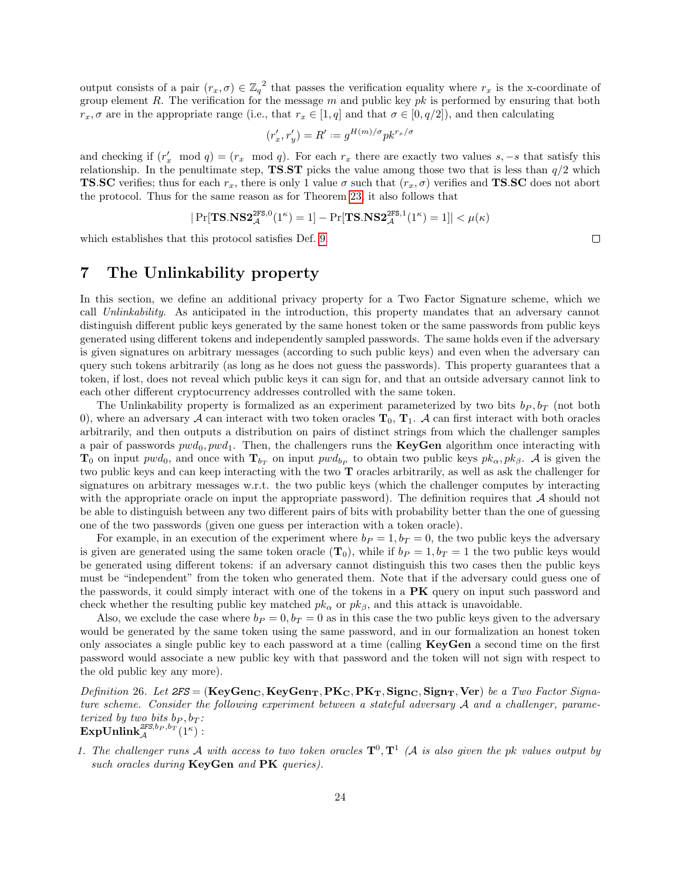output consists of a pair $(r_x, \sigma) \in {\mathbb{Z}_q}^2$ that passes the verification equality where $r_x$ is the x-coordinate of group element $R$. The verification for the message $m$ and public key $pk$ is performed by ensuring that both $r_x, \sigma$ are in the appropriate range (i.e., that $r_x \in [1, q]$ and that $\sigma \in [0, q/2]$), and then calculating

$$(r'_x, r'_y) = R' := g^{H(m)/\sigma} pk^{r_x/\sigma}$$

and checking if $(r'_x \mod q) = (r_x \mod q)$. For each $r_x$ there are exactly two values $s, -s$ that satisfy this relationship. In the penultimate step, **TS**.**ST** picks the value among those two that is less than $q/2$ which **TS**.**SC** verifies; thus for each $r_x$, there is only 1 value $\sigma$ such that $(r_x, \sigma)$ verifies and **TS**.**SC** does not abort the protocol. Thus for the same reason as for Theorem 23, it also follows that

$$|\Pr[\mathbf{TS}.\mathbf{NS2}^{\mathsf{2FS},0}_{\mathcal{A}}(1^\kappa) = 1] - \Pr[\mathbf{TS}.\mathbf{NS2}^{\mathsf{2FS},1}_{\mathcal{A}}(1^\kappa) = 1]| < \mu(\kappa)$$

which establishes that this protocol satisfies Def. 9. □

# 7 The Unlinkability property

In this section, we define an additional privacy property for a Two Factor Signature scheme, which we call *Unlinkability*. As anticipated in the introduction, this property mandates that an adversary cannot distinguish different public keys generated by the same honest token or the same passwords from public keys generated using different tokens and independently sampled passwords. The same holds even if the adversary is given signatures on arbitrary messages (according to such public keys) and even when the adversary can query such tokens arbitrarily (as long as he does not guess the passwords). This property guarantees that a token, if lost, does not reveal which public keys it can sign for, and that an outside adversary cannot link to each other different cryptocurrency addresses controlled with the same token.

The Unlinkability property is formalized as an experiment parameterized by two bits $b_P, b_T$ (not both 0), where an adversary $\mathcal{A}$ can interact with two token oracles $\mathbf{T}_0$, $\mathbf{T}_1$. $\mathcal{A}$ can first interact with both oracles arbitrarily, and then outputs a distribution on pairs of distinct strings from which the challenger samples a pair of passwords $pwd_0, pwd_1$. Then, the challengers runs the **KeyGen** algorithm once interacting with $\mathbf{T}_0$ on input $pwd_0$, and once with $\mathbf{T}_{b_T}$ on input $pwd_{b_P}$ to obtain two public keys $pk_\alpha, pk_\beta$. $\mathcal{A}$ is given the two public keys and can keep interacting with the two $\mathbf{T}$ oracles arbitrarily, as well as ask the challenger for signatures on arbitrary messages w.r.t. the two public keys (which the challenger computes by interacting with the appropriate oracle on input the appropriate password). The definition requires that $\mathcal{A}$ should not be able to distinguish between any two different pairs of bits with probability better than the one of guessing one of the two passwords (given one guess per interaction with a token oracle).

For example, in an execution of the experiment where $b_P = 1, b_T = 0$, the two public keys the adversary is given are generated using the same token oracle ($\mathbf{T}_0$), while if $b_P = 1, b_T = 1$ the two public keys would be generated using different tokens: if an adversary cannot distinguish this two cases then the public keys must be "independent" from the token who generated them. Note that if the adversary could guess one of the passwords, it could simply interact with one of the tokens in a **PK** query on input such password and check whether the resulting public key matched $pk_\alpha$ or $pk_\beta$, and this attack is unavoidable.

Also, we exclude the case where $b_P = 0, b_T = 0$ as in this case the two public keys given to the adversary would be generated by the same token using the same password, and in our formalization an honest token only associates a single public key to each password at a time (calling **KeyGen** a second time on the first password would associate a new public key with that password and the token will not sign with respect to the old public key any more).

*Definition 26. Let* $\mathsf{2FS} = (\mathbf{KeyGen_C}, \mathbf{KeyGen_T}, \mathbf{PK_C}, \mathbf{PK_T}, \mathbf{Sign_C}, \mathbf{Sign_T}, \mathbf{Ver})$ *be a Two Factor Signature scheme. Consider the following experiment between a stateful adversary* $\mathcal{A}$ *and a challenger, parameterized by two bits* $b_P, b_T$*:*
$\mathbf{ExpUnlink}^{\mathsf{2FS},b_P,b_T}_{\mathcal{A}}(1^\kappa)$ :

1. *The challenger runs* $\mathcal{A}$ *with access to two token oracles* $\mathbf{T}^0, \mathbf{T}^1$ *(*$\mathcal{A}$ *is also given the pk values output by such oracles during* **KeyGen** *and* **PK** *queries).*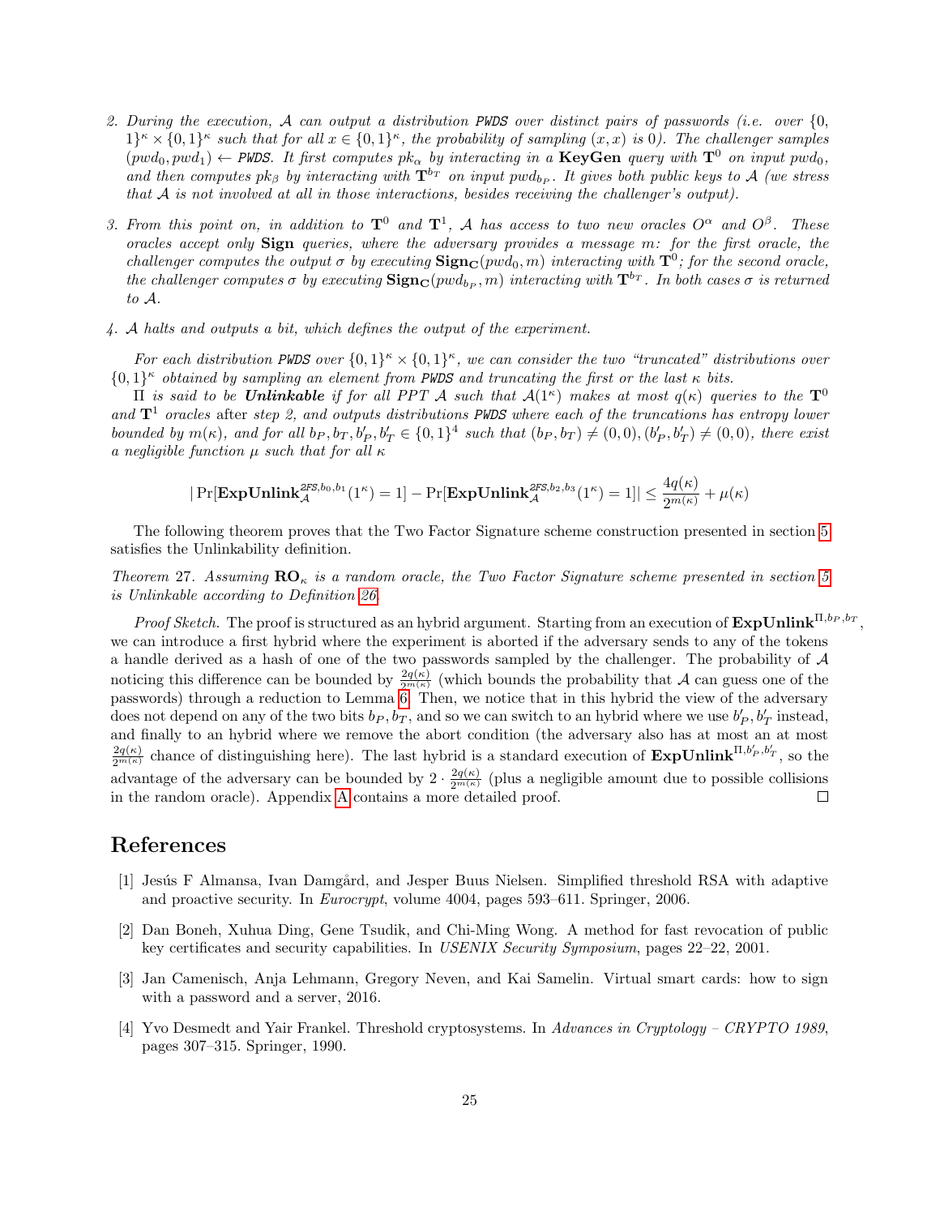2. *During the execution, $\mathcal{A}$ can output a distribution* PWDS *over distinct pairs of passwords (i.e. over $\{0,1\}^\kappa \times \{0,1\}^\kappa$ such that for all $x \in \{0,1\}^\kappa$, the probability of sampling $(x,x)$ is 0). The challenger samples $(pwd_0, pwd_1) \leftarrow$ PWDS. It first computes $pk_\alpha$ by interacting in a* **KeyGen** *query with $\mathbf{T}^0$ on input $pwd_0$, and then computes $pk_\beta$ by interacting with $\mathbf{T}^{b_T}$ on input $pwd_{b_P}$. It gives both public keys to $\mathcal{A}$ (we stress that $\mathcal{A}$ is not involved at all in those interactions, besides receiving the challenger's output).*

3. *From this point on, in addition to $\mathbf{T}^0$ and $\mathbf{T}^1$, $\mathcal{A}$ has access to two new oracles $O^\alpha$ and $O^\beta$. These oracles accept only* **Sign** *queries, where the adversary provides a message $m$: for the first oracle, the challenger computes the output $\sigma$ by executing $\mathbf{Sign_C}(pwd_0, m)$ interacting with $\mathbf{T}^0$; for the second oracle, the challenger computes $\sigma$ by executing $\mathbf{Sign_C}(pwd_{b_P}, m)$ interacting with $\mathbf{T}^{b_T}$. In both cases $\sigma$ is returned to $\mathcal{A}$.*

4. *$\mathcal{A}$ halts and outputs a bit, which defines the output of the experiment.*

*For each distribution* PWDS *over $\{0,1\}^\kappa \times \{0,1\}^\kappa$, we can consider the two "truncated" distributions over $\{0,1\}^\kappa$ obtained by sampling an element from* PWDS *and truncating the first or the last $\kappa$ bits.*

*$\Pi$ is said to be* ***Unlinkable*** *if for all PPT $\mathcal{A}$ such that $\mathcal{A}(1^\kappa)$ makes at most $q(\kappa)$ queries to the $\mathbf{T}^0$ and $\mathbf{T}^1$ oracles* after *step 2, and outputs distributions* PWDS *where each of the truncations has entropy lower bounded by $m(\kappa)$, and for all $b_P, b_T, b'_P, b'_T \in \{0,1\}^4$ such that $(b_P, b_T) \neq (0,0), (b'_P, b'_T) \neq (0,0)$, there exist a negligible function $\mu$ such that for all $\kappa$*

$$|\Pr[\mathbf{ExpUnlink}_{\mathcal{A}}^{\mathit{2FS},b_0,b_1}(1^\kappa) = 1] - \Pr[\mathbf{ExpUnlink}_{\mathcal{A}}^{\mathit{2FS},b_2,b_3}(1^\kappa) = 1]| \leq \frac{4q(\kappa)}{2^{m(\kappa)}} + \mu(\kappa)$$

The following theorem proves that the Two Factor Signature scheme construction presented in section 5 satisfies the Unlinkability definition.

*Theorem 27. Assuming $\mathbf{RO}_\kappa$ is a random oracle, the Two Factor Signature scheme presented in section 5 is Unlinkable according to Definition 26.*

*Proof Sketch.* The proof is structured as an hybrid argument. Starting from an execution of $\mathbf{ExpUnlink}^{\Pi,b_P,b_T}$, we can introduce a first hybrid where the experiment is aborted if the adversary sends to any of the tokens a handle derived as a hash of one of the two passwords sampled by the challenger. The probability of $\mathcal{A}$ noticing this difference can be bounded by $\frac{2q(\kappa)}{2^{m(\kappa)}}$ (which bounds the probability that $\mathcal{A}$ can guess one of the passwords) through a reduction to Lemma 6. Then, we notice that in this hybrid the view of the adversary does not depend on any of the two bits $b_P, b_T$, and so we can switch to an hybrid where we use $b'_P, b'_T$ instead, and finally to an hybrid where we remove the abort condition (the adversary also has at most an at most $\frac{2q(\kappa)}{2^{m(\kappa)}}$ chance of distinguishing here). The last hybrid is a standard execution of $\mathbf{ExpUnlink}^{\Pi,b'_P,b'_T}$, so the advantage of the adversary can be bounded by $2 \cdot \frac{2q(\kappa)}{2^{m(\kappa)}}$ (plus a negligible amount due to possible collisions in the random oracle). Appendix A contains a more detailed proof. □

# References

[1] Jesús F Almansa, Ivan Damgård, and Jesper Buus Nielsen. Simplified threshold RSA with adaptive and proactive security. In *Eurocrypt*, volume 4004, pages 593–611. Springer, 2006.

[2] Dan Boneh, Xuhua Ding, Gene Tsudik, and Chi-Ming Wong. A method for fast revocation of public key certificates and security capabilities. In *USENIX Security Symposium*, pages 22–22, 2001.

[3] Jan Camenisch, Anja Lehmann, Gregory Neven, and Kai Samelin. Virtual smart cards: how to sign with a password and a server, 2016.

[4] Yvo Desmedt and Yair Frankel. Threshold cryptosystems. In *Advances in Cryptology – CRYPTO 1989*, pages 307–315. Springer, 1990.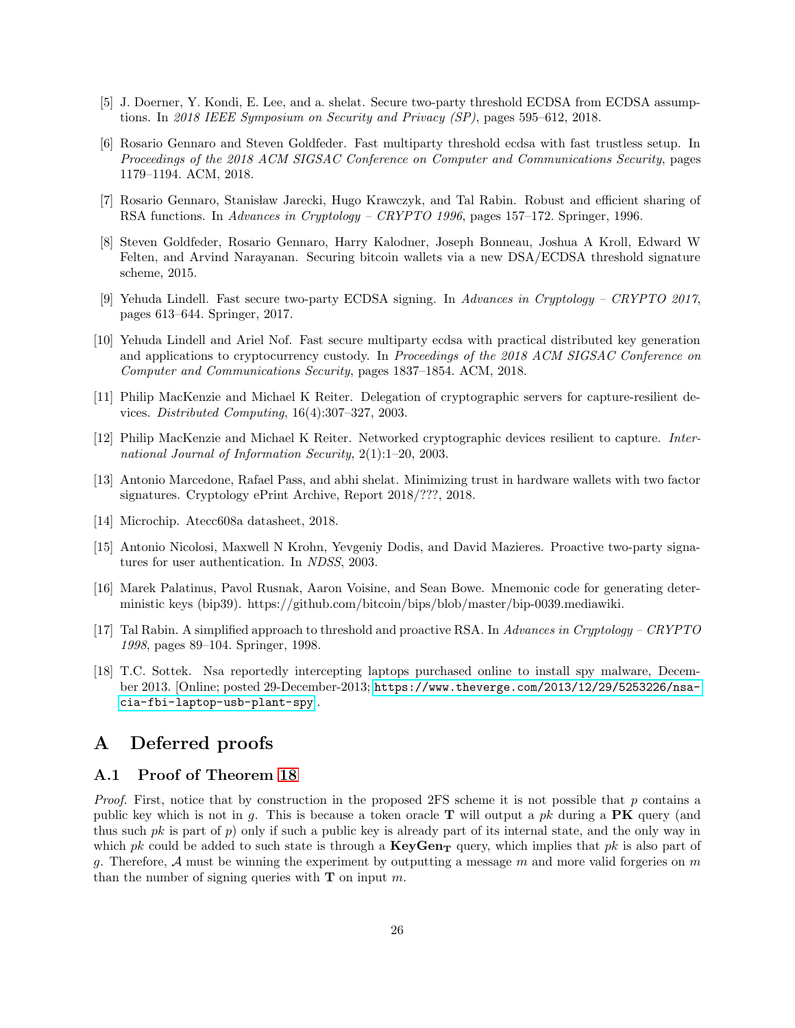[5] J. Doerner, Y. Kondi, E. Lee, and a. shelat. Secure two-party threshold ECDSA from ECDSA assumptions. In *2018 IEEE Symposium on Security and Privacy (SP)*, pages 595–612, 2018.

[6] Rosario Gennaro and Steven Goldfeder. Fast multiparty threshold ecdsa with fast trustless setup. In *Proceedings of the 2018 ACM SIGSAC Conference on Computer and Communications Security*, pages 1179–1194. ACM, 2018.

[7] Rosario Gennaro, Stanisław Jarecki, Hugo Krawczyk, and Tal Rabin. Robust and efficient sharing of RSA functions. In *Advances in Cryptology – CRYPTO 1996*, pages 157–172. Springer, 1996.

[8] Steven Goldfeder, Rosario Gennaro, Harry Kalodner, Joseph Bonneau, Joshua A Kroll, Edward W Felten, and Arvind Narayanan. Securing bitcoin wallets via a new DSA/ECDSA threshold signature scheme, 2015.

[9] Yehuda Lindell. Fast secure two-party ECDSA signing. In *Advances in Cryptology – CRYPTO 2017*, pages 613–644. Springer, 2017.

[10] Yehuda Lindell and Ariel Nof. Fast secure multiparty ecdsa with practical distributed key generation and applications to cryptocurrency custody. In *Proceedings of the 2018 ACM SIGSAC Conference on Computer and Communications Security*, pages 1837–1854. ACM, 2018.

[11] Philip MacKenzie and Michael K Reiter. Delegation of cryptographic servers for capture-resilient devices. *Distributed Computing*, 16(4):307–327, 2003.

[12] Philip MacKenzie and Michael K Reiter. Networked cryptographic devices resilient to capture. *International Journal of Information Security*, 2(1):1–20, 2003.

[13] Antonio Marcedone, Rafael Pass, and abhi shelat. Minimizing trust in hardware wallets with two factor signatures. Cryptology ePrint Archive, Report 2018/???, 2018.

[14] Microchip. Atecc608a datasheet, 2018.

[15] Antonio Nicolosi, Maxwell N Krohn, Yevgeniy Dodis, and David Mazieres. Proactive two-party signatures for user authentication. In *NDSS*, 2003.

[16] Marek Palatinus, Pavol Rusnak, Aaron Voisine, and Sean Bowe. Mnemonic code for generating deterministic keys (bip39). https://github.com/bitcoin/bips/blob/master/bip-0039.mediawiki.

[17] Tal Rabin. A simplified approach to threshold and proactive RSA. In *Advances in Cryptology – CRYPTO 1998*, pages 89–104. Springer, 1998.

[18] T.C. Sottek. Nsa reportedly intercepting laptops purchased online to install spy malware, December 2013. [Online; posted 29-December-2013; https://www.theverge.com/2013/12/29/5253226/nsa-cia-fbi-laptop-usb-plant-spy].

# A Deferred proofs

## A.1 Proof of Theorem 18

*Proof.* First, notice that by construction in the proposed 2FS scheme it is not possible that $p$ contains a public key which is not in $g$. This is because a token oracle $\mathbf{T}$ will output a $pk$ during a **PK** query (and thus such $pk$ is part of $p$) only if such a public key is already part of its internal state, and the only way in which $pk$ could be added to such state is through a $\mathbf{KeyGen_T}$ query, which implies that $pk$ is also part of $g$. Therefore, $\mathcal{A}$ must be winning the experiment by outputting a message $m$ and more valid forgeries on $m$ than the number of signing queries with $\mathbf{T}$ on input $m$.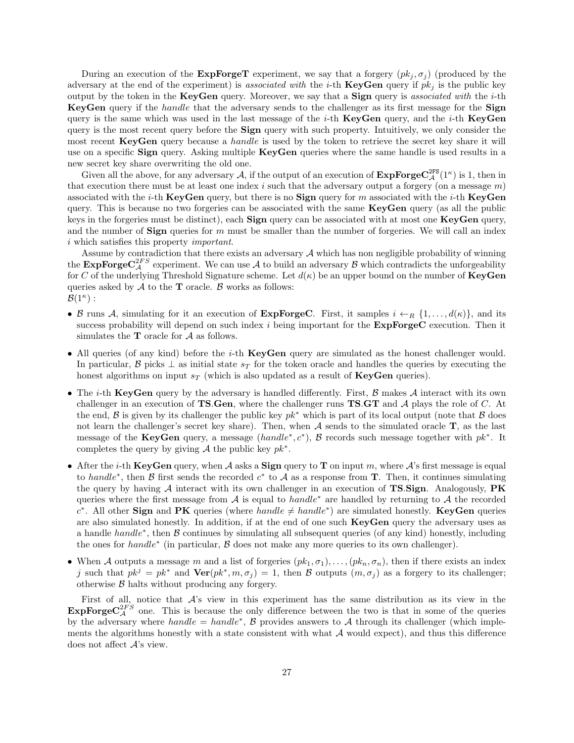During an execution of the **ExpForgeT** experiment, we say that a forgery $(pk_j, \sigma_j)$ (produced by the adversary at the end of the experiment) is *associated with* the $i$-th **KeyGen** query if $pk_j$ is the public key output by the token in the **KeyGen** query. Moreover, we say that a **Sign** query is *associated with* the $i$-th **KeyGen** query if the *handle* that the adversary sends to the challenger as its first message for the **Sign** query is the same which was used in the last message of the $i$-th **KeyGen** query, and the $i$-th **KeyGen** query is the most recent query before the **Sign** query with such property. Intuitively, we only consider the most recent **KeyGen** query because a *handle* is used by the token to retrieve the secret key share it will use on a specific **Sign** query. Asking multiple **KeyGen** queries where the same handle is used results in a new secret key share overwriting the old one.

Given all the above, for any adversary $\mathcal{A}$, if the output of an execution of $\mathbf{ExpForgeC}^{\mathbf{2FS}}_{\mathcal{A}}(1^\kappa)$ is 1, then in that execution there must be at least one index $i$ such that the adversary output a forgery (on a message $m$) associated with the $i$-th **KeyGen** query, but there is no **Sign** query for $m$ associated with the $i$-th **KeyGen** query. This is because no two forgeries can be associated with the same **KeyGen** query (as all the public keys in the forgeries must be distinct), each **Sign** query can be associated with at most one **KeyGen** query, and the number of **Sign** queries for $m$ must be smaller than the number of forgeries. We will call an index $i$ which satisfies this property *important*.

Assume by contradiction that there exists an adversary $\mathcal{A}$ which has non negligible probability of winning the $\mathbf{ExpForgeC}^{2FS}_{\mathcal{A}}$ experiment. We can use $\mathcal{A}$ to build an adversary $\mathcal{B}$ which contradicts the unforgeability for $C$ of the underlying Threshold Signature scheme. Let $d(\kappa)$ be an upper bound on the number of **KeyGen** queries asked by $\mathcal{A}$ to the **T** oracle. $\mathcal{B}$ works as follows:
$\mathcal{B}(1^\kappa)$ :

- $\mathcal{B}$ runs $\mathcal{A}$, simulating for it an execution of **ExpForgeC**. First, it samples $i \leftarrow_R \{1, \ldots, d(\kappa)\}$, and its success probability will depend on such index $i$ being important for the **ExpForgeC** execution. Then it simulates the **T** oracle for $\mathcal{A}$ as follows.
- All queries (of any kind) before the $i$-th **KeyGen** query are simulated as the honest challenger would. In particular, $\mathcal{B}$ picks $\perp$ as initial state $s_T$ for the token oracle and handles the queries by executing the honest algorithms on input $s_T$ (which is also updated as a result of **KeyGen** queries).
- The $i$-th **KeyGen** query by the adversary is handled differently. First, $\mathcal{B}$ makes $\mathcal{A}$ interact with its own challenger in an execution of **TS**.**Gen**, where the challenger runs **TS**.**GT** and $\mathcal{A}$ plays the role of $C$. At the end, $\mathcal{B}$ is given by its challenger the public key $pk^*$ which is part of its local output (note that $\mathcal{B}$ does not learn the challenger's secret key share). Then, when $\mathcal{A}$ sends to the simulated oracle **T**, as the last message of the **KeyGen** query, a message $(handle^*, c^*)$, $\mathcal{B}$ records such message together with $pk^*$. It completes the query by giving $\mathcal{A}$ the public key $pk^*$.
- After the $i$-th **KeyGen** query, when $\mathcal{A}$ asks a **Sign** query to **T** on input $m$, where $\mathcal{A}$'s first message is equal to $handle^*$, then $\mathcal{B}$ first sends the recorded $c^*$ to $\mathcal{A}$ as a response from **T**. Then, it continues simulating the query by having $\mathcal{A}$ interact with its own challenger in an execution of **TS**.**Sign**. Analogously, **PK** queries where the first message from $\mathcal{A}$ is equal to $handle^*$ are handled by returning to $\mathcal{A}$ the recorded $c^*$. All other **Sign** and **PK** queries (where $handle \neq handle^*$) are simulated honestly. **KeyGen** queries are also simulated honestly. In addition, if at the end of one such **KeyGen** query the adversary uses as a handle $handle^*$, then $\mathcal{B}$ continues by simulating all subsequent queries (of any kind) honestly, including the ones for $handle^*$ (in particular, $\mathcal{B}$ does not make any more queries to its own challenger).
- When $\mathcal{A}$ outputs a message $m$ and a list of forgeries $(pk_1, \sigma_1), \ldots, (pk_n, \sigma_n)$, then if there exists an index $j$ such that $pk^j = pk^*$ and $\mathbf{Ver}(pk^*, m, \sigma_j) = 1$, then $\mathcal{B}$ outputs $(m, \sigma_j)$ as a forgery to its challenger; otherwise $\mathcal{B}$ halts without producing any forgery.

First of all, notice that $\mathcal{A}$'s view in this experiment has the same distribution as its view in the $\mathbf{ExpForgeC}^{2FS}_{\mathcal{A}}$ one. This is because the only difference between the two is that in some of the queries by the adversary where $handle = handle^*$, $\mathcal{B}$ provides answers to $\mathcal{A}$ through its challenger (which implements the algorithms honestly with a state consistent with what $\mathcal{A}$ would expect), and thus this difference does not affect $\mathcal{A}$'s view.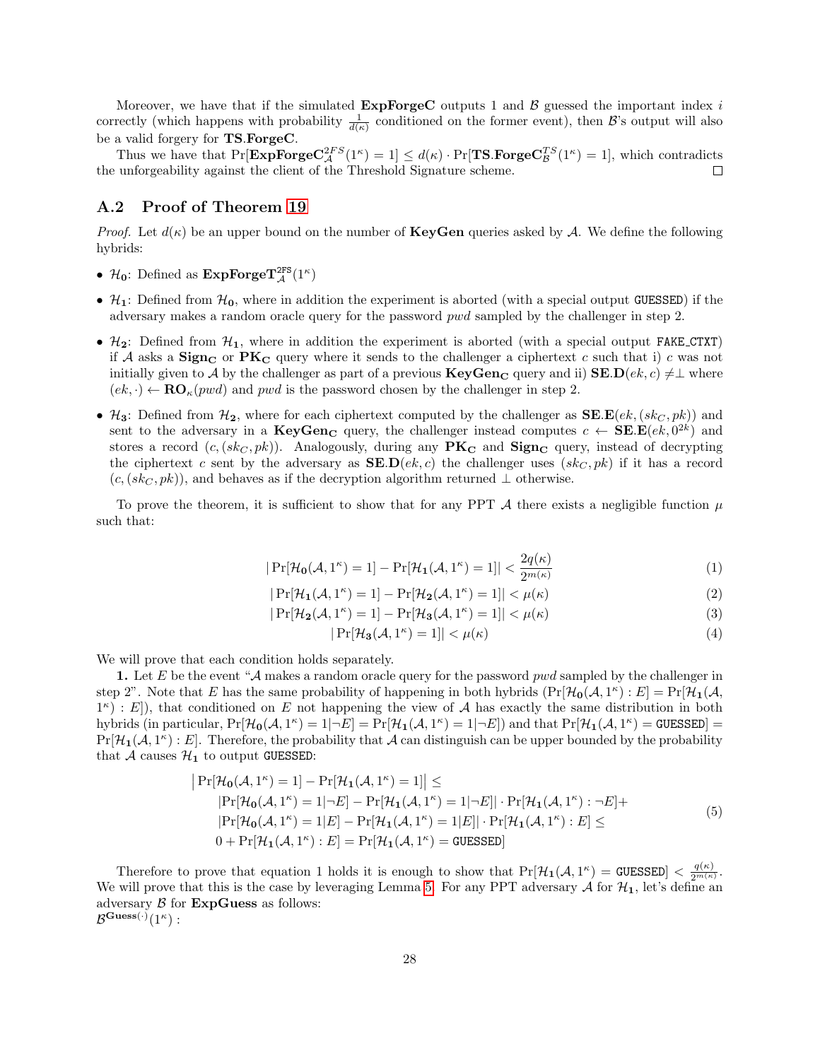Moreover, we have that if the simulated **ExpForgeC** outputs 1 and $\mathcal{B}$ guessed the important index $i$ correctly (which happens with probability $\frac{1}{d(\kappa)}$ conditioned on the former event), then $\mathcal{B}$'s output will also be a valid forgery for **TS**.**ForgeC**.

Thus we have that $\Pr[\mathbf{ExpForgeC}_{\mathcal{A}}^{2FS}(1^\kappa) = 1] \leq d(\kappa) \cdot \Pr[\mathbf{TS}.\mathbf{ForgeC}_{\mathcal{B}}^{TS}(1^\kappa) = 1]$, which contradicts the unforgeability against the client of the Threshold Signature scheme. □

## A.2 Proof of Theorem 19

*Proof.* Let $d(\kappa)$ be an upper bound on the number of **KeyGen** queries asked by $\mathcal{A}$. We define the following hybrids:

- $\mathcal{H}_0$: Defined as $\mathbf{ExpForgeT}_{\mathcal{A}}^{\mathtt{2FS}}(1^\kappa)$
- $\mathcal{H}_1$: Defined from $\mathcal{H}_0$, where in addition the experiment is aborted (with a special output GUESSED) if the adversary makes a random oracle query for the password $pwd$ sampled by the challenger in step 2.
- $\mathcal{H}_2$: Defined from $\mathcal{H}_1$, where in addition the experiment is aborted (with a special output FAKE_CTXT) if $\mathcal{A}$ asks a $\mathbf{Sign_C}$ or $\mathbf{PK_C}$ query where it sends to the challenger a ciphertext $c$ such that i) $c$ was not initially given to $\mathcal{A}$ by the challenger as part of a previous $\mathbf{KeyGen_C}$ query and ii) $\mathbf{SE}.\mathbf{D}(ek, c) \neq \perp$ where $(ek, \cdot) \leftarrow \mathbf{RO}_\kappa(pwd)$ and $pwd$ is the password chosen by the challenger in step 2.
- $\mathcal{H}_3$: Defined from $\mathcal{H}_2$, where for each ciphertext computed by the challenger as $\mathbf{SE}.\mathbf{E}(ek, (sk_C, pk))$ and sent to the adversary in a $\mathbf{KeyGen_C}$ query, the challenger instead computes $c \leftarrow \mathbf{SE}.\mathbf{E}(ek, 0^{2k})$ and stores a record $(c, (sk_C, pk))$. Analogously, during any $\mathbf{PK_C}$ and $\mathbf{Sign_C}$ query, instead of decrypting the ciphertext $c$ sent by the adversary as $\mathbf{SE}.\mathbf{D}(ek, c)$ the challenger uses $(sk_C, pk)$ if it has a record $(c, (sk_C, pk))$, and behaves as if the decryption algorithm returned $\perp$ otherwise.

To prove the theorem, it is sufficient to show that for any PPT $\mathcal{A}$ there exists a negligible function $\mu$ such that:

$$|\Pr[\mathcal{H}_0(\mathcal{A}, 1^\kappa) = 1] - \Pr[\mathcal{H}_1(\mathcal{A}, 1^\kappa) = 1]| < \frac{2q(\kappa)}{2^{m(\kappa)}} \tag{1}$$

$$|\Pr[\mathcal{H}_1(\mathcal{A}, 1^\kappa) = 1] - \Pr[\mathcal{H}_2(\mathcal{A}, 1^\kappa) = 1]| < \mu(\kappa) \tag{2}$$

$$|\Pr[\mathcal{H}_2(\mathcal{A}, 1^\kappa) = 1] - \Pr[\mathcal{H}_3(\mathcal{A}, 1^\kappa) = 1]| < \mu(\kappa) \tag{3}$$

$$|\Pr[\mathcal{H}_3(\mathcal{A}, 1^\kappa) = 1]| < \mu(\kappa) \tag{4}$$

We will prove that each condition holds separately.

**1.** Let $E$ be the event "$\mathcal{A}$ makes a random oracle query for the password $pwd$ sampled by the challenger in step 2". Note that $E$ has the same probability of happening in both hybrids ($\Pr[\mathcal{H}_0(\mathcal{A}, 1^\kappa) : E] = \Pr[\mathcal{H}_1(\mathcal{A}, 1^\kappa) : E]$), that conditioned on $E$ not happening the view of $\mathcal{A}$ has exactly the same distribution in both hybrids (in particular, $\Pr[\mathcal{H}_0(\mathcal{A}, 1^\kappa) = 1 | \neg E] = \Pr[\mathcal{H}_1(\mathcal{A}, 1^\kappa) = 1 | \neg E]$) and that $\Pr[\mathcal{H}_1(\mathcal{A}, 1^\kappa) = \mathtt{GUESSED}] = \Pr[\mathcal{H}_1(\mathcal{A}, 1^\kappa) : E]$. Therefore, the probability that $\mathcal{A}$ can distinguish can be upper bounded by the probability that $\mathcal{A}$ causes $\mathcal{H}_1$ to output GUESSED:

$$\begin{aligned}
\big|\Pr[\mathcal{H}_0(\mathcal{A}, 1^\kappa) = 1] - \Pr[\mathcal{H}_1(\mathcal{A}, 1^\kappa) = 1]\big| \leq \\
|\Pr[\mathcal{H}_0(\mathcal{A}, 1^\kappa) = 1 | \neg E] - \Pr[\mathcal{H}_1(\mathcal{A}, 1^\kappa) = 1 | \neg E]| \cdot \Pr[\mathcal{H}_1(\mathcal{A}, 1^\kappa) : \neg E] + \\
|\Pr[\mathcal{H}_0(\mathcal{A}, 1^\kappa) = 1 | E] - \Pr[\mathcal{H}_1(\mathcal{A}, 1^\kappa) = 1 | E]| \cdot \Pr[\mathcal{H}_1(\mathcal{A}, 1^\kappa) : E] \leq \\
0 + \Pr[\mathcal{H}_1(\mathcal{A}, 1^\kappa) : E] = \Pr[\mathcal{H}_1(\mathcal{A}, 1^\kappa) = \mathtt{GUESSED}]
\end{aligned} \tag{5}$$

Therefore to prove that equation 1 holds it is enough to show that $\Pr[\mathcal{H}_1(\mathcal{A}, 1^\kappa) = \mathtt{GUESSED}] < \frac{q(\kappa)}{2^{m(\kappa)}}$. We will prove that this is the case by leveraging Lemma 5. For any PPT adversary $\mathcal{A}$ for $\mathcal{H}_1$, let's define an adversary $\mathcal{B}$ for **ExpGuess** as follows:

$\mathcal{B}^{\mathbf{Guess}(\cdot)}(1^\kappa)$ :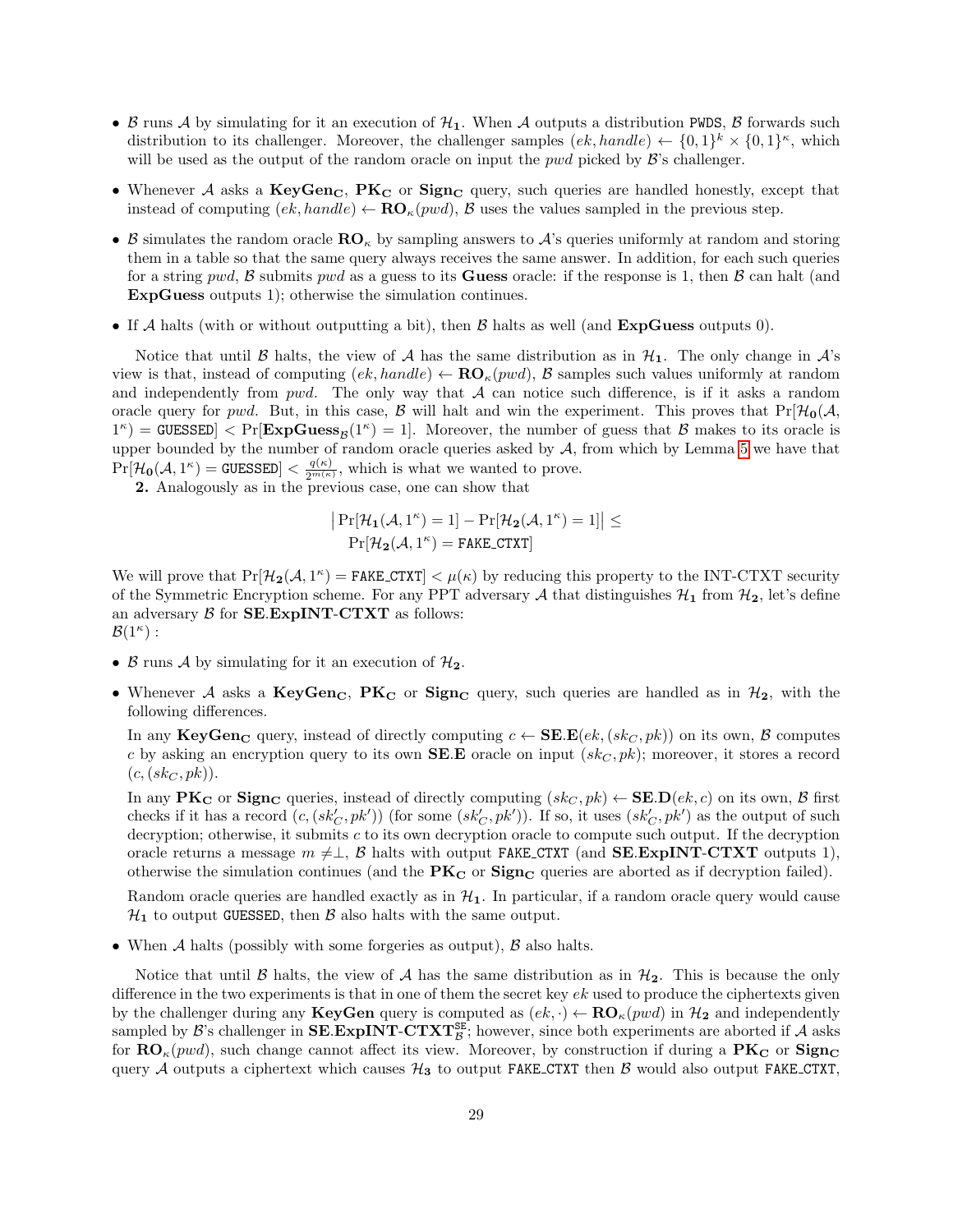- $\mathcal{B}$ runs $\mathcal{A}$ by simulating for it an execution of $\mathcal{H}_\mathbf{1}$. When $\mathcal{A}$ outputs a distribution PWDS, $\mathcal{B}$ forwards such distribution to its challenger. Moreover, the challenger samples $(ek, handle) \leftarrow \{0,1\}^k \times \{0,1\}^\kappa$, which will be used as the output of the random oracle on input the $pwd$ picked by $\mathcal{B}$'s challenger.
- Whenever $\mathcal{A}$ asks a $\mathbf{KeyGen_C}$, $\mathbf{PK_C}$ or $\mathbf{Sign_C}$ query, such queries are handled honestly, except that instead of computing $(ek, handle) \leftarrow \mathbf{RO}_\kappa(pwd)$, $\mathcal{B}$ uses the values sampled in the previous step.
- $\mathcal{B}$ simulates the random oracle $\mathbf{RO}_\kappa$ by sampling answers to $\mathcal{A}$'s queries uniformly at random and storing them in a table so that the same query always receives the same answer. In addition, for each such queries for a string $pwd$, $\mathcal{B}$ submits $pwd$ as a guess to its **Guess** oracle: if the response is 1, then $\mathcal{B}$ can halt (and **ExpGuess** outputs 1); otherwise the simulation continues.
- If $\mathcal{A}$ halts (with or without outputting a bit), then $\mathcal{B}$ halts as well (and **ExpGuess** outputs 0).

Notice that until $\mathcal{B}$ halts, the view of $\mathcal{A}$ has the same distribution as in $\mathcal{H}_\mathbf{1}$. The only change in $\mathcal{A}$'s view is that, instead of computing $(ek, handle) \leftarrow \mathbf{RO}_\kappa(pwd)$, $\mathcal{B}$ samples such values uniformly at random and independently from $pwd$. The only way that $\mathcal{A}$ can notice such difference, is if it asks a random oracle query for $pwd$. But, in this case, $\mathcal{B}$ will halt and win the experiment. This proves that $\Pr[\mathcal{H}_\mathbf{0}(\mathcal{A}, 1^\kappa) = \texttt{GUESSED}] < \Pr[\mathbf{ExpGuess}_\mathcal{B}(1^\kappa) = 1]$. Moreover, the number of guess that $\mathcal{B}$ makes to its oracle is upper bounded by the number of random oracle queries asked by $\mathcal{A}$, from which by Lemma 5 we have that $\Pr[\mathcal{H}_\mathbf{0}(\mathcal{A}, 1^\kappa) = \texttt{GUESSED}] < \frac{q(\kappa)}{2^{m(\kappa)}}$, which is what we wanted to prove.

**2.** Analogously as in the previous case, one can show that

$$\left|\Pr[\mathcal{H}_\mathbf{1}(\mathcal{A}, 1^\kappa) = 1] - \Pr[\mathcal{H}_\mathbf{2}(\mathcal{A}, 1^\kappa) = 1]\right| \leq \Pr[\mathcal{H}_\mathbf{2}(\mathcal{A}, 1^\kappa) = \texttt{FAKE\_CTXT}]$$

We will prove that $\Pr[\mathcal{H}_\mathbf{2}(\mathcal{A}, 1^\kappa) = \texttt{FAKE\_CTXT}] < \mu(\kappa)$ by reducing this property to the INT-CTXT security of the Symmetric Encryption scheme. For any PPT adversary $\mathcal{A}$ that distinguishes $\mathcal{H}_\mathbf{1}$ from $\mathcal{H}_\mathbf{2}$, let's define an adversary $\mathcal{B}$ for **SE.ExpINT-CTXT** as follows:
$\mathcal{B}(1^\kappa)$ :

- $\mathcal{B}$ runs $\mathcal{A}$ by simulating for it an execution of $\mathcal{H}_\mathbf{2}$.
- Whenever $\mathcal{A}$ asks a $\mathbf{KeyGen_C}$, $\mathbf{PK_C}$ or $\mathbf{Sign_C}$ query, such queries are handled as in $\mathcal{H}_\mathbf{2}$, with the following differences.

  In any $\mathbf{KeyGen_C}$ query, instead of directly computing $c \leftarrow \mathbf{SE.E}(ek, (sk_C, pk))$ on its own, $\mathcal{B}$ computes $c$ by asking an encryption query to its own **SE.E** oracle on input $(sk_C, pk)$; moreover, it stores a record $(c, (sk_C, pk))$.

  In any $\mathbf{PK_C}$ or $\mathbf{Sign_C}$ queries, instead of directly computing $(sk_C, pk) \leftarrow \mathbf{SE.D}(ek, c)$ on its own, $\mathcal{B}$ first checks if it has a record $(c, (sk'_C, pk'))$ (for some $(sk'_C, pk')$). If so, it uses $(sk'_C, pk')$ as the output of such decryption; otherwise, it submits $c$ to its own decryption oracle to compute such output. If the decryption oracle returns a message $m \neq \perp$, $\mathcal{B}$ halts with output FAKE_CTXT (and **SE.ExpINT-CTXT** outputs 1), otherwise the simulation continues (and the $\mathbf{PK_C}$ or $\mathbf{Sign_C}$ queries are aborted as if decryption failed).

  Random oracle queries are handled exactly as in $\mathcal{H}_\mathbf{1}$. In particular, if a random oracle query would cause $\mathcal{H}_\mathbf{1}$ to output GUESSED, then $\mathcal{B}$ also halts with the same output.
- When $\mathcal{A}$ halts (possibly with some forgeries as output), $\mathcal{B}$ also halts.

Notice that until $\mathcal{B}$ halts, the view of $\mathcal{A}$ has the same distribution as in $\mathcal{H}_\mathbf{2}$. This is because the only difference in the two experiments is that in one of them the secret key $ek$ used to produce the ciphertexts given by the challenger during **KeyGen** query is computed as $(ek, \cdot) \leftarrow \mathbf{RO}_\kappa(pwd)$ in $\mathcal{H}_\mathbf{2}$ and independently sampled by $\mathcal{B}$'s challenger in $\mathbf{SE.ExpINT\text{-}CTXT}^{\texttt{SE}}_\mathcal{B}$; however, since both experiments are aborted if $\mathcal{A}$ asks for $\mathbf{RO}_\kappa(pwd)$, such change cannot affect its view. Moreover, by construction if during a $\mathbf{PK_C}$ or $\mathbf{Sign_C}$ query $\mathcal{A}$ outputs a ciphertext which causes $\mathcal{H}_\mathbf{3}$ to output FAKE_CTXT then $\mathcal{B}$ would also output FAKE_CTXT,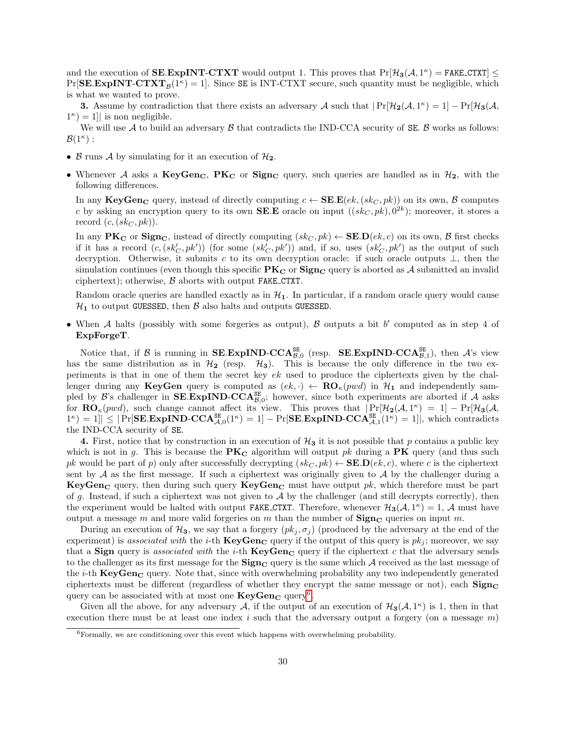and the execution of $\mathbf{SE}.\mathbf{ExpINT\text{-}CTXT}$ would output 1. This proves that $\Pr[\mathcal{H}_3(\mathcal{A}, 1^\kappa) = \texttt{FAKE\_CTXT}] \leq \Pr[\mathbf{SE}.\mathbf{ExpINT\text{-}CTXT}_\mathcal{B}(1^\kappa) = 1]$. Since SE is INT-CTXT secure, such quantity must be negligible, which is what we wanted to prove.

**3.** Assume by contradiction that there exists an adversary $\mathcal{A}$ such that $|\Pr[\mathcal{H}_2(\mathcal{A}, 1^\kappa) = 1] - \Pr[\mathcal{H}_3(\mathcal{A}, 1^\kappa) = 1]|$ is non negligible.

We will use $\mathcal{A}$ to build an adversary $\mathcal{B}$ that contradicts the IND-CCA security of SE. $\mathcal{B}$ works as follows: $\mathcal{B}(1^\kappa)$ :

- $\mathcal{B}$ runs $\mathcal{A}$ by simulating for it an execution of $\mathcal{H}_2$.
- Whenever $\mathcal{A}$ asks a $\mathbf{KeyGen_C}$, $\mathbf{PK_C}$ or $\mathbf{Sign_C}$ query, such queries are handled as in $\mathcal{H}_2$, with the following differences.

  In any $\mathbf{KeyGen_C}$ query, instead of directly computing $c \leftarrow \mathbf{SE}.\mathbf{E}(ek, (sk_C, pk))$ on its own, $\mathcal{B}$ computes $c$ by asking an encryption query to its own $\mathbf{SE}.\mathbf{E}$ oracle on input $((sk_C, pk), 0^{2k})$; moreover, it stores a record $(c, (sk_C, pk))$.

  In any $\mathbf{PK_C}$ or $\mathbf{Sign_C}$, instead of directly computing $(sk_C, pk) \leftarrow \mathbf{SE}.\mathbf{D}(ek, c)$ on its own, $\mathcal{B}$ first checks if it has a record $(c, (sk'_C, pk'))$ (for some $(sk'_C, pk')$) and, if so, uses $(sk'_C, pk')$ as the output of such decryption. Otherwise, it submits $c$ to its own decryption oracle: if such oracle outputs $\perp$, then the simulation continues (even though this specific $\mathbf{PK_C}$ or $\mathbf{Sign_C}$ query is aborted as $\mathcal{A}$ submitted an invalid ciphertext); otherwise, $\mathcal{B}$ aborts with output FAKE_CTXT.

  Random oracle queries are handled exactly as in $\mathcal{H}_1$. In particular, if a random oracle query would cause $\mathcal{H}_1$ to output GUESSED, then $\mathcal{B}$ also halts and outputs GUESSED.
- When $\mathcal{A}$ halts (possibly with some forgeries as output), $\mathcal{B}$ outputs a bit $b'$ computed as in step 4 of **ExpForgeT**.

Notice that, if $\mathcal{B}$ is running in $\mathbf{SE}.\mathbf{ExpIND\text{-}CCA}^{\mathtt{SE}}_{\mathcal{B},0}$ (resp. $\mathbf{SE}.\mathbf{ExpIND\text{-}CCA}^{\mathtt{SE}}_{\mathcal{B},1}$), then $\mathcal{A}$'s view has the same distribution as in $\mathcal{H}_2$ (resp. $\mathcal{H}_3$). This is because the only difference in the two experiments is that in one of them the secret key $ek$ used to produce the ciphertexts given by the challenger during any $\mathbf{KeyGen}$ query is computed as $(ek, \cdot) \leftarrow \mathbf{RO}_\kappa(pwd)$ in $\mathcal{H}_1$ and independently sampled by $\mathcal{B}$'s challenger in $\mathbf{SE}.\mathbf{ExpIND\text{-}CCA}^{\mathtt{SE}}_{\mathcal{B},0}$; however, since both experiments are aborted if $\mathcal{A}$ asks for $\mathbf{RO}_\kappa(pwd)$, such change cannot affect its view. This proves that $|\Pr[\mathcal{H}_2(\mathcal{A}, 1^\kappa) = 1] - \Pr[\mathcal{H}_3(\mathcal{A}, 1^\kappa) = 1]| \leq |\Pr[\mathbf{SE}.\mathbf{ExpIND\text{-}CCA}^{\mathtt{SE}}_{\mathcal{A},0}(1^\kappa) = 1] - \Pr[\mathbf{SE}.\mathbf{ExpIND\text{-}CCA}^{\mathtt{SE}}_{\mathcal{A},1}(1^\kappa) = 1]|$, which contradicts the IND-CCA security of SE.

**4.** First, notice that by construction in an execution of $\mathcal{H}_3$ it is not possible that $p$ contains a public key which is not in $g$. This is because the $\mathbf{PK_C}$ algorithm will output $pk$ during a $\mathbf{PK}$ query (and thus such $pk$ would be part of $p$) only after successfully decrypting $(sk_C, pk) \leftarrow \mathbf{SE}.\mathbf{D}(ek, c)$, where $c$ is the ciphertext sent by $\mathcal{A}$ as the first message. If such a ciphertext was originally given to $\mathcal{A}$ by the challenger during a $\mathbf{KeyGen_C}$ query, then during such query $\mathbf{KeyGen_C}$ must have output $pk$, which therefore must be part of $g$. Instead, if such a ciphertext was not given to $\mathcal{A}$ by the challenger (and still decrypts correctly), then the experiment would be halted with output FAKE_CTXT. Therefore, whenever $\mathcal{H}_3(\mathcal{A}, 1^\kappa) = 1$, $\mathcal{A}$ must have output a message $m$ and more valid forgeries on $m$ than the number of $\mathbf{Sign_C}$ queries on input $m$.

During an execution of $\mathcal{H}_3$, we say that a forgery $(pk_j, \sigma_j)$ (produced by the adversary at the end of the experiment) is *associated with* the $i$-th $\mathbf{KeyGen_C}$ query if the output of this query is $pk_j$; moreover, we say that a $\mathbf{Sign}$ query is *associated with* the $i$-th $\mathbf{KeyGen_C}$ query if the ciphertext $c$ that the adversary sends to the challenger as its first message for the $\mathbf{Sign_C}$ query is the same which $\mathcal{A}$ received as the last message of the $i$-th $\mathbf{KeyGen_C}$ query. Note that, since with overwhelming probability any two independently generated ciphertexts must be different (regardless of whether they encrypt the same message or not), each $\mathbf{Sign_C}$ query can be associated with at most one $\mathbf{KeyGen_C}$ query[6].

Given all the above, for any adversary $\mathcal{A}$, if the output of an execution of $\mathcal{H}_3(\mathcal{A}, 1^\kappa)$ is 1, then in that execution there must be at least one index $i$ such that the adversary output a forgery (on a message $m$)

[6] Formally, we are conditioning over this event which happens with overwhelming probability.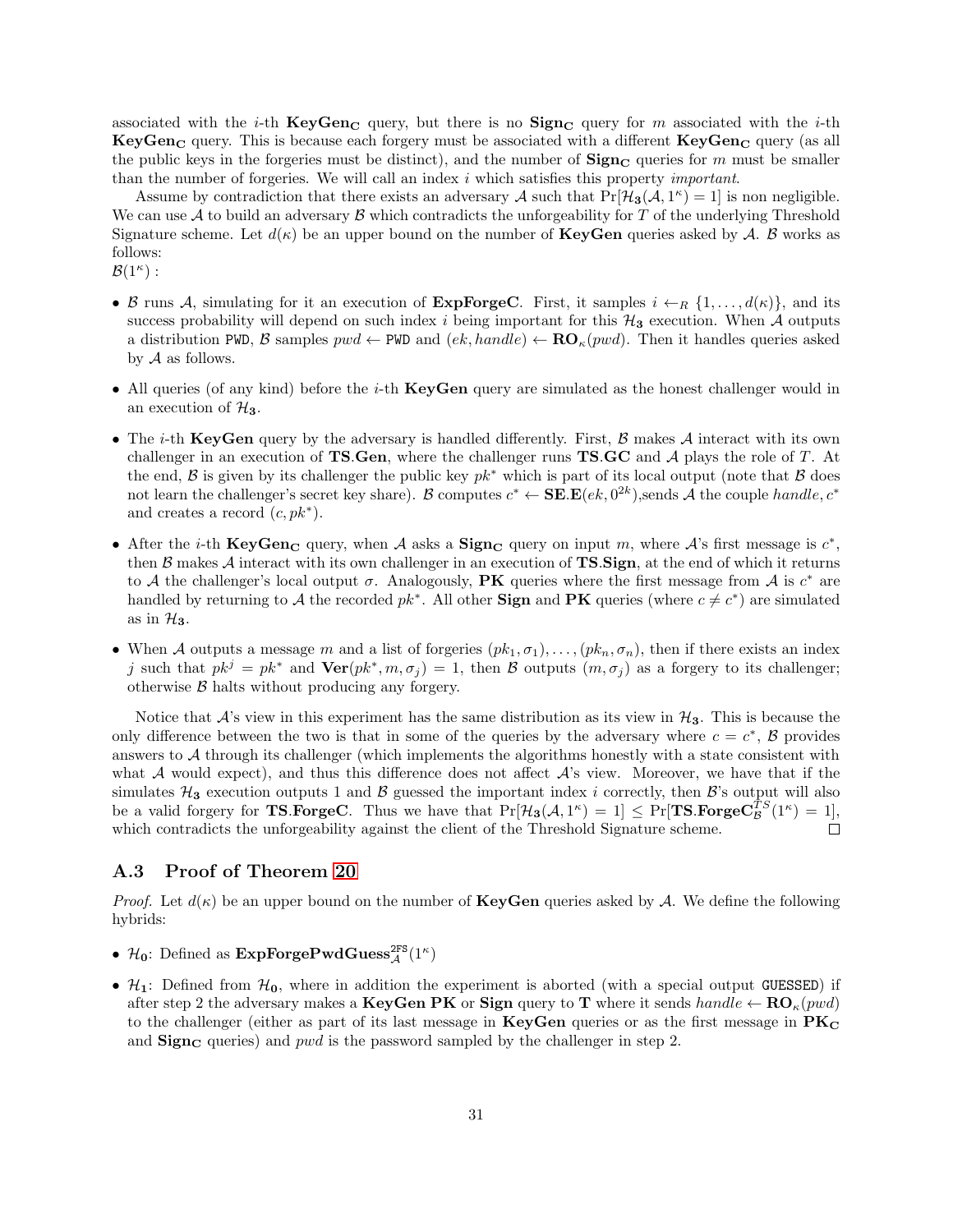associated with the $i$-th $\mathbf{KeyGen_C}$ query, but there is no $\mathbf{Sign_C}$ query for $m$ associated with the $i$-th $\mathbf{KeyGen_C}$ query. This is because each forgery must be associated with a different $\mathbf{KeyGen_C}$ query (as all the public keys in the forgeries must be distinct), and the number of $\mathbf{Sign_C}$ queries for $m$ must be smaller than the number of forgeries. We will call an index $i$ which satisfies this property *important*.

Assume by contradiction that there exists an adversary $\mathcal{A}$ such that $\Pr[\mathcal{H}_3(\mathcal{A}, 1^\kappa) = 1]$ is non negligible. We can use $\mathcal{A}$ to build an adversary $\mathcal{B}$ which contradicts the unforgeability for $T$ of the underlying Threshold Signature scheme. Let $d(\kappa)$ be an upper bound on the number of **KeyGen** queries asked by $\mathcal{A}$. $\mathcal{B}$ works as follows:
$\mathcal{B}(1^\kappa)$ :

- $\mathcal{B}$ runs $\mathcal{A}$, simulating for it an execution of **ExpForgeC**. First, it samples $i \leftarrow_R \{1, \ldots, d(\kappa)\}$, and its success probability will depend on such index $i$ being important for this $\mathcal{H}_3$ execution. When $\mathcal{A}$ outputs a distribution PWD, $\mathcal{B}$ samples $pwd \leftarrow$ PWD and $(ek, handle) \leftarrow \mathbf{RO}_\kappa(pwd)$. Then it handles queries asked by $\mathcal{A}$ as follows.
- All queries (of any kind) before the $i$-th **KeyGen** query are simulated as the honest challenger would in an execution of $\mathcal{H}_3$.
- The $i$-th **KeyGen** query by the adversary is handled differently. First, $\mathcal{B}$ makes $\mathcal{A}$ interact with its own challenger in an execution of **TS.Gen**, where the challenger runs **TS.GC** and $\mathcal{A}$ plays the role of $T$. At the end, $\mathcal{B}$ is given by its challenger the public key $pk^*$ which is part of its local output (note that $\mathcal{B}$ does not learn the challenger's secret key share). $\mathcal{B}$ computes $c^* \leftarrow \mathbf{SE.E}(ek, 0^{2k})$,sends $\mathcal{A}$ the couple $handle, c^*$ and creates a record $(c, pk^*)$.
- After the $i$-th $\mathbf{KeyGen_C}$ query, when $\mathcal{A}$ asks a $\mathbf{Sign_C}$ query on input $m$, where $\mathcal{A}$'s first message is $c^*$, then $\mathcal{B}$ makes $\mathcal{A}$ interact with its own challenger in an execution of **TS.Sign**, at the end of which it returns to $\mathcal{A}$ the challenger's local output $\sigma$. Analogously, **PK** queries where the first message from $\mathcal{A}$ is $c^*$ are handled by returning to $\mathcal{A}$ the recorded $pk^*$. All other **Sign** and **PK** queries (where $c \neq c^*$) are simulated as in $\mathcal{H}_3$.
- When $\mathcal{A}$ outputs a message $m$ and a list of forgeries $(pk_1, \sigma_1), \ldots, (pk_n, \sigma_n)$, then if there exists an index $j$ such that $pk^j = pk^*$ and $\mathbf{Ver}(pk^*, m, \sigma_j) = 1$, then $\mathcal{B}$ outputs $(m, \sigma_j)$ as a forgery to its challenger; otherwise $\mathcal{B}$ halts without producing any forgery.

Notice that $\mathcal{A}$'s view in this experiment has the same distribution as its view in $\mathcal{H}_3$. This is because the only difference between the two is that in some of the queries by the adversary where $c = c^*$, $\mathcal{B}$ provides answers to $\mathcal{A}$ through its challenger (which implements the algorithms honestly with a state consistent with what $\mathcal{A}$ would expect), and thus this difference does not affect $\mathcal{A}$'s view. Moreover, we have that if the simulates $\mathcal{H}_3$ execution outputs 1 and $\mathcal{B}$ guessed the important index $i$ correctly, then $\mathcal{B}$'s output will also be a valid forgery for **TS.ForgeC**. Thus we have that $\Pr[\mathcal{H}_3(\mathcal{A}, 1^\kappa) = 1] \leq \Pr[\mathbf{TS.ForgeC}^{TS}_{\mathcal{B}}(1^\kappa) = 1]$, which contradicts the unforgeability against the client of the Threshold Signature scheme. ◻

### A.3 Proof of Theorem 20

*Proof.* Let $d(\kappa)$ be an upper bound on the number of **KeyGen** queries asked by $\mathcal{A}$. We define the following hybrids:

- $\mathcal{H}_0$: Defined as $\mathbf{ExpForgePwdGuess}^{\mathtt{2FS}}_{\mathcal{A}}(1^\kappa)$
- $\mathcal{H}_1$: Defined from $\mathcal{H}_0$, where in addition the experiment is aborted (with a special output GUESSED) if after step 2 the adversary makes a **KeyGen PK** or **Sign** query to **T** where it sends $handle \leftarrow \mathbf{RO}_\kappa(pwd)$ to the challenger (either as part of its last message in **KeyGen** queries or as the first message in $\mathbf{PK_C}$ and $\mathbf{Sign_C}$ queries) and $pwd$ is the password sampled by the challenger in step 2.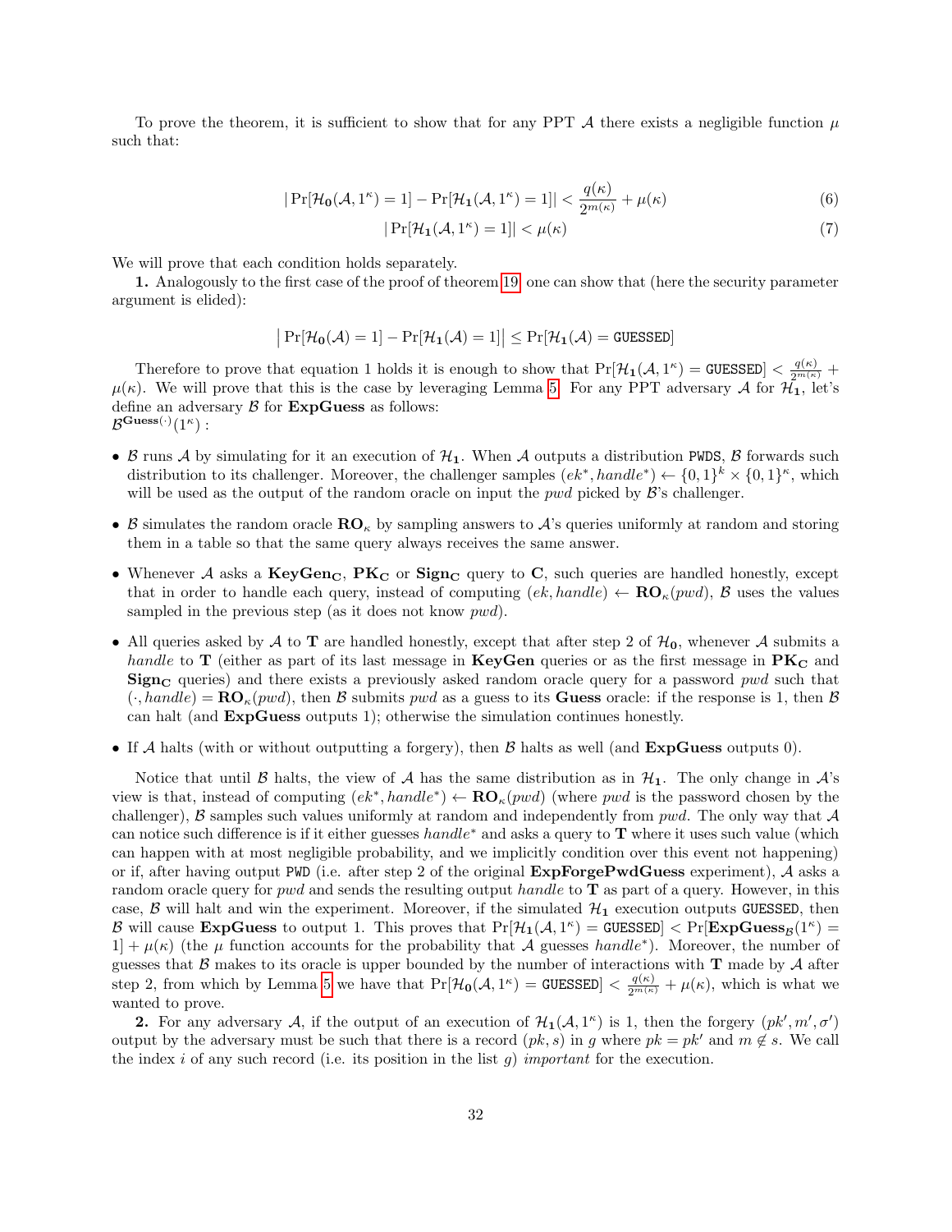To prove the theorem, it is sufficient to show that for any PPT $\mathcal{A}$ there exists a negligible function $\mu$ such that:

$$|\Pr[\mathcal{H}_\mathbf{0}(\mathcal{A}, 1^\kappa) = 1] - \Pr[\mathcal{H}_\mathbf{1}(\mathcal{A}, 1^\kappa) = 1]| < \frac{q(\kappa)}{2^{m(\kappa)}} + \mu(\kappa) \tag{6}$$

$$|\Pr[\mathcal{H}_\mathbf{1}(\mathcal{A}, 1^\kappa) = 1]| < \mu(\kappa) \tag{7}$$

We will prove that each condition holds separately.

**1.** Analogously to the first case of the proof of theorem 19, one can show that (here the security parameter argument is elided):

$$\big|\Pr[\mathcal{H}_\mathbf{0}(\mathcal{A}) = 1] - \Pr[\mathcal{H}_\mathbf{1}(\mathcal{A}) = 1]\big| \leq \Pr[\mathcal{H}_\mathbf{1}(\mathcal{A}) = \texttt{GUESSED}]$$

Therefore to prove that equation 1 holds it is enough to show that $\Pr[\mathcal{H}_\mathbf{1}(\mathcal{A}, 1^\kappa) = \texttt{GUESSED}] < \frac{q(\kappa)}{2^{m(\kappa)}} + \mu(\kappa)$. We will prove that this is the case by leveraging Lemma 5. For any PPT adversary $\mathcal{A}$ for $\mathcal{H}_\mathbf{1}$, let's define an adversary $\mathcal{B}$ for **ExpGuess** as follows:
$\mathcal{B}^{\mathbf{Guess}(\cdot)}(1^\kappa)$ :

- $\mathcal{B}$ runs $\mathcal{A}$ by simulating for it an execution of $\mathcal{H}_\mathbf{1}$. When $\mathcal{A}$ outputs a distribution PWDS, $\mathcal{B}$ forwards such distribution to its challenger. Moreover, the challenger samples $(ek^*, handle^*) \leftarrow \{0,1\}^k \times \{0,1\}^\kappa$, which will be used as the output of the random oracle on input the *pwd* picked by $\mathcal{B}$'s challenger.
- $\mathcal{B}$ simulates the random oracle $\mathbf{RO}_\kappa$ by sampling answers to $\mathcal{A}$'s queries uniformly at random and storing them in a table so that the same query always receives the same answer.
- Whenever $\mathcal{A}$ asks a $\mathbf{KeyGen_C}$, $\mathbf{PK_C}$ or $\mathbf{Sign_C}$ query to $\mathbf{C}$, such queries are handled honestly, except that in order to handle each query, instead of computing $(ek, handle) \leftarrow \mathbf{RO}_\kappa(pwd)$, $\mathcal{B}$ uses the values sampled in the previous step (as it does not know *pwd*).
- All queries asked by $\mathcal{A}$ to $\mathbf{T}$ are handled honestly, except that after step 2 of $\mathcal{H}_\mathbf{0}$, whenever $\mathcal{A}$ submits a *handle* to $\mathbf{T}$ (either as part of its last message in **KeyGen** queries or as the first message in $\mathbf{PK_C}$ and $\mathbf{Sign_C}$ queries) and there exists a previously asked random oracle query for a password *pwd* such that $(\cdot, handle) = \mathbf{RO}_\kappa(pwd)$, then $\mathcal{B}$ submits *pwd* as a guess to its **Guess** oracle: if the response is 1, then $\mathcal{B}$ can halt (and **ExpGuess** outputs 1); otherwise the simulation continues honestly.
- If $\mathcal{A}$ halts (with or without outputting a forgery), then $\mathcal{B}$ halts as well (and **ExpGuess** outputs 0).

Notice that until $\mathcal{B}$ halts, the view of $\mathcal{A}$ has the same distribution as in $\mathcal{H}_\mathbf{1}$. The only change in $\mathcal{A}$'s view is that, instead of computing $(ek^*, handle^*) \leftarrow \mathbf{RO}_\kappa(pwd)$ (where *pwd* is the password chosen by the challenger), $\mathcal{B}$ samples such values uniformly at random and independently from *pwd*. The only way that $\mathcal{A}$ can notice such difference is if it either guesses $handle^*$ and asks a query to $\mathbf{T}$ where it uses such value (which can happen with at most negligible probability, and we implicitly condition over this event not happening) or if, after having output PWD (i.e. after step 2 of the original **ExpForgePwdGuess** experiment), $\mathcal{A}$ asks a random oracle query for *pwd* and sends the resulting output *handle* to $\mathbf{T}$ as part of a query. However, in this case, $\mathcal{B}$ will halt and win the experiment. Moreover, if the simulated $\mathcal{H}_\mathbf{1}$ execution outputs GUESSED, then $\mathcal{B}$ will cause **ExpGuess** to output 1. This proves that $\Pr[\mathcal{H}_\mathbf{1}(\mathcal{A}, 1^\kappa) = \texttt{GUESSED}] < \Pr[\mathbf{ExpGuess}_\mathcal{B}(1^\kappa) = 1] + \mu(\kappa)$ (the $\mu$ function accounts for the probability that $\mathcal{A}$ guesses $handle^*$). Moreover, the number of guesses that $\mathcal{B}$ makes to its oracle is upper bounded by the number of interactions with $\mathbf{T}$ made by $\mathcal{A}$ after step 2, from which by Lemma 5 we have that $\Pr[\mathcal{H}_\mathbf{0}(\mathcal{A}, 1^\kappa) = \texttt{GUESSED}] < \frac{q(\kappa)}{2^{m(\kappa)}} + \mu(\kappa)$, which is what we wanted to prove.

**2.** For any adversary $\mathcal{A}$, if the output of an execution of $\mathcal{H}_\mathbf{1}(\mathcal{A}, 1^\kappa)$ is 1, then the forgery $(pk', m', \sigma')$ output by the adversary must be such that there is a record $(pk, s)$ in $g$ where $pk = pk'$ and $m \notin s$. We call the index $i$ of any such record (i.e. its position in the list $g$) *important* for the execution.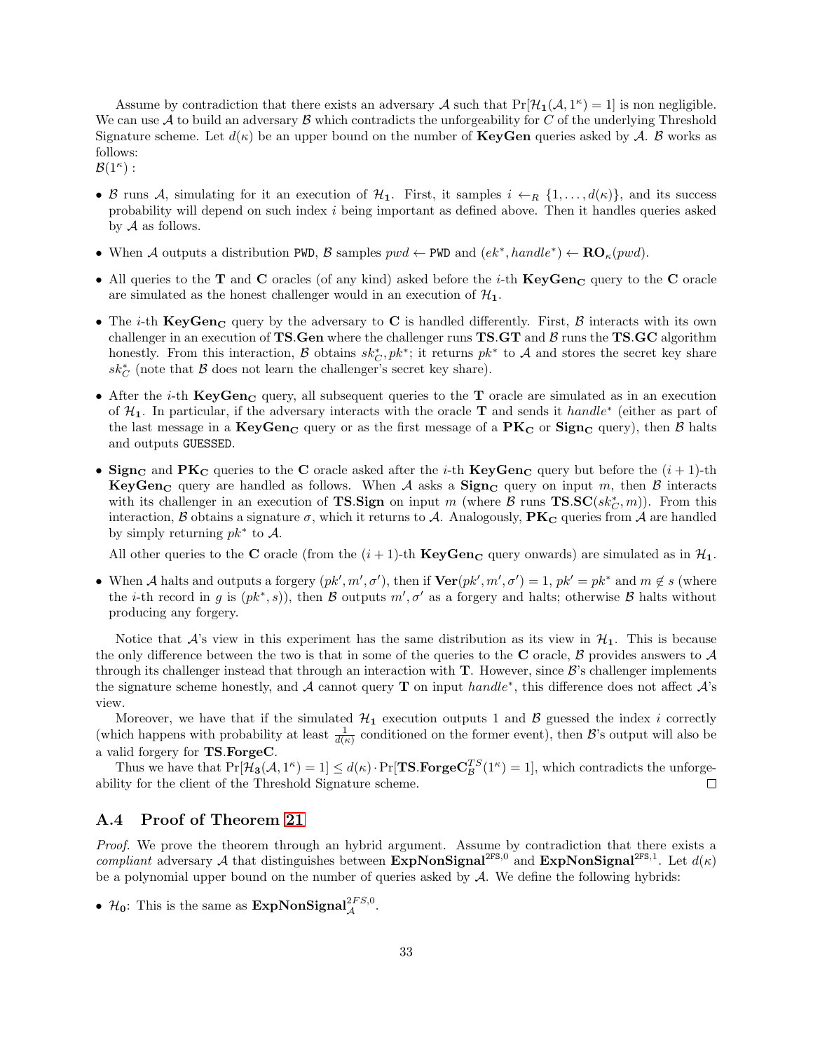Assume by contradiction that there exists an adversary $\mathcal{A}$ such that $\Pr[\mathcal{H}_1(\mathcal{A}, 1^\kappa) = 1]$ is non negligible. We can use $\mathcal{A}$ to build an adversary $\mathcal{B}$ which contradicts the unforgeability for $C$ of the underlying Threshold Signature scheme. Let $d(\kappa)$ be an upper bound on the number of **KeyGen** queries asked by $\mathcal{A}$. $\mathcal{B}$ works as follows:
$\mathcal{B}(1^\kappa)$ :

- $\mathcal{B}$ runs $\mathcal{A}$, simulating for it an execution of $\mathcal{H}_1$. First, it samples $i \leftarrow_R \{1, \ldots, d(\kappa)\}$, and its success probability will depend on such index $i$ being important as defined above. Then it handles queries asked by $\mathcal{A}$ as follows.
- When $\mathcal{A}$ outputs a distribution PWD, $\mathcal{B}$ samples $pwd \leftarrow$ PWD and $(ek^*, handle^*) \leftarrow \mathbf{RO}_\kappa(pwd)$.
- All queries to the $\mathbf{T}$ and $\mathbf{C}$ oracles (of any kind) asked before the $i$-th $\mathbf{KeyGen_C}$ query to the $\mathbf{C}$ oracle are simulated as the honest challenger would in an execution of $\mathcal{H}_1$.
- The $i$-th $\mathbf{KeyGen_C}$ query by the adversary to $\mathbf{C}$ is handled differently. First, $\mathcal{B}$ interacts with its own challenger in an execution of $\mathbf{TS.Gen}$ where the challenger runs $\mathbf{TS.GT}$ and $\mathcal{B}$ runs the $\mathbf{TS.GC}$ algorithm honestly. From this interaction, $\mathcal{B}$ obtains $sk_C^*, pk^*$; it returns $pk^*$ to $\mathcal{A}$ and stores the secret key share $sk_C^*$ (note that $\mathcal{B}$ does not learn the challenger's secret key share).
- After the $i$-th $\mathbf{KeyGen_C}$ query, all subsequent queries to the $\mathbf{T}$ oracle are simulated as in an execution of $\mathcal{H}_1$. In particular, if the adversary interacts with the oracle $\mathbf{T}$ and sends it $handle^*$ (either as part of the last message in a $\mathbf{KeyGen_C}$ query or as the first message of a $\mathbf{PK_C}$ or $\mathbf{Sign_C}$ query), then $\mathcal{B}$ halts and outputs GUESSED.
- $\mathbf{Sign_C}$ and $\mathbf{PK_C}$ queries to the $\mathbf{C}$ oracle asked after the $i$-th $\mathbf{KeyGen_C}$ query but before the $(i+1)$-th $\mathbf{KeyGen_C}$ query are handled as follows. When $\mathcal{A}$ asks a $\mathbf{Sign_C}$ query on input $m$, then $\mathcal{B}$ interacts with its challenger in an execution of $\mathbf{TS.Sign}$ on input $m$ (where $\mathcal{B}$ runs $\mathbf{TS.SC}(sk_C^*, m)$). From this interaction, $\mathcal{B}$ obtains a signature $\sigma$, which it returns to $\mathcal{A}$. Analogously, $\mathbf{PK_C}$ queries from $\mathcal{A}$ are handled by simply returning $pk^*$ to $\mathcal{A}$.

  All other queries to the $\mathbf{C}$ oracle (from the $(i+1)$-th $\mathbf{KeyGen_C}$ query onwards) are simulated as in $\mathcal{H}_1$.
- When $\mathcal{A}$ halts and outputs a forgery $(pk', m', \sigma')$, then if $\mathbf{Ver}(pk', m', \sigma') = 1$, $pk' = pk^*$ and $m \notin s$ (where the $i$-th record in $g$ is $(pk^*, s)$), then $\mathcal{B}$ outputs $m', \sigma'$ as a forgery and halts; otherwise $\mathcal{B}$ halts without producing any forgery.

Notice that $\mathcal{A}$'s view in this experiment has the same distribution as its view in $\mathcal{H}_1$. This is because the only difference between the two is that in some of the queries to the $\mathbf{C}$ oracle, $\mathcal{B}$ provides answers to $\mathcal{A}$ through its challenger instead that through an interaction with $\mathbf{T}$. However, since $\mathcal{B}$'s challenger implements the signature scheme honestly, and $\mathcal{A}$ cannot query $\mathbf{T}$ on input $handle^*$, this difference does not affect $\mathcal{A}$'s view.

Moreover, we have that if the simulated $\mathcal{H}_1$ execution outputs 1 and $\mathcal{B}$ guessed the index $i$ correctly (which happens with probability at least $\frac{1}{d(\kappa)}$ conditioned on the former event), then $\mathcal{B}$'s output will also be a valid forgery for $\mathbf{TS.ForgeC}$.

Thus we have that $\Pr[\mathcal{H}_3(\mathcal{A}, 1^\kappa) = 1] \leq d(\kappa) \cdot \Pr[\mathbf{TS.ForgeC}_{\mathcal{B}}^{TS}(1^\kappa) = 1]$, which contradicts the unforgeability for the client of the Threshold Signature scheme. □

## A.4 Proof of Theorem 21

*Proof.* We prove the theorem through an hybrid argument. Assume by contradiction that there exists a *compliant* adversary $\mathcal{A}$ that distinguishes between $\mathbf{ExpNonSignal}^{\mathsf{2FS},0}$ and $\mathbf{ExpNonSignal}^{\mathsf{2FS},1}$. Let $d(\kappa)$ be a polynomial upper bound on the number of queries asked by $\mathcal{A}$. We define the following hybrids:

- $\mathcal{H}_0$: This is the same as $\mathbf{ExpNonSignal}_{\mathcal{A}}^{2FS,0}$.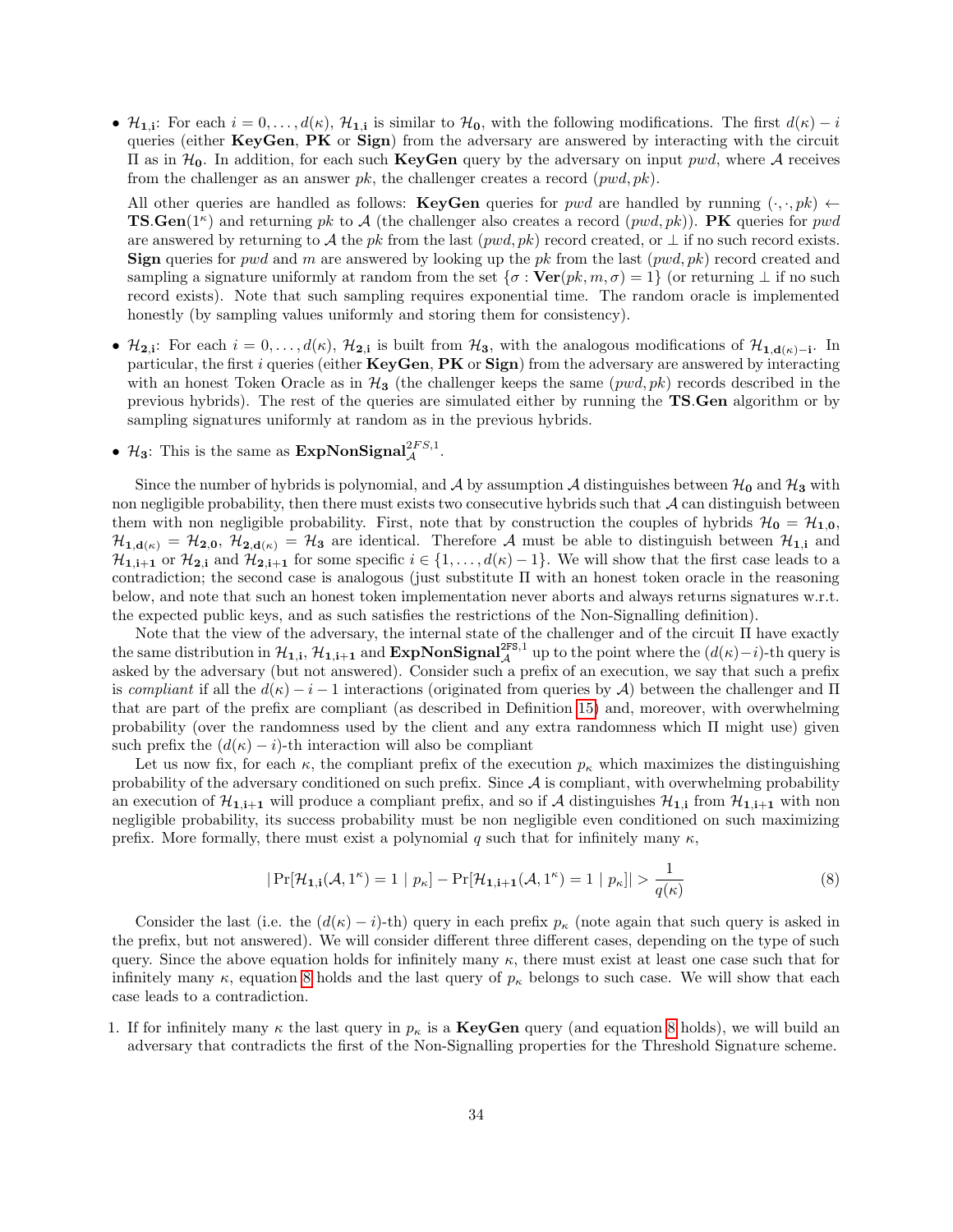- $\mathcal{H}_{\mathbf{1,i}}$: For each $i = 0, \dots, d(\kappa)$, $\mathcal{H}_{\mathbf{1,i}}$ is similar to $\mathcal{H}_{\mathbf{0}}$, with the following modifications. The first $d(\kappa) - i$ queries (either **KeyGen**, **PK** or **Sign**) from the adversary are answered by interacting with the circuit $\Pi$ as in $\mathcal{H}_{\mathbf{0}}$. In addition, for each such **KeyGen** query by the adversary on input $pwd$, where $\mathcal{A}$ receives from the challenger as an answer $pk$, the challenger creates a record $(pwd, pk)$.

  All other queries are handled as follows: **KeyGen** queries for $pwd$ are handled by running $(\cdot, \cdot, pk) \leftarrow$ **TS**.**Gen**$(1^\kappa)$ and returning $pk$ to $\mathcal{A}$ (the challenger also creates a record $(pwd, pk)$). **PK** queries for $pwd$ are answered by returning to $\mathcal{A}$ the $pk$ from the last $(pwd, pk)$ record created, or $\perp$ if no such record exists. **Sign** queries for $pwd$ and $m$ are answered by looking up the $pk$ from the last $(pwd, pk)$ record created and sampling a signature uniformly at random from the set $\{\sigma : \mathbf{Ver}(pk, m, \sigma) = 1\}$ (or returning $\perp$ if no such record exists). Note that such sampling requires exponential time. The random oracle is implemented honestly (by sampling values uniformly and storing them for consistency).

- $\mathcal{H}_{\mathbf{2,i}}$: For each $i = 0, \dots, d(\kappa)$, $\mathcal{H}_{\mathbf{2,i}}$ is built from $\mathcal{H}_{\mathbf{3}}$, with the analogous modifications of $\mathcal{H}_{\mathbf{1,d(\kappa)-i}}$. In particular, the first $i$ queries (either **KeyGen**, **PK** or **Sign**) from the adversary are answered by interacting with an honest Token Oracle as in $\mathcal{H}_{\mathbf{3}}$ (the challenger keeps the same $(pwd, pk)$ records described in the previous hybrids). The rest of the queries are simulated either by running the **TS**.**Gen** algorithm or by sampling signatures uniformly at random as in the previous hybrids.

- $\mathcal{H}_{\mathbf{3}}$: This is the same as $\mathbf{ExpNonSignal}_{\mathcal{A}}^{2FS,1}$.

Since the number of hybrids is polynomial, and $\mathcal{A}$ by assumption $\mathcal{A}$ distinguishes between $\mathcal{H}_{\mathbf{0}}$ and $\mathcal{H}_{\mathbf{3}}$ with non negligible probability, then there must exists two consecutive hybrids such that $\mathcal{A}$ can distinguish between them with non negligible probability. First, note that by construction the couples of hybrids $\mathcal{H}_{\mathbf{0}} = \mathcal{H}_{\mathbf{1,0}}$, $\mathcal{H}_{\mathbf{1,d(\kappa)}} = \mathcal{H}_{\mathbf{2,0}}$, $\mathcal{H}_{\mathbf{2,d(\kappa)}} = \mathcal{H}_{\mathbf{3}}$ are identical. Therefore $\mathcal{A}$ must be able to distinguish between $\mathcal{H}_{\mathbf{1,i}}$ and $\mathcal{H}_{\mathbf{1,i+1}}$ or $\mathcal{H}_{\mathbf{2,i}}$ and $\mathcal{H}_{\mathbf{2,i+1}}$ for some specific $i \in \{1, \dots, d(\kappa) - 1\}$. We will show that the first case leads to a contradiction; the second case is analogous (just substitute $\Pi$ with an honest token oracle in the reasoning below, and note that such an honest token implementation never aborts and always returns signatures w.r.t. the expected public keys, and as such satisfies the restrictions of the Non-Signalling definition).

Note that the view of the adversary, the internal state of the challenger and of the circuit $\Pi$ have exactly the same distribution in $\mathcal{H}_{\mathbf{1,i}}$, $\mathcal{H}_{\mathbf{1,i+1}}$ and $\mathbf{ExpNonSignal}_{\mathcal{A}}^{\mathsf{2FS},1}$ up to the point where the $(d(\kappa) - i)$-th query is asked by the adversary (but not answered). Consider such a prefix of an execution, we say that such a prefix is *compliant* if all the $d(\kappa) - i - 1$ interactions (originated from queries by $\mathcal{A}$) between the challenger and $\Pi$ that are part of the prefix are compliant (as described in Definition 15) and, moreover, with overwhelming probability (over the randomness used by the client and any extra randomness which $\Pi$ might use) given such prefix the $(d(\kappa) - i)$-th interaction will also be compliant

Let us now fix, for each $\kappa$, the compliant prefix of the execution $p_\kappa$ which maximizes the distinguishing probability of the adversary conditioned on such prefix. Since $\mathcal{A}$ is compliant, with overwhelming probability an execution of $\mathcal{H}_{\mathbf{1,i+1}}$ will produce a compliant prefix, and so if $\mathcal{A}$ distinguishes $\mathcal{H}_{\mathbf{1,i}}$ from $\mathcal{H}_{\mathbf{1,i+1}}$ with non negligible probability, its success probability must be non negligible even conditioned on such maximizing prefix. More formally, there must exist a polynomial $q$ such that for infinitely many $\kappa$,

$$|\Pr[\mathcal{H}_{\mathbf{1,i}}(\mathcal{A}, 1^\kappa) = 1 \mid p_\kappa] - \Pr[\mathcal{H}_{\mathbf{1,i+1}}(\mathcal{A}, 1^\kappa) = 1 \mid p_\kappa]| > \frac{1}{q(\kappa)} \tag{8}$$

Consider the last (i.e. the $(d(\kappa) - i)$-th) query in each prefix $p_\kappa$ (note again that such query is asked in the prefix, but not answered). We will consider different three different cases, depending on the type of such query. Since the above equation holds for infinitely many $\kappa$, there must exist at least one case such that for infinitely many $\kappa$, equation 8 holds and the last query of $p_\kappa$ belongs to such case. We will show that each case leads to a contradiction.

1. If for infinitely many $\kappa$ the last query in $p_\kappa$ is a **KeyGen** query (and equation 8 holds), we will build an adversary that contradicts the first of the Non-Signalling properties for the Threshold Signature scheme.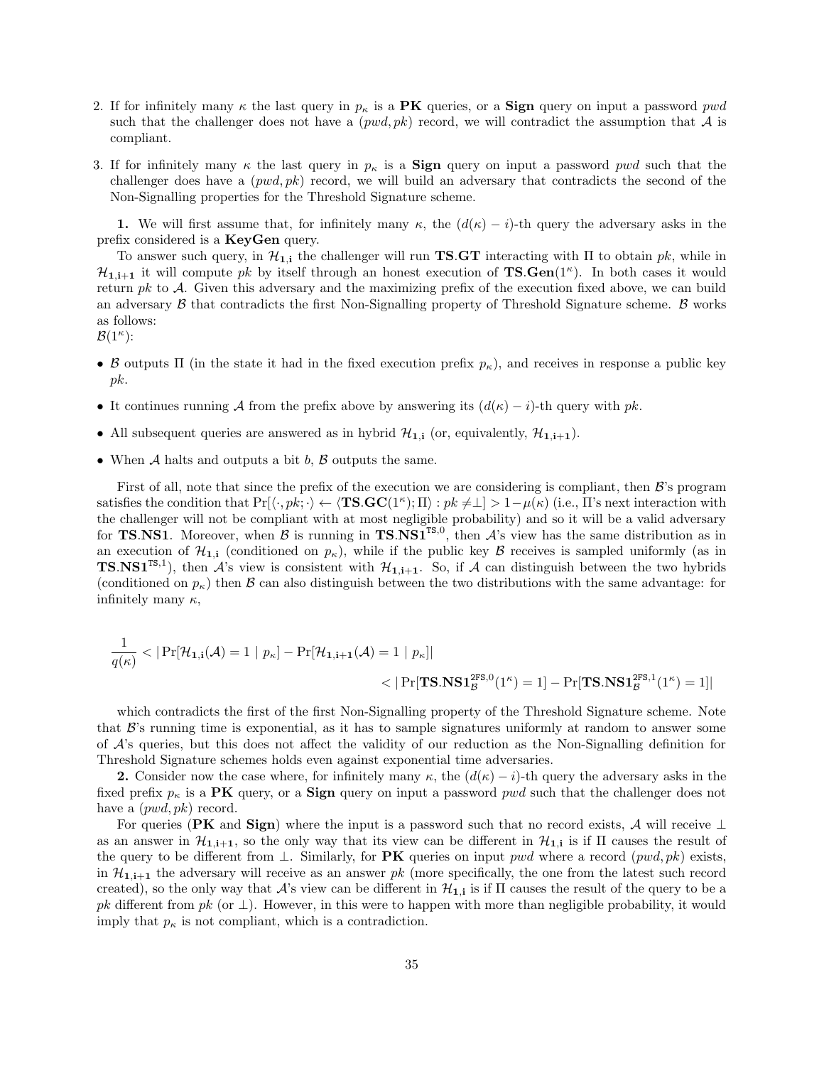2. If for infinitely many $\kappa$ the last query in $p_\kappa$ is a **PK** queries, or a **Sign** query on input a password $pwd$ such that the challenger does not have a $(pwd, pk)$ record, we will contradict the assumption that $\mathcal{A}$ is compliant.

3. If for infinitely many $\kappa$ the last query in $p_\kappa$ is a **Sign** query on input a password $pwd$ such that the challenger does have a $(pwd, pk)$ record, we will build an adversary that contradicts the second of the Non-Signalling properties for the Threshold Signature scheme.

**1.** We will first assume that, for infinitely many $\kappa$, the $(d(\kappa) - i)$-th query the adversary asks in the prefix considered is a **KeyGen** query.

To answer such query, in $\mathcal{H}_{\mathbf{1,i}}$ the challenger will run **TS**.**GT** interacting with $\Pi$ to obtain $pk$, while in $\mathcal{H}_{\mathbf{1,i+1}}$ it will compute $pk$ by itself through an honest execution of $\mathbf{TS.Gen}(1^\kappa)$. In both cases it would return $pk$ to $\mathcal{A}$. Given this adversary and the maximizing prefix of the execution fixed above, we can build an adversary $\mathcal{B}$ that contradicts the first Non-Signalling property of Threshold Signature scheme. $\mathcal{B}$ works as follows:
$\mathcal{B}(1^\kappa)$:

- $\mathcal{B}$ outputs $\Pi$ (in the state it had in the fixed execution prefix $p_\kappa$), and receives in response a public key $pk$.
- It continues running $\mathcal{A}$ from the prefix above by answering its $(d(\kappa) - i)$-th query with $pk$.
- All subsequent queries are answered as in hybrid $\mathcal{H}_{\mathbf{1,i}}$ (or, equivalently, $\mathcal{H}_{\mathbf{1,i+1}}$).
- When $\mathcal{A}$ halts and outputs a bit $b$, $\mathcal{B}$ outputs the same.

First of all, note that since the prefix of the execution we are considering is compliant, then $\mathcal{B}$'s program satisfies the condition that $\Pr[\langle \cdot, pk; \cdot \rangle \leftarrow \langle \mathbf{TS.GC}(1^\kappa); \Pi \rangle : pk \neq \perp] > 1 - \mu(\kappa)$ (i.e., $\Pi$'s next interaction with the challenger will not be compliant with at most negligible probability) and so it will be a valid adversary for **TS**.**NS1**. Moreover, when $\mathcal{B}$ is running in $\mathbf{TS.NS1}^{\mathsf{TS},0}$, then $\mathcal{A}$'s view has the same distribution as in an execution of $\mathcal{H}_{\mathbf{1,i}}$ (conditioned on $p_\kappa$), while if the public key $\mathcal{B}$ receives is sampled uniformly (as in $\mathbf{TS.NS1}^{\mathsf{TS},1}$), then $\mathcal{A}$'s view is consistent with $\mathcal{H}_{\mathbf{1,i+1}}$. So, if $\mathcal{A}$ can distinguish between the two hybrids (conditioned on $p_\kappa$) then $\mathcal{B}$ can also distinguish between the two distributions with the same advantage: for infinitely many $\kappa$,

$$
\begin{aligned}
\frac{1}{q(\kappa)} &< |\Pr[\mathcal{H}_{\mathbf{1,i}}(\mathcal{A}) = 1 \mid p_\kappa] - \Pr[\mathcal{H}_{\mathbf{1,i+1}}(\mathcal{A}) = 1 \mid p_\kappa]| \\
&< |\Pr[\mathbf{TS.NS1}^{\mathsf{2FS},0}_{\mathcal{B}}(1^\kappa) = 1] - \Pr[\mathbf{TS.NS1}^{\mathsf{2FS},1}_{\mathcal{B}}(1^\kappa) = 1]|
\end{aligned}
$$

which contradicts the first of the first Non-Signalling property of the Threshold Signature scheme. Note that $\mathcal{B}$'s running time is exponential, as it has to sample signatures uniformly at random to answer some of $\mathcal{A}$'s queries, but this does not affect the validity of our reduction as the Non-Signalling definition for Threshold Signature schemes holds even against exponential time adversaries.

**2.** Consider now the case where, for infinitely many $\kappa$, the $(d(\kappa) - i)$-th query the adversary asks in the fixed prefix $p_\kappa$ is a **PK** query, or a **Sign** query on input a password $pwd$ such that the challenger does not have a $(pwd, pk)$ record.

For queries (**PK** and **Sign**) where the input is a password such that no record exists, $\mathcal{A}$ will receive $\perp$ as an answer in $\mathcal{H}_{\mathbf{1,i+1}}$, so the only way that its view can be different in $\mathcal{H}_{\mathbf{1,i}}$ is if $\Pi$ causes the result of the query to be different from $\perp$. Similarly, for **PK** queries on input $pwd$ where a record $(pwd, pk)$ exists, in $\mathcal{H}_{\mathbf{1,i+1}}$ the adversary will receive as an answer $pk$ (more specifically, the one from the latest such record created), so the only way that $\mathcal{A}$'s view can be different in $\mathcal{H}_{\mathbf{1,i}}$ is if $\Pi$ causes the result of the query to be a $pk$ different from $pk$ (or $\perp$). However, in this were to happen with more than negligible probability, it would imply that $p_\kappa$ is not compliant, which is a contradiction.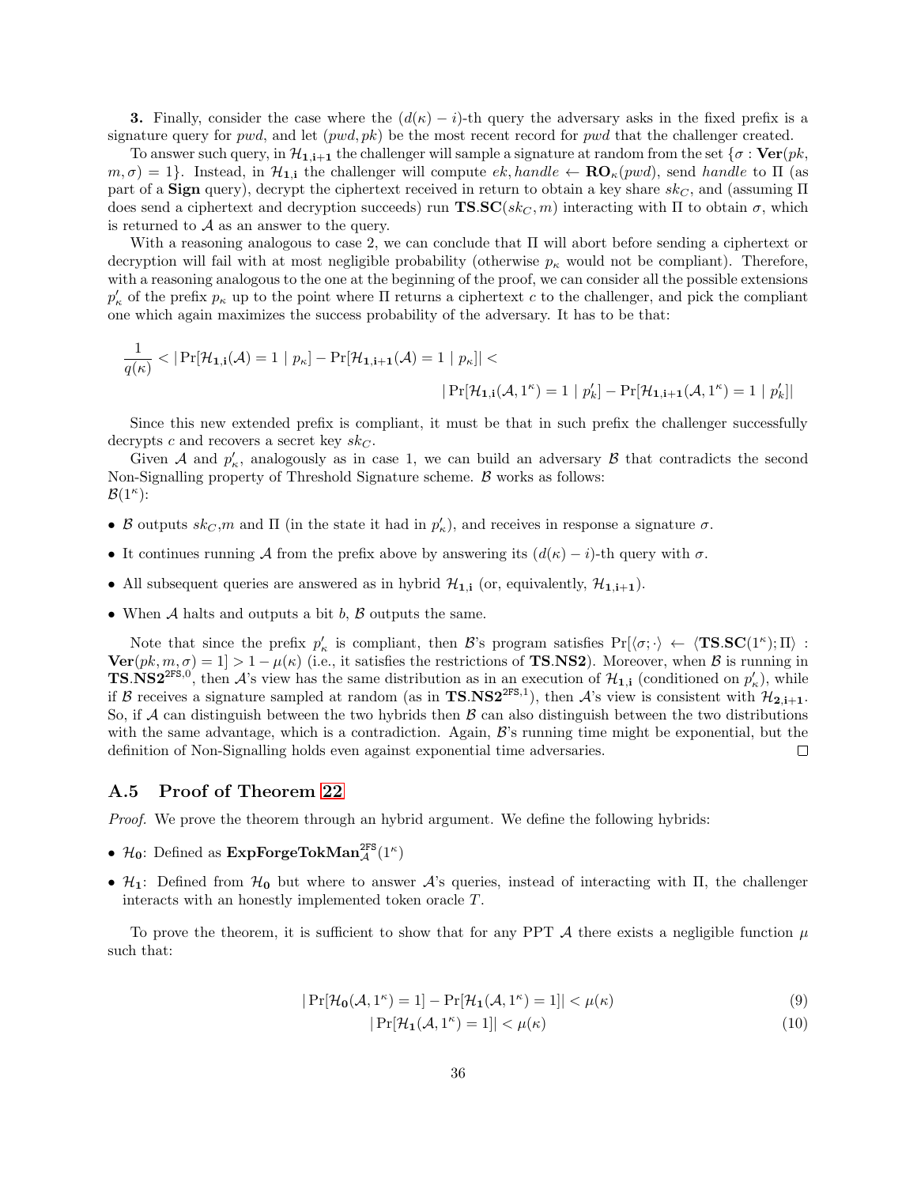**3.** Finally, consider the case where the $(d(\kappa) - i)$-th query the adversary asks in the fixed prefix is a signature query for $pwd$, and let $(pwd, pk)$ be the most recent record for $pwd$ that the challenger created.

To answer such query, in $\mathcal{H}_{\mathbf{1,i+1}}$ the challenger will sample a signature at random from the set $\{\sigma : \mathbf{Ver}(pk, m, \sigma) = 1\}$. Instead, in $\mathcal{H}_{\mathbf{1,i}}$ the challenger will compute $ek, handle \leftarrow \mathbf{RO}_\kappa(pwd)$, send $handle$ to $\Pi$ (as part of a **Sign** query), decrypt the ciphertext received in return to obtain a key share $sk_C$, and (assuming $\Pi$ does send a ciphertext and decryption succeeds) run $\mathbf{TS.SC}(sk_C, m)$ interacting with $\Pi$ to obtain $\sigma$, which is returned to $\mathcal{A}$ as an answer to the query.

With a reasoning analogous to case 2, we can conclude that $\Pi$ will abort before sending a ciphertext or decryption will fail with at most negligible probability (otherwise $p_\kappa$ would not be compliant). Therefore, with a reasoning analogous to the one at the beginning of the proof, we can consider all the possible extensions $p'_\kappa$ of the prefix $p_\kappa$ up to the point where $\Pi$ returns a ciphertext $c$ to the challenger, and pick the compliant one which again maximizes the success probability of the adversary. It has to be that:

$$\frac{1}{q(\kappa)} < |\Pr[\mathcal{H}_{\mathbf{1,i}}(\mathcal{A}) = 1 \mid p_\kappa] - \Pr[\mathcal{H}_{\mathbf{1,i+1}}(\mathcal{A}) = 1 \mid p_\kappa]| <$$
$$|\Pr[\mathcal{H}_{\mathbf{1,i}}(\mathcal{A}, 1^\kappa) = 1 \mid p'_k] - \Pr[\mathcal{H}_{\mathbf{1,i+1}}(\mathcal{A}, 1^\kappa) = 1 \mid p'_k]|$$

Since this new extended prefix is compliant, it must be that in such prefix the challenger successfully decrypts $c$ and recovers a secret key $sk_C$.

Given $\mathcal{A}$ and $p'_\kappa$, analogously as in case 1, we can build an adversary $\mathcal{B}$ that contradicts the second Non-Signalling property of Threshold Signature scheme. $\mathcal{B}$ works as follows:
$\mathcal{B}(1^\kappa)$:

- $\mathcal{B}$ outputs $sk_C$,$m$ and $\Pi$ (in the state it had in $p'_\kappa$), and receives in response a signature $\sigma$.
- It continues running $\mathcal{A}$ from the prefix above by answering its $(d(\kappa) - i)$-th query with $\sigma$.
- All subsequent queries are answered as in hybrid $\mathcal{H}_{\mathbf{1,i}}$ (or, equivalently, $\mathcal{H}_{\mathbf{1,i+1}}$).
- When $\mathcal{A}$ halts and outputs a bit $b$, $\mathcal{B}$ outputs the same.

Note that since the prefix $p'_\kappa$ is compliant, then $\mathcal{B}$'s program satisfies $\Pr[\langle\sigma; \cdot\rangle \leftarrow \langle \mathbf{TS.SC}(1^\kappa); \Pi\rangle : \mathbf{Ver}(pk, m, \sigma) = 1] > 1 - \mu(\kappa)$ (i.e., it satisfies the restrictions of $\mathbf{TS.NS2}$). Moreover, when $\mathcal{B}$ is running in $\mathbf{TS.NS2}^{\mathsf{2FS},0}$, then $\mathcal{A}$'s view has the same distribution as in an execution of $\mathcal{H}_{\mathbf{1,i}}$ (conditioned on $p'_\kappa$), while if $\mathcal{B}$ receives a signature sampled at random (as in $\mathbf{TS.NS2}^{\mathsf{2FS},1}$), then $\mathcal{A}$'s view is consistent with $\mathcal{H}_{\mathbf{2},\mathbf{i+1}}$. So, if $\mathcal{A}$ can distinguish between the two hybrids then $\mathcal{B}$ can also distinguish between the two distributions with the same advantage, which is a contradiction. Again, $\mathcal{B}$'s running time might be exponential, but the definition of Non-Signalling holds even against exponential time adversaries. □

### A.5 Proof of Theorem 22

*Proof.* We prove the theorem through an hybrid argument. We define the following hybrids:

- $\mathcal{H}_{\mathbf{0}}$: Defined as $\mathbf{ExpForgeTokMan}_{\mathcal{A}}^{\mathsf{2FS}}(1^\kappa)$
- $\mathcal{H}_{\mathbf{1}}$: Defined from $\mathcal{H}_{\mathbf{0}}$ but where to answer $\mathcal{A}$'s queries, instead of interacting with $\Pi$, the challenger interacts with an honestly implemented token oracle $T$.

To prove the theorem, it is sufficient to show that for any PPT $\mathcal{A}$ there exists a negligible function $\mu$ such that:

$$|\Pr[\mathcal{H}_{\mathbf{0}}(\mathcal{A}, 1^\kappa) = 1] - \Pr[\mathcal{H}_{\mathbf{1}}(\mathcal{A}, 1^\kappa) = 1]| < \mu(\kappa) \tag{9}$$
$$|\Pr[\mathcal{H}_{\mathbf{1}}(\mathcal{A}, 1^\kappa) = 1]| < \mu(\kappa) \tag{10}$$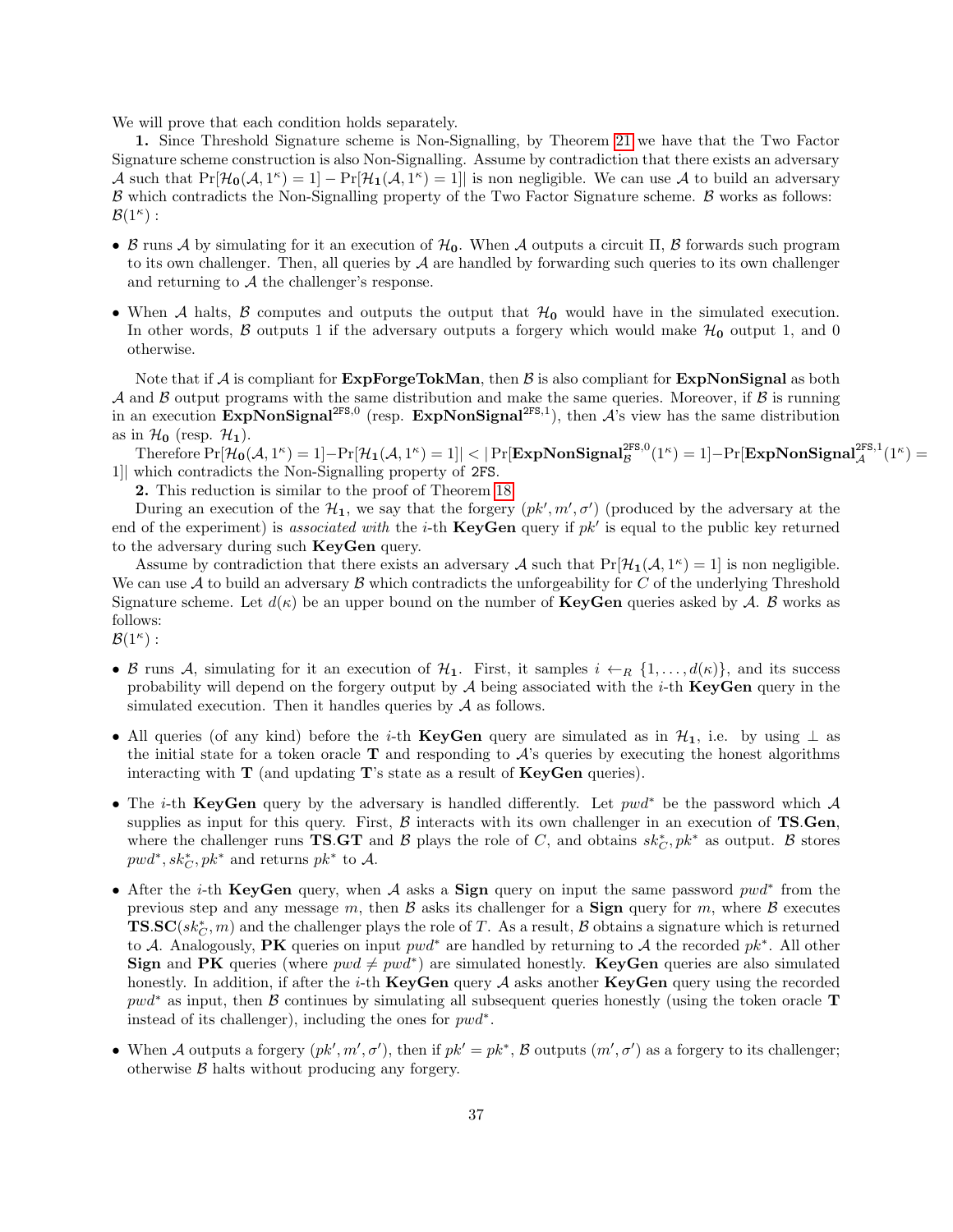We will prove that each condition holds separately.

**1.** Since Threshold Signature scheme is Non-Signalling, by Theorem 21 we have that the Two Factor Signature scheme construction is also Non-Signalling. Assume by contradiction that there exists an adversary $\mathcal{A}$ such that $\Pr[\mathcal{H}_\mathbf{0}(\mathcal{A}, 1^\kappa) = 1] - \Pr[\mathcal{H}_\mathbf{1}(\mathcal{A}, 1^\kappa) = 1]|$ is non negligible. We can use $\mathcal{A}$ to build an adversary $\mathcal{B}$ which contradicts the Non-Signalling property of the Two Factor Signature scheme. $\mathcal{B}$ works as follows:
$\mathcal{B}(1^\kappa)$ :

- $\mathcal{B}$ runs $\mathcal{A}$ by simulating for it an execution of $\mathcal{H}_\mathbf{0}$. When $\mathcal{A}$ outputs a circuit $\Pi$, $\mathcal{B}$ forwards such program to its own challenger. Then, all queries by $\mathcal{A}$ are handled by forwarding such queries to its own challenger and returning to $\mathcal{A}$ the challenger's response.
- When $\mathcal{A}$ halts, $\mathcal{B}$ computes and outputs the output that $\mathcal{H}_\mathbf{0}$ would have in the simulated execution. In other words, $\mathcal{B}$ outputs 1 if the adversary outputs a forgery which would make $\mathcal{H}_\mathbf{0}$ output 1, and 0 otherwise.

Note that if $\mathcal{A}$ is compliant for **ExpForgeTokMan**, then $\mathcal{B}$ is also compliant for **ExpNonSignal** as both $\mathcal{A}$ and $\mathcal{B}$ output programs with the same distribution and make the same queries. Moreover, if $\mathcal{B}$ is running in an execution $\mathbf{ExpNonSignal}^{\mathtt{2FS},0}$ (resp. $\mathbf{ExpNonSignal}^{\mathtt{2FS},1}$), then $\mathcal{A}$'s view has the same distribution as in $\mathcal{H}_\mathbf{0}$ (resp. $\mathcal{H}_\mathbf{1}$).

Therefore $\Pr[\mathcal{H}_\mathbf{0}(\mathcal{A}, 1^\kappa) = 1] - \Pr[\mathcal{H}_\mathbf{1}(\mathcal{A}, 1^\kappa) = 1]| < |\Pr[\mathbf{ExpNonSignal}_{\mathcal{B}}^{\mathtt{2FS},0}(1^\kappa) = 1] - \Pr[\mathbf{ExpNonSignal}_{\mathcal{A}}^{\mathtt{2FS},1}(1^\kappa) = 1]|$ which contradicts the Non-Signalling property of 2FS.

**2.** This reduction is similar to the proof of Theorem 18.

During an execution of the $\mathcal{H}_\mathbf{1}$, we say that the forgery $(pk', m', \sigma')$ (produced by the adversary at the end of the experiment) is *associated with* the $i$-th **KeyGen** query if $pk'$ is equal to the public key returned to the adversary during such **KeyGen** query.

Assume by contradiction that there exists an adversary $\mathcal{A}$ such that $\Pr[\mathcal{H}_\mathbf{1}(\mathcal{A}, 1^\kappa) = 1]$ is non negligible. We can use $\mathcal{A}$ to build an adversary $\mathcal{B}$ which contradicts the unforgeability for $C$ of the underlying Threshold Signature scheme. Let $d(\kappa)$ be an upper bound on the number of **KeyGen** queries asked by $\mathcal{A}$. $\mathcal{B}$ works as follows:
$\mathcal{B}(1^\kappa)$ :

- $\mathcal{B}$ runs $\mathcal{A}$, simulating for it an execution of $\mathcal{H}_\mathbf{1}$. First, it samples $i \leftarrow_R \{1, \ldots, d(\kappa)\}$, and its success probability will depend on the forgery output by $\mathcal{A}$ being associated with the $i$-th **KeyGen** query in the simulated execution. Then it handles queries by $\mathcal{A}$ as follows.
- All queries (of any kind) before the $i$-th **KeyGen** query are simulated as in $\mathcal{H}_\mathbf{1}$, i.e. by using $\perp$ as the initial state for a token oracle **T** and responding to $\mathcal{A}$'s queries by executing the honest algorithms interacting with **T** (and updating **T**'s state as a result of **KeyGen** queries).
- The $i$-th **KeyGen** query by the adversary is handled differently. Let $pwd^*$ be the password which $\mathcal{A}$ supplies as input for this query. First, $\mathcal{B}$ interacts with its own challenger in an execution of **TS**.**Gen**, where the challenger runs **TS**.**GT** and $\mathcal{B}$ plays the role of $C$, and obtains $sk_C^*, pk^*$ as output. $\mathcal{B}$ stores $pwd^*, sk_C^*, pk^*$ and returns $pk^*$ to $\mathcal{A}$.
- After the $i$-th **KeyGen** query, when $\mathcal{A}$ asks a **Sign** query on input the same password $pwd^*$ from the previous step and any message $m$, then $\mathcal{B}$ asks its challenger for a **Sign** query for $m$, where $\mathcal{B}$ executes **TS**.**SC**$(sk_C^*, m)$ and the challenger plays the role of $T$. As a result, $\mathcal{B}$ obtains a signature which is returned to $\mathcal{A}$. Analogously, **PK** queries on input $pwd^*$ are handled by returning to $\mathcal{A}$ the recorded $pk^*$. All other **Sign** and **PK** queries (where $pwd \neq pwd^*$) are simulated honestly. **KeyGen** queries are also simulated honestly. In addition, if after the $i$-th **KeyGen** query $\mathcal{A}$ asks another **KeyGen** query using the recorded $pwd^*$ as input, then $\mathcal{B}$ continues by simulating all subsequent queries honestly (using the token oracle **T** instead of its challenger), including the ones for $pwd^*$.
- When $\mathcal{A}$ outputs a forgery $(pk', m', \sigma')$, then if $pk' = pk^*$, $\mathcal{B}$ outputs $(m', \sigma')$ as a forgery to its challenger; otherwise $\mathcal{B}$ halts without producing any forgery.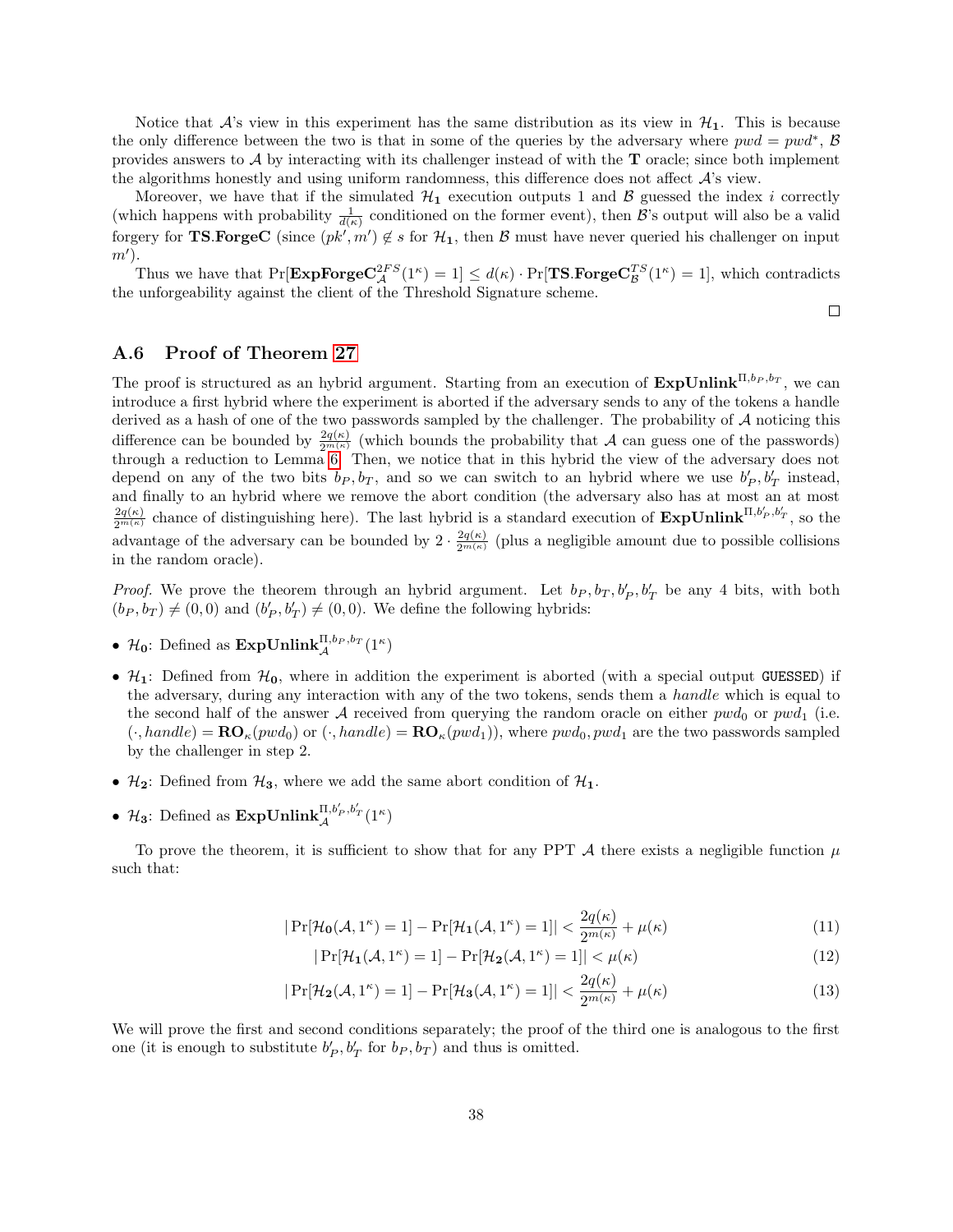Notice that $\mathcal{A}$'s view in this experiment has the same distribution as its view in $\mathcal{H}_\mathbf{1}$. This is because the only difference between the two is that in some of the queries by the adversary where $pwd = pwd^*$, $\mathcal{B}$ provides answers to $\mathcal{A}$ by interacting with its challenger instead of with the $\mathbf{T}$ oracle; since both implement the algorithms honestly and using uniform randomness, this difference does not affect $\mathcal{A}$'s view.

Moreover, we have that if the simulated $\mathcal{H}_\mathbf{1}$ execution outputs 1 and $\mathcal{B}$ guessed the index $i$ correctly (which happens with probability $\frac{1}{d(\kappa)}$ conditioned on the former event), then $\mathcal{B}$'s output will also be a valid forgery for $\mathbf{TS}.\mathbf{ForgeC}$ (since $(pk', m') \notin s$ for $\mathcal{H}_\mathbf{1}$, then $\mathcal{B}$ must have never queried his challenger on input $m'$).

Thus we have that $\Pr[\mathbf{ExpForgeC}_{\mathcal{A}}^{2FS}(1^\kappa) = 1] \leq d(\kappa) \cdot \Pr[\mathbf{TS}.\mathbf{ForgeC}_{\mathcal{B}}^{TS}(1^\kappa) = 1]$, which contradicts the unforgeability against the client of the Threshold Signature scheme.

□

## A.6 Proof of Theorem 27

The proof is structured as an hybrid argument. Starting from an execution of $\mathbf{ExpUnlink}^{\Pi,b_P,b_T}$, we can introduce a first hybrid where the experiment is aborted if the adversary sends to any of the tokens a handle derived as a hash of one of the two passwords sampled by the challenger. The probability of $\mathcal{A}$ noticing this difference can be bounded by $\frac{2q(\kappa)}{2^{m(\kappa)}}$ (which bounds the probability that $\mathcal{A}$ can guess one of the passwords) through a reduction to Lemma 6. Then, we notice that in this hybrid the view of the adversary does not depend on any of the two bits $b_P, b_T$, and so we can switch to an hybrid where we use $b'_P, b'_T$ instead, and finally to an hybrid where we remove the abort condition (the adversary also has at most an at most $\frac{2q(\kappa)}{2^{m(\kappa)}}$ chance of distinguishing here). The last hybrid is a standard execution of $\mathbf{ExpUnlink}^{\Pi,b'_P,b'_T}$, so the advantage of the adversary can be bounded by $2 \cdot \frac{2q(\kappa)}{2^{m(\kappa)}}$ (plus a negligible amount due to possible collisions in the random oracle).

*Proof.* We prove the theorem through an hybrid argument. Let $b_P, b_T, b'_P, b'_T$ be any 4 bits, with both $(b_P, b_T) \neq (0,0)$ and $(b'_P, b'_T) \neq (0,0)$. We define the following hybrids:

- $\mathcal{H}_\mathbf{0}$: Defined as $\mathbf{ExpUnlink}_{\mathcal{A}}^{\Pi,b_P,b_T}(1^\kappa)$
- $\mathcal{H}_\mathbf{1}$: Defined from $\mathcal{H}_\mathbf{0}$, where in addition the experiment is aborted (with a special output `GUESSED`) if the adversary, during any interaction with any of the two tokens, sends them a *handle* which is equal to the second half of the answer $\mathcal{A}$ received from querying the random oracle on either $pwd_0$ or $pwd_1$ (i.e. $(\cdot, handle) = \mathbf{RO}_\kappa(pwd_0)$ or $(\cdot, handle) = \mathbf{RO}_\kappa(pwd_1)$), where $pwd_0, pwd_1$ are the two passwords sampled by the challenger in step 2.
- $\mathcal{H}_\mathbf{2}$: Defined from $\mathcal{H}_\mathbf{3}$, where we add the same abort condition of $\mathcal{H}_\mathbf{1}$.
- $\mathcal{H}_\mathbf{3}$: Defined as $\mathbf{ExpUnlink}_{\mathcal{A}}^{\Pi,b'_P,b'_T}(1^\kappa)$

To prove the theorem, it is sufficient to show that for any PPT $\mathcal{A}$ there exists a negligible function $\mu$ such that:

$$|\Pr[\mathcal{H}_\mathbf{0}(\mathcal{A}, 1^\kappa) = 1] - \Pr[\mathcal{H}_\mathbf{1}(\mathcal{A}, 1^\kappa) = 1]| < \frac{2q(\kappa)}{2^{m(\kappa)}} + \mu(\kappa) \tag{11}$$

$$|\Pr[\mathcal{H}_\mathbf{1}(\mathcal{A}, 1^\kappa) = 1] - \Pr[\mathcal{H}_\mathbf{2}(\mathcal{A}, 1^\kappa) = 1]| < \mu(\kappa) \tag{12}$$

$$|\Pr[\mathcal{H}_\mathbf{2}(\mathcal{A}, 1^\kappa) = 1] - \Pr[\mathcal{H}_\mathbf{3}(\mathcal{A}, 1^\kappa) = 1]| < \frac{2q(\kappa)}{2^{m(\kappa)}} + \mu(\kappa) \tag{13}$$

We will prove the first and second conditions separately; the proof of the third one is analogous to the first one (it is enough to substitute $b'_P, b'_T$ for $b_P, b_T$) and thus is omitted.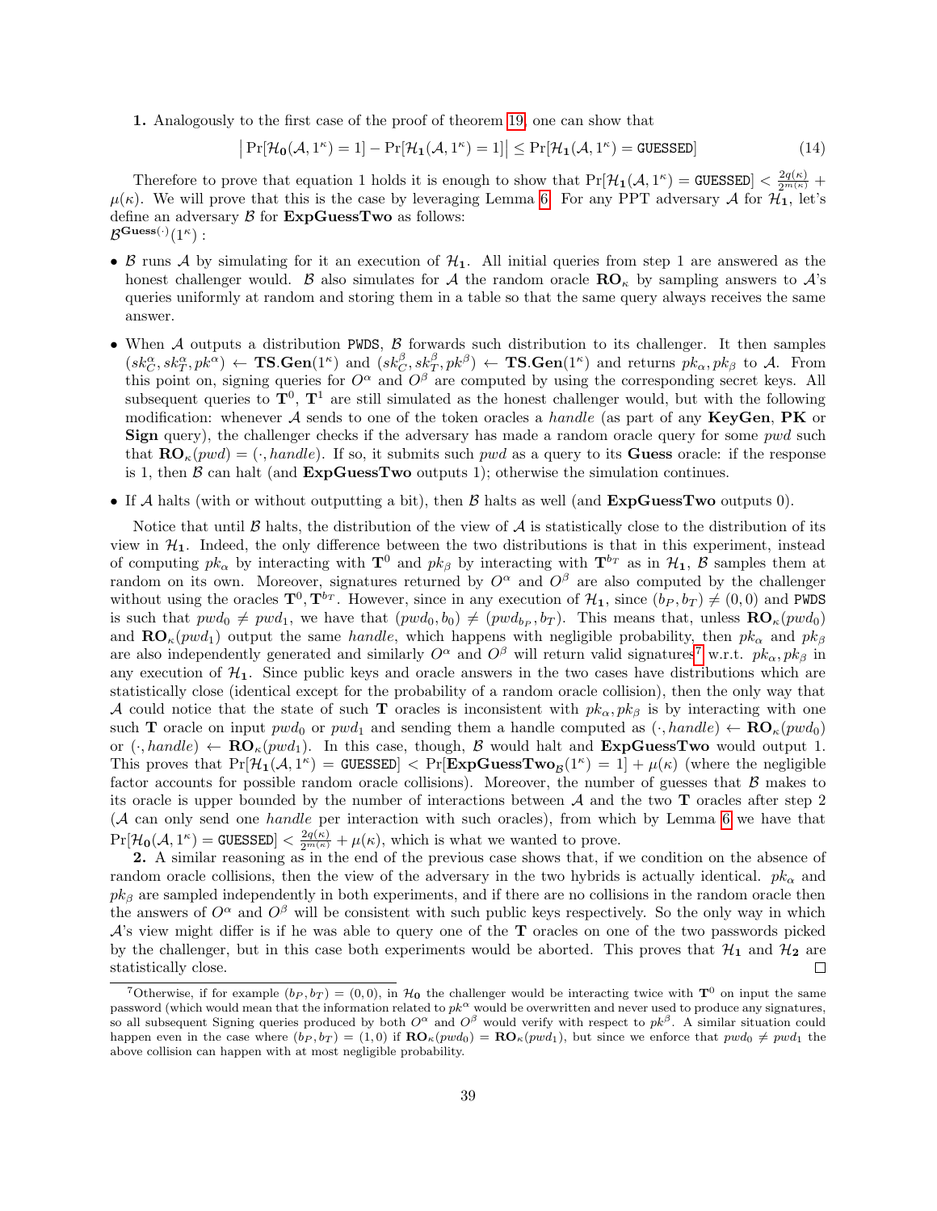**1.** Analogously to the first case of the proof of theorem 19, one can show that

$$\left|\Pr[\mathcal{H}_{\mathbf{0}}(\mathcal{A},1^\kappa)=1]-\Pr[\mathcal{H}_{\mathbf{1}}(\mathcal{A},1^\kappa)=1]\right| \leq \Pr[\mathcal{H}_{\mathbf{1}}(\mathcal{A},1^\kappa)=\texttt{GUESSED}] \tag{14}$$

Therefore to prove that equation 1 holds it is enough to show that $\Pr[\mathcal{H}_{\mathbf{1}}(\mathcal{A},1^\kappa)=\texttt{GUESSED}] < \frac{2q(\kappa)}{2^{m(\kappa)}} + \mu(\kappa)$. We will prove that this is the case by leveraging Lemma 6. For any PPT adversary $\mathcal{A}$ for $\mathcal{H}_{\mathbf{1}}$, let's define an adversary $\mathcal{B}$ for **ExpGuessTwo** as follows:
$\mathcal{B}^{\mathbf{Guess}(\cdot)}(1^\kappa)$ :

- $\mathcal{B}$ runs $\mathcal{A}$ by simulating for it an execution of $\mathcal{H}_{\mathbf{1}}$. All initial queries from step 1 are answered as the honest challenger would. $\mathcal{B}$ also simulates for $\mathcal{A}$ the random oracle $\mathbf{RO}_\kappa$ by sampling answers to $\mathcal{A}$'s queries uniformly at random and storing them in a table so that the same query always receives the same answer.
- When $\mathcal{A}$ outputs a distribution PWDS, $\mathcal{B}$ forwards such distribution to its challenger. It then samples $(sk_C^\alpha, sk_T^\alpha, pk^\alpha) \leftarrow \mathbf{TS.Gen}(1^\kappa)$ and $(sk_C^\beta, sk_T^\beta, pk^\beta) \leftarrow \mathbf{TS.Gen}(1^\kappa)$ and returns $pk_\alpha, pk_\beta$ to $\mathcal{A}$. From this point on, signing queries for $O^\alpha$ and $O^\beta$ are computed by using the corresponding secret keys. All subsequent queries to $\mathbf{T}^0$, $\mathbf{T}^1$ are still simulated as the honest challenger would, but with the following modification: whenever $\mathcal{A}$ sends to one of the token oracles a *handle* (as part of any **KeyGen**, **PK** or **Sign** query), the challenger checks if the adversary has made a random oracle query for some *pwd* such that $\mathbf{RO}_\kappa(pwd) = (\cdot, handle)$. If so, it submits such *pwd* as a query to its **Guess** oracle: if the response is 1, then $\mathcal{B}$ can halt (and **ExpGuessTwo** outputs 1); otherwise the simulation continues.
- If $\mathcal{A}$ halts (with or without outputting a bit), then $\mathcal{B}$ halts as well (and **ExpGuessTwo** outputs 0).

Notice that until $\mathcal{B}$ halts, the distribution of the view of $\mathcal{A}$ is statistically close to the distribution of its view in $\mathcal{H}_{\mathbf{1}}$. Indeed, the only difference between the two distributions is that in this experiment, instead of computing $pk_\alpha$ by interacting with $\mathbf{T}^0$ and $pk_\beta$ by interacting with $\mathbf{T}^{b_T}$ as in $\mathcal{H}_{\mathbf{1}}$, $\mathcal{B}$ samples them at random on its own. Moreover, signatures returned by $O^\alpha$ and $O^\beta$ are also computed by the challenger without using the oracles $\mathbf{T}^0, \mathbf{T}^{b_T}$. However, since in any execution of $\mathcal{H}_{\mathbf{1}}$, since $(b_P, b_T) \neq (0,0)$ and PWDS is such that $pwd_0 \neq pwd_1$, we have that $(pwd_0, b_0) \neq (pwd_{b_P}, b_T)$. This means that, unless $\mathbf{RO}_\kappa(pwd_0)$ and $\mathbf{RO}_\kappa(pwd_1)$ output the same *handle*, which happens with negligible probability, then $pk_\alpha$ and $pk_\beta$ are also independently generated and similarly $O^\alpha$ and $O^\beta$ will return valid signatures[7] w.r.t. $pk_\alpha, pk_\beta$ in any execution of $\mathcal{H}_{\mathbf{1}}$. Since public keys and oracle answers in the two cases have distributions which are statistically close (identical except for the probability of a random oracle collision), then the only way that $\mathcal{A}$ could notice that the state of such $\mathbf{T}$ oracles is inconsistent with $pk_\alpha, pk_\beta$ is by interacting with one such $\mathbf{T}$ oracle on input $pwd_0$ or $pwd_1$ and sending them a handle computed as $(\cdot, handle) \leftarrow \mathbf{RO}_\kappa(pwd_0)$ or $(\cdot, handle) \leftarrow \mathbf{RO}_\kappa(pwd_1)$. In this case, though, $\mathcal{B}$ would halt and **ExpGuessTwo** would output 1. This proves that $\Pr[\mathcal{H}_{\mathbf{1}}(\mathcal{A},1^\kappa)=\texttt{GUESSED}] < \Pr[\mathbf{ExpGuessTwo}_{\mathcal{B}}(1^\kappa)=1] + \mu(\kappa)$ (where the negligible factor accounts for possible random oracle collisions). Moreover, the number of guesses that $\mathcal{B}$ makes to its oracle is upper bounded by the number of interactions between $\mathcal{A}$ and the two $\mathbf{T}$ oracles after step 2 ($\mathcal{A}$ can only send one *handle* per interaction with such oracles), from which by Lemma 6 we have that $\Pr[\mathcal{H}_{\mathbf{0}}(\mathcal{A},1^\kappa)=\texttt{GUESSED}] < \frac{2q(\kappa)}{2^{m(\kappa)}} + \mu(\kappa)$, which is what we wanted to prove.

**2.** A similar reasoning as in the end of the previous case shows that, if we condition on the absence of random oracle collisions, then the view of the adversary in the two hybrids is actually identical. $pk_\alpha$ and $pk_\beta$ are sampled independently in both experiments, and if there are no collisions in the random oracle then the answers of $O^\alpha$ and $O^\beta$ will be consistent with such public keys respectively. So the only way in which $\mathcal{A}$'s view might differ is if he was able to query one of the $\mathbf{T}$ oracles on one of the two passwords picked by the challenger, but in this case both experiments would be aborted. This proves that $\mathcal{H}_{\mathbf{1}}$ and $\mathcal{H}_{\mathbf{2}}$ are statistically close. $\square$

[7] Otherwise, if for example $(b_P, b_T) = (0,0)$, in $\mathcal{H}_{\mathbf{0}}$ the challenger would be interacting twice with $\mathbf{T}^0$ on input the same password (which would mean that the information related to $pk^\alpha$ would be overwritten and never used to produce any signatures, so all subsequent Signing queries produced by both $O^\alpha$ and $O^\beta$ would verify with respect to $pk^\beta$. A similar situation could happen even in the case where $(b_P, b_T) = (1,0)$ if $\mathbf{RO}_\kappa(pwd_0) = \mathbf{RO}_\kappa(pwd_1)$, but since we enforce that $pwd_0 \neq pwd_1$ the above collision can happen with at most negligible probability.